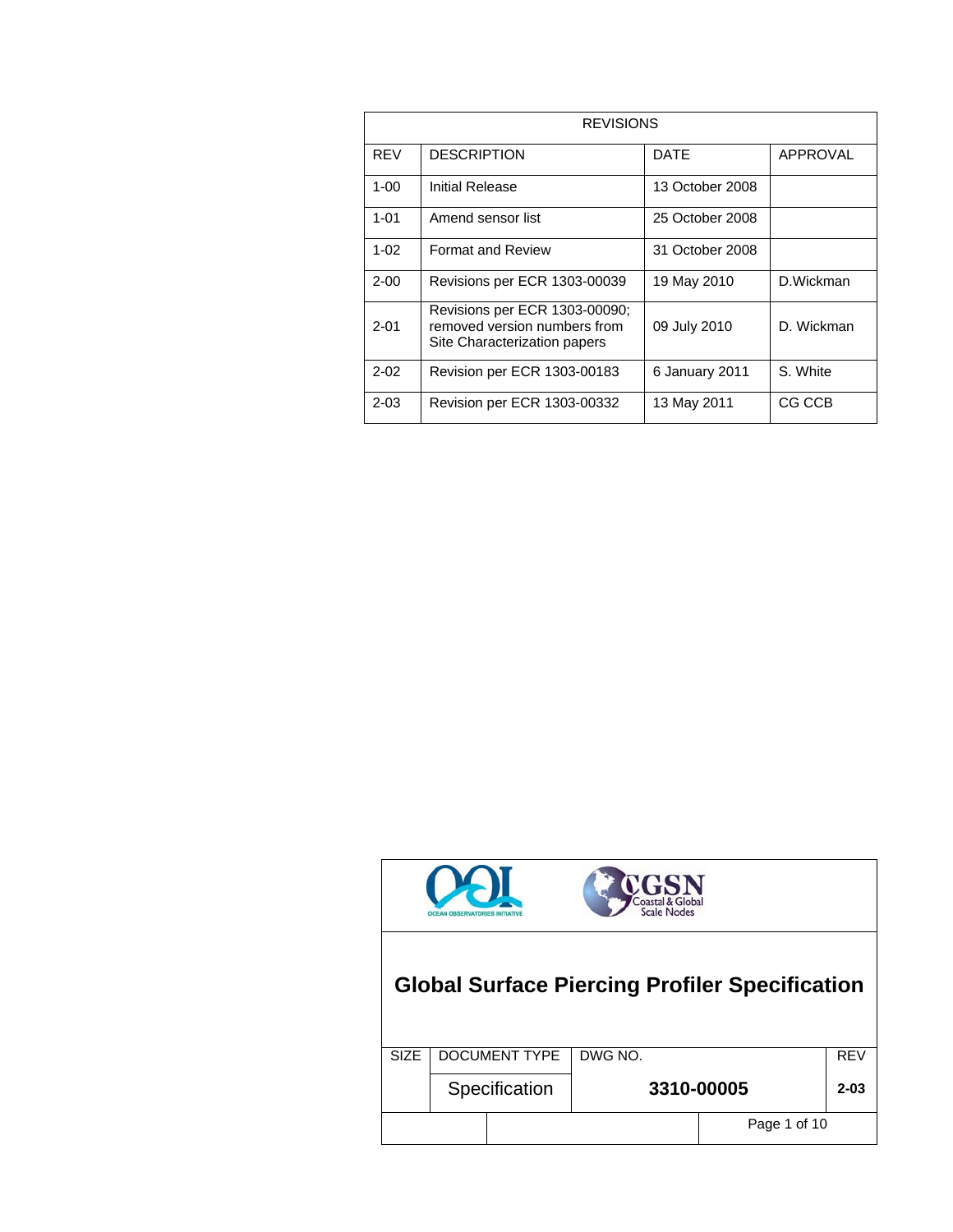| REVISIONS | | | |
|---|---|---|---|
| REV | DESCRIPTION | DATE | APPROVAL |
| 1-00 | Initial Release | 13 October 2008 | |
| 1-01 | Amend sensor list | 25 October 2008 | |
| 1-02 | Format and Review | 31 October 2008 | |
| 2-00 | Revisions per ECR 1303-00039 | 19 May 2010 | D.Wickman |
| 2-01 | Revisions per ECR 1303-00090; removed version numbers from Site Characterization papers | 09 July 2010 | D. Wickman |
| 2-02 | Revision per ECR 1303-00183 | 6 January 2011 | S. White |
| 2-03 | Revision per ECR 1303-00332 | 13 May 2011 | CG CCB |

OOI — OCEAN OBSERVATORIES INITIATIVE

CGSN — Coastal & Global Scale Nodes

# Global Surface Piercing Profiler Specification

| SIZE | DOCUMENT TYPE | DWG NO. | REV |
|---|---|---|---|
| | Specification | **3310-00005** | **2-03** |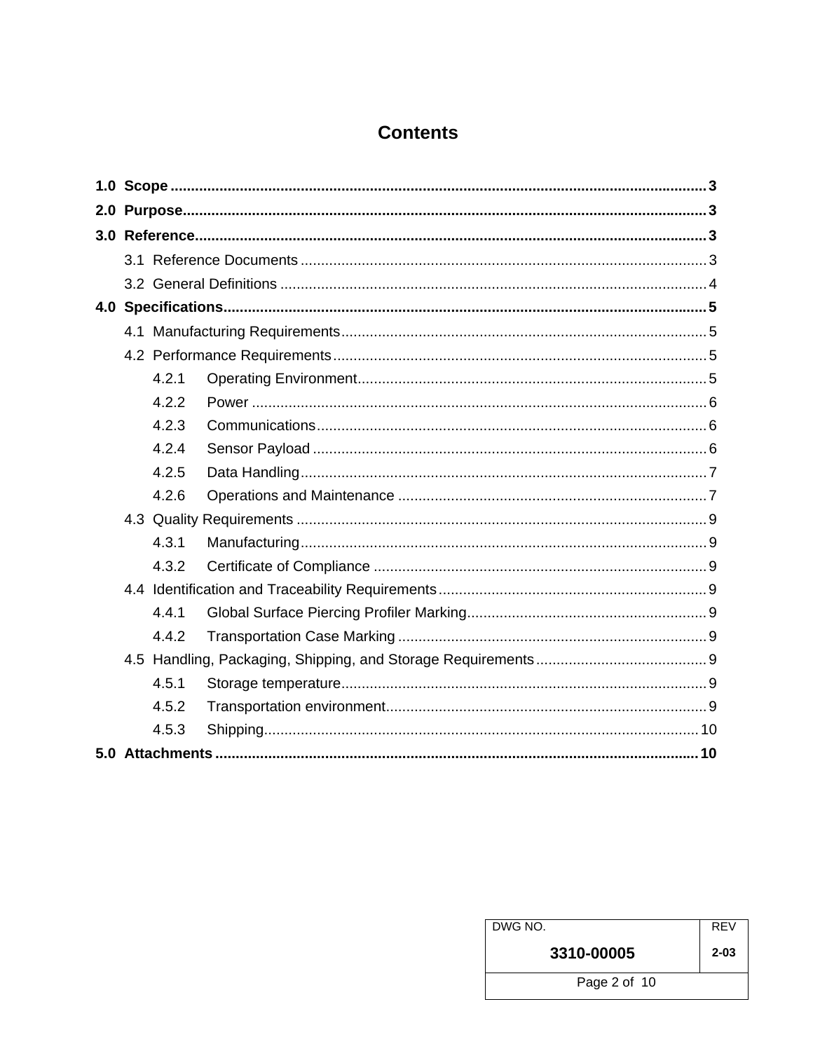# Contents

**1.0 Scope** ..... **3**

**2.0 Purpose** ..... **3**

**3.0 Reference** ..... **3**

- 3.1 Reference Documents ..... 3
- 3.2 General Definitions ..... 4

**4.0 Specifications** ..... **5**

- 4.1 Manufacturing Requirements ..... 5
- 4.2 Performance Requirements ..... 5
  - 4.2.1 Operating Environment ..... 5
  - 4.2.2 Power ..... 6
  - 4.2.3 Communications ..... 6
  - 4.2.4 Sensor Payload ..... 6
  - 4.2.5 Data Handling ..... 7
  - 4.2.6 Operations and Maintenance ..... 7
- 4.3 Quality Requirements ..... 9
  - 4.3.1 Manufacturing ..... 9
  - 4.3.2 Certificate of Compliance ..... 9
- 4.4 Identification and Traceability Requirements ..... 9
  - 4.4.1 Global Surface Piercing Profiler Marking ..... 9
  - 4.4.2 Transportation Case Marking ..... 9
- 4.5 Handling, Packaging, Shipping, and Storage Requirements ..... 9
  - 4.5.1 Storage temperature ..... 9
  - 4.5.2 Transportation environment ..... 9
  - 4.5.3 Shipping ..... 10

**5.0 Attachments** ..... **10**

| DWG NO. | REV |
|---|---|
| 3310-00005 | 2-03 |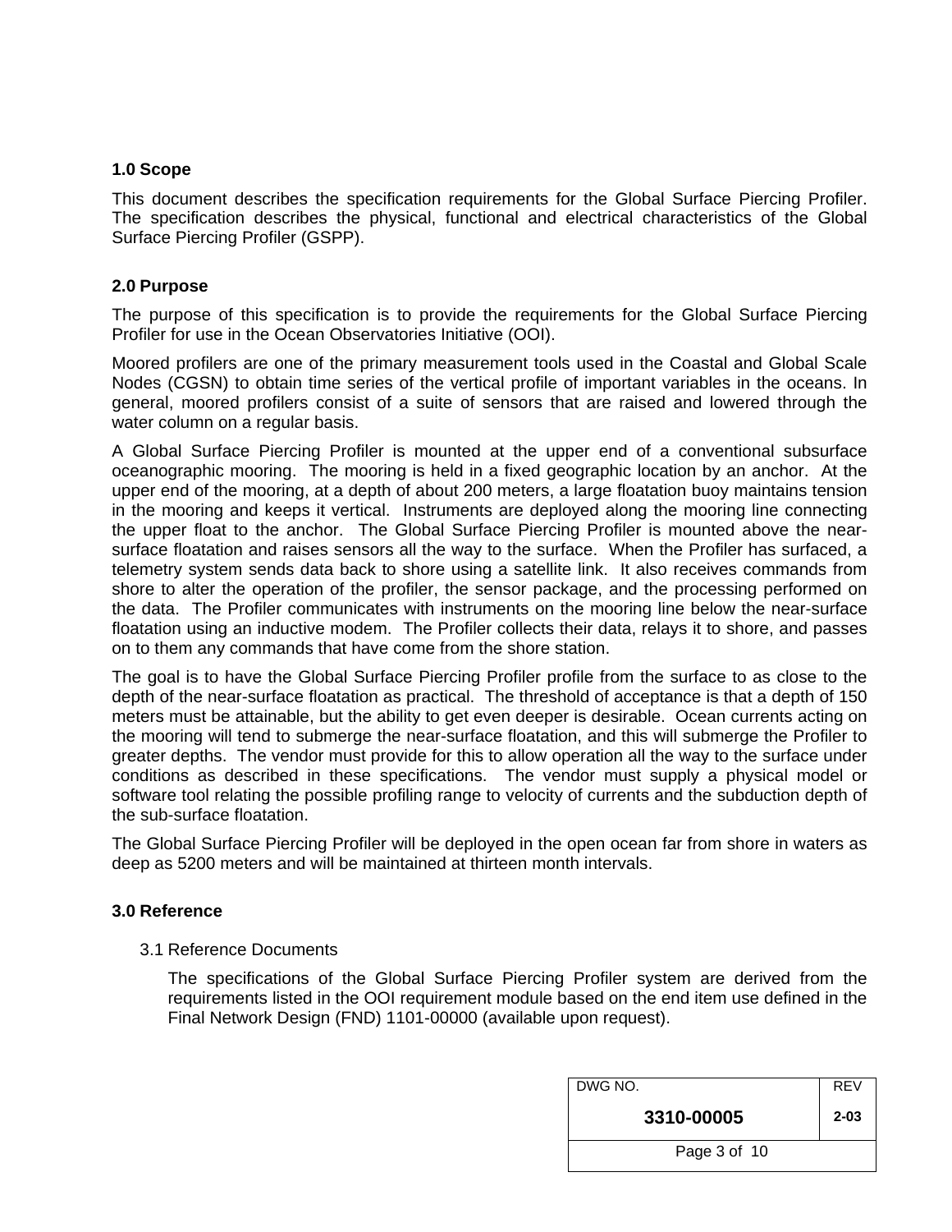## 1.0 Scope

This document describes the specification requirements for the Global Surface Piercing Profiler. The specification describes the physical, functional and electrical characteristics of the Global Surface Piercing Profiler (GSPP).

## 2.0 Purpose

The purpose of this specification is to provide the requirements for the Global Surface Piercing Profiler for use in the Ocean Observatories Initiative (OOI).

Moored profilers are one of the primary measurement tools used in the Coastal and Global Scale Nodes (CGSN) to obtain time series of the vertical profile of important variables in the oceans. In general, moored profilers consist of a suite of sensors that are raised and lowered through the water column on a regular basis.

A Global Surface Piercing Profiler is mounted at the upper end of a conventional subsurface oceanographic mooring. The mooring is held in a fixed geographic location by an anchor. At the upper end of the mooring, at a depth of about 200 meters, a large floatation buoy maintains tension in the mooring and keeps it vertical. Instruments are deployed along the mooring line connecting the upper float to the anchor. The Global Surface Piercing Profiler is mounted above the near-surface floatation and raises sensors all the way to the surface. When the Profiler has surfaced, a telemetry system sends data back to shore using a satellite link. It also receives commands from shore to alter the operation of the profiler, the sensor package, and the processing performed on the data. The Profiler communicates with instruments on the mooring line below the near-surface floatation using an inductive modem. The Profiler collects their data, relays it to shore, and passes on to them any commands that have come from the shore station.

The goal is to have the Global Surface Piercing Profiler profile from the surface to as close to the depth of the near-surface floatation as practical. The threshold of acceptance is that a depth of 150 meters must be attainable, but the ability to get even deeper is desirable. Ocean currents acting on the mooring will tend to submerge the near-surface floatation, and this will submerge the Profiler to greater depths. The vendor must provide for this to allow operation all the way to the surface under conditions as described in these specifications. The vendor must supply a physical model or software tool relating the possible profiling range to velocity of currents and the subduction depth of the sub-surface floatation.

The Global Surface Piercing Profiler will be deployed in the open ocean far from shore in waters as deep as 5200 meters and will be maintained at thirteen month intervals.

## 3.0 Reference

### 3.1 Reference Documents

The specifications of the Global Surface Piercing Profiler system are derived from the requirements listed in the OOI requirement module based on the end item use defined in the Final Network Design (FND) 1101-00000 (available upon request).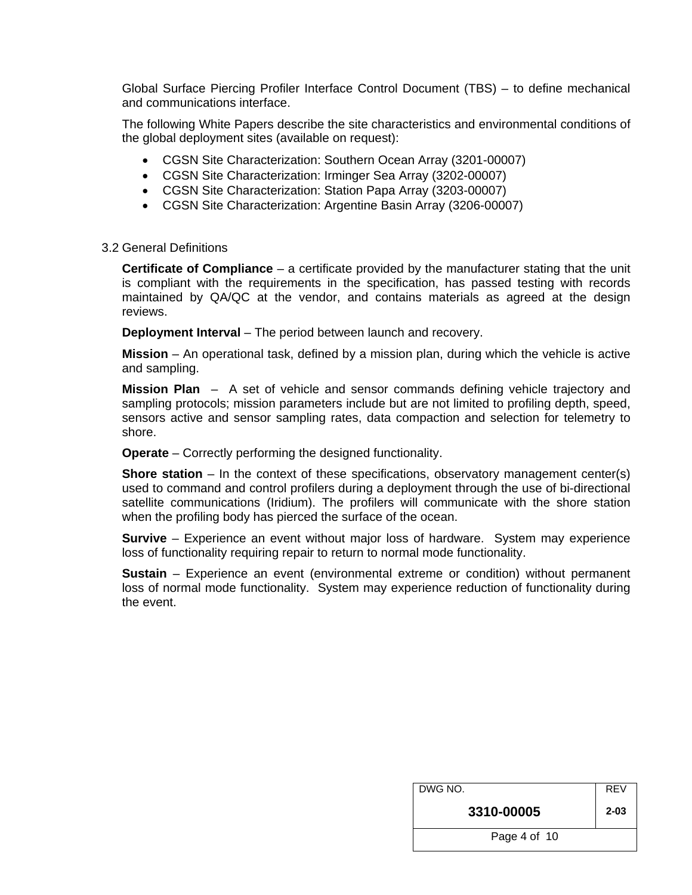Global Surface Piercing Profiler Interface Control Document (TBS) – to define mechanical and communications interface.

The following White Papers describe the site characteristics and environmental conditions of the global deployment sites (available on request):

- CGSN Site Characterization: Southern Ocean Array (3201-00007)
- CGSN Site Characterization: Irminger Sea Array (3202-00007)
- CGSN Site Characterization: Station Papa Array (3203-00007)
- CGSN Site Characterization: Argentine Basin Array (3206-00007)

### 3.2 General Definitions

**Certificate of Compliance** – a certificate provided by the manufacturer stating that the unit is compliant with the requirements in the specification, has passed testing with records maintained by QA/QC at the vendor, and contains materials as agreed at the design reviews.

**Deployment Interval** – The period between launch and recovery.

**Mission** – An operational task, defined by a mission plan, during which the vehicle is active and sampling.

**Mission Plan** – A set of vehicle and sensor commands defining vehicle trajectory and sampling protocols; mission parameters include but are not limited to profiling depth, speed, sensors active and sensor sampling rates, data compaction and selection for telemetry to shore.

**Operate** – Correctly performing the designed functionality.

**Shore station** – In the context of these specifications, observatory management center(s) used to command and control profilers during a deployment through the use of bi-directional satellite communications (Iridium). The profilers will communicate with the shore station when the profiling body has pierced the surface of the ocean.

**Survive** – Experience an event without major loss of hardware. System may experience loss of functionality requiring repair to return to normal mode functionality.

**Sustain** – Experience an event (environmental extreme or condition) without permanent loss of normal mode functionality. System may experience reduction of functionality during the event.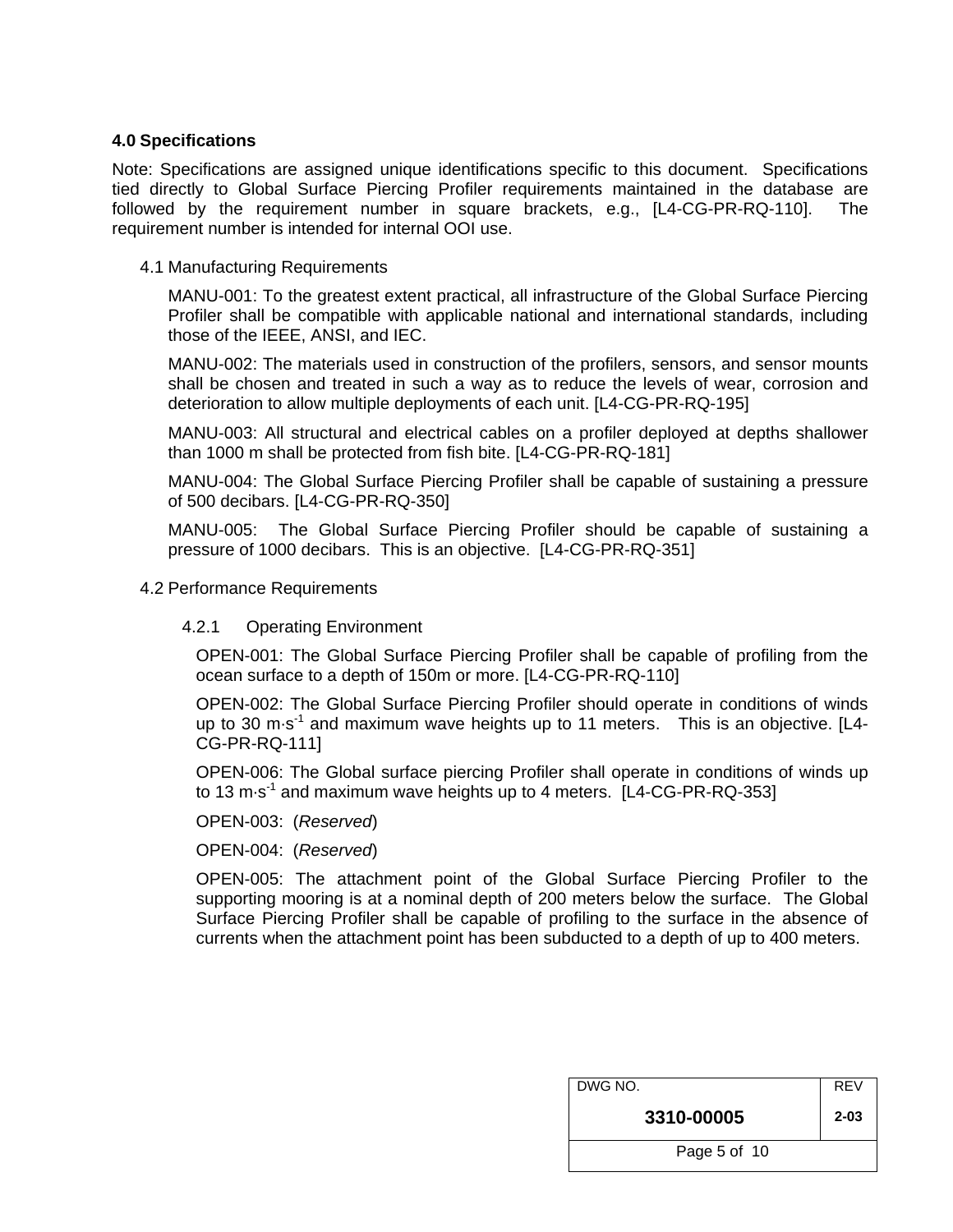## 4.0 Specifications

Note: Specifications are assigned unique identifications specific to this document. Specifications tied directly to Global Surface Piercing Profiler requirements maintained in the database are followed by the requirement number in square brackets, e.g., [L4-CG-PR-RQ-110]. The requirement number is intended for internal OOI use.

### 4.1 Manufacturing Requirements

MANU-001: To the greatest extent practical, all infrastructure of the Global Surface Piercing Profiler shall be compatible with applicable national and international standards, including those of the IEEE, ANSI, and IEC.

MANU-002: The materials used in construction of the profilers, sensors, and sensor mounts shall be chosen and treated in such a way as to reduce the levels of wear, corrosion and deterioration to allow multiple deployments of each unit. [L4-CG-PR-RQ-195]

MANU-003: All structural and electrical cables on a profiler deployed at depths shallower than 1000 m shall be protected from fish bite. [L4-CG-PR-RQ-181]

MANU-004: The Global Surface Piercing Profiler shall be capable of sustaining a pressure of 500 decibars. [L4-CG-PR-RQ-350]

MANU-005: The Global Surface Piercing Profiler should be capable of sustaining a pressure of 1000 decibars. This is an objective. [L4-CG-PR-RQ-351]

### 4.2 Performance Requirements

#### 4.2.1 Operating Environment

OPEN-001: The Global Surface Piercing Profiler shall be capable of profiling from the ocean surface to a depth of 150m or more. [L4-CG-PR-RQ-110]

OPEN-002: The Global Surface Piercing Profiler should operate in conditions of winds up to 30 $m \cdot s^{-1}$ and maximum wave heights up to 11 meters. This is an objective. [L4-CG-PR-RQ-111]

OPEN-006: The Global surface piercing Profiler shall operate in conditions of winds up to 13 $m \cdot s^{-1}$ and maximum wave heights up to 4 meters. [L4-CG-PR-RQ-353]

OPEN-003: (*Reserved*)

OPEN-004: (*Reserved*)

OPEN-005: The attachment point of the Global Surface Piercing Profiler to the supporting mooring is at a nominal depth of 200 meters below the surface. The Global Surface Piercing Profiler shall be capable of profiling to the surface in the absence of currents when the attachment point has been subducted to a depth of up to 400 meters.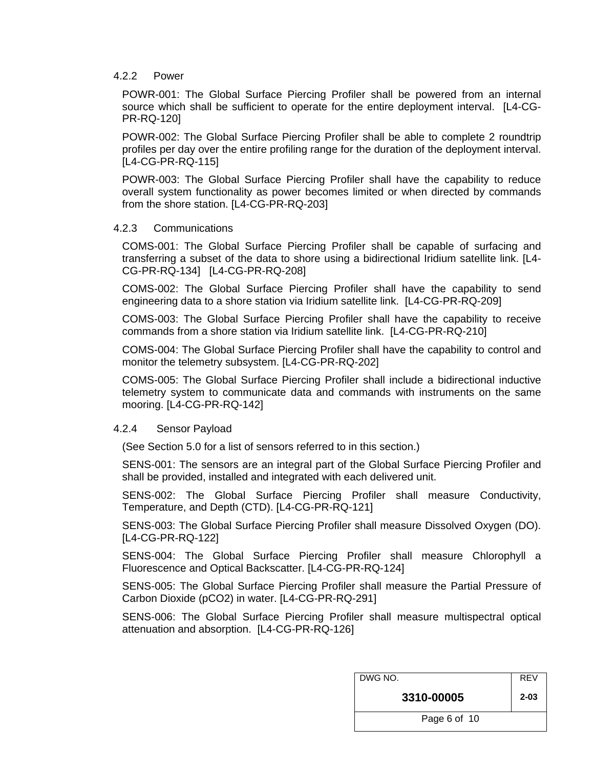### 4.2.2 Power

POWR-001: The Global Surface Piercing Profiler shall be powered from an internal source which shall be sufficient to operate for the entire deployment interval. [L4-CG-PR-RQ-120]

POWR-002: The Global Surface Piercing Profiler shall be able to complete 2 roundtrip profiles per day over the entire profiling range for the duration of the deployment interval. [L4-CG-PR-RQ-115]

POWR-003: The Global Surface Piercing Profiler shall have the capability to reduce overall system functionality as power becomes limited or when directed by commands from the shore station. [L4-CG-PR-RQ-203]

### 4.2.3 Communications

COMS-001: The Global Surface Piercing Profiler shall be capable of surfacing and transferring a subset of the data to shore using a bidirectional Iridium satellite link. [L4-CG-PR-RQ-134] [L4-CG-PR-RQ-208]

COMS-002: The Global Surface Piercing Profiler shall have the capability to send engineering data to a shore station via Iridium satellite link. [L4-CG-PR-RQ-209]

COMS-003: The Global Surface Piercing Profiler shall have the capability to receive commands from a shore station via Iridium satellite link. [L4-CG-PR-RQ-210]

COMS-004: The Global Surface Piercing Profiler shall have the capability to control and monitor the telemetry subsystem. [L4-CG-PR-RQ-202]

COMS-005: The Global Surface Piercing Profiler shall include a bidirectional inductive telemetry system to communicate data and commands with instruments on the same mooring. [L4-CG-PR-RQ-142]

### 4.2.4 Sensor Payload

(See Section 5.0 for a list of sensors referred to in this section.)

SENS-001: The sensors are an integral part of the Global Surface Piercing Profiler and shall be provided, installed and integrated with each delivered unit.

SENS-002: The Global Surface Piercing Profiler shall measure Conductivity, Temperature, and Depth (CTD). [L4-CG-PR-RQ-121]

SENS-003: The Global Surface Piercing Profiler shall measure Dissolved Oxygen (DO). [L4-CG-PR-RQ-122]

SENS-004: The Global Surface Piercing Profiler shall measure Chlorophyll a Fluorescence and Optical Backscatter. [L4-CG-PR-RQ-124]

SENS-005: The Global Surface Piercing Profiler shall measure the Partial Pressure of Carbon Dioxide ($pCO_2$) in water. [L4-CG-PR-RQ-291]

SENS-006: The Global Surface Piercing Profiler shall measure multispectral optical attenuation and absorption. [L4-CG-PR-RQ-126]

| DWG NO. | REV |
|---|---|
| 3310-00005 | 2-03 |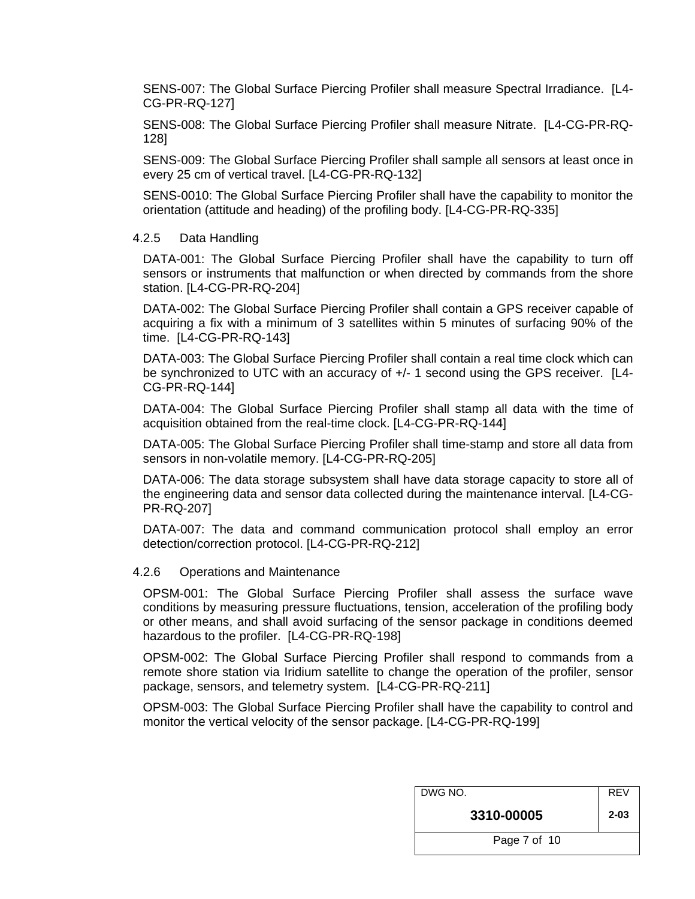SENS-007: The Global Surface Piercing Profiler shall measure Spectral Irradiance. [L4-CG-PR-RQ-127]

SENS-008: The Global Surface Piercing Profiler shall measure Nitrate. [L4-CG-PR-RQ-128]

SENS-009: The Global Surface Piercing Profiler shall sample all sensors at least once in every 25 cm of vertical travel. [L4-CG-PR-RQ-132]

SENS-0010: The Global Surface Piercing Profiler shall have the capability to monitor the orientation (attitude and heading) of the profiling body. [L4-CG-PR-RQ-335]

### 4.2.5 Data Handling

DATA-001: The Global Surface Piercing Profiler shall have the capability to turn off sensors or instruments that malfunction or when directed by commands from the shore station. [L4-CG-PR-RQ-204]

DATA-002: The Global Surface Piercing Profiler shall contain a GPS receiver capable of acquiring a fix with a minimum of 3 satellites within 5 minutes of surfacing 90% of the time. [L4-CG-PR-RQ-143]

DATA-003: The Global Surface Piercing Profiler shall contain a real time clock which can be synchronized to UTC with an accuracy of +/- 1 second using the GPS receiver. [L4-CG-PR-RQ-144]

DATA-004: The Global Surface Piercing Profiler shall stamp all data with the time of acquisition obtained from the real-time clock. [L4-CG-PR-RQ-144]

DATA-005: The Global Surface Piercing Profiler shall time-stamp and store all data from sensors in non-volatile memory. [L4-CG-PR-RQ-205]

DATA-006: The data storage subsystem shall have data storage capacity to store all of the engineering data and sensor data collected during the maintenance interval. [L4-CG-PR-RQ-207]

DATA-007: The data and command communication protocol shall employ an error detection/correction protocol. [L4-CG-PR-RQ-212]

### 4.2.6 Operations and Maintenance

OPSM-001: The Global Surface Piercing Profiler shall assess the surface wave conditions by measuring pressure fluctuations, tension, acceleration of the profiling body or other means, and shall avoid surfacing of the sensor package in conditions deemed hazardous to the profiler. [L4-CG-PR-RQ-198]

OPSM-002: The Global Surface Piercing Profiler shall respond to commands from a remote shore station via Iridium satellite to change the operation of the profiler, sensor package, sensors, and telemetry system. [L4-CG-PR-RQ-211]

OPSM-003: The Global Surface Piercing Profiler shall have the capability to control and monitor the vertical velocity of the sensor package. [L4-CG-PR-RQ-199]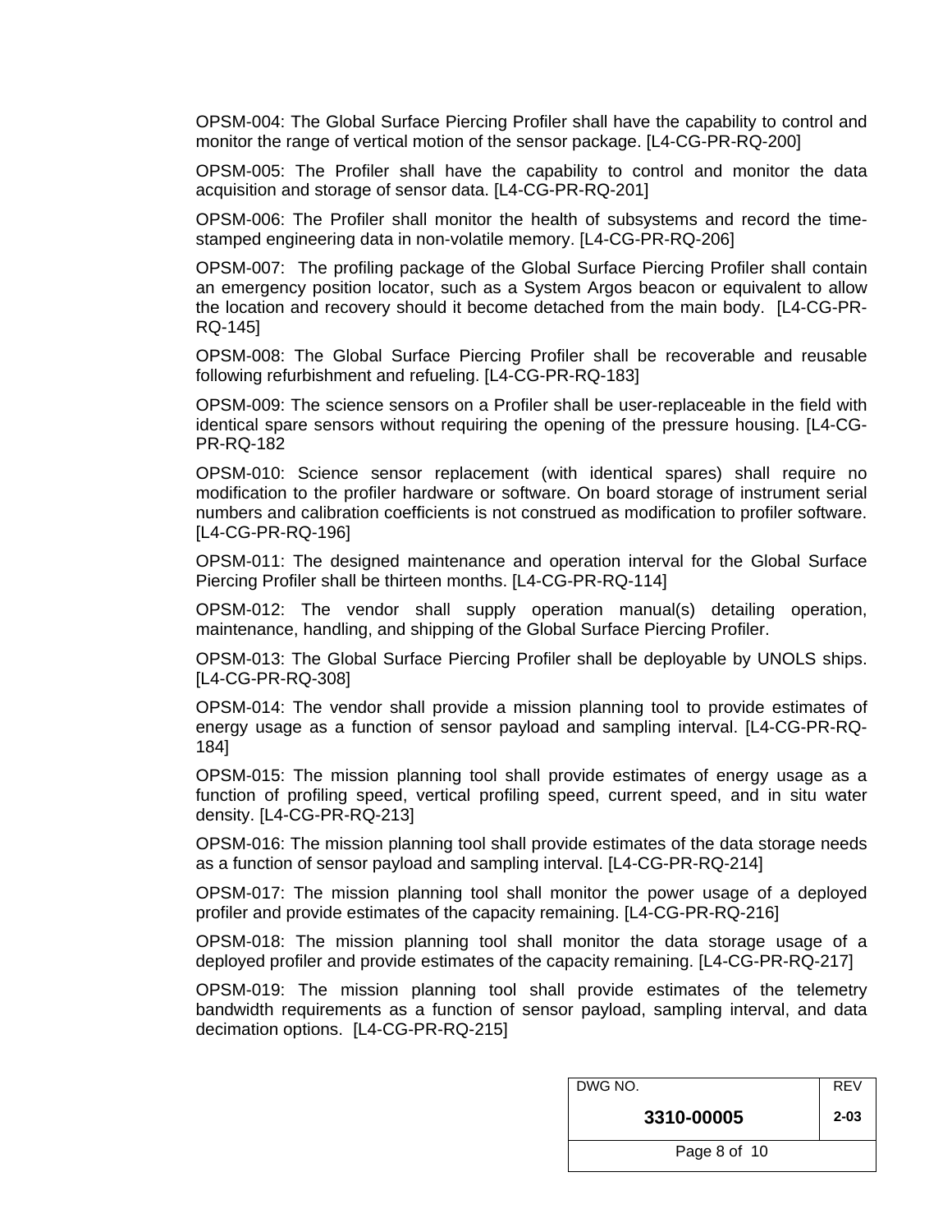OPSM-004: The Global Surface Piercing Profiler shall have the capability to control and monitor the range of vertical motion of the sensor package. [L4-CG-PR-RQ-200]

OPSM-005: The Profiler shall have the capability to control and monitor the data acquisition and storage of sensor data. [L4-CG-PR-RQ-201]

OPSM-006: The Profiler shall monitor the health of subsystems and record the time-stamped engineering data in non-volatile memory. [L4-CG-PR-RQ-206]

OPSM-007: The profiling package of the Global Surface Piercing Profiler shall contain an emergency position locator, such as a System Argos beacon or equivalent to allow the location and recovery should it become detached from the main body. [L4-CG-PR-RQ-145]

OPSM-008: The Global Surface Piercing Profiler shall be recoverable and reusable following refurbishment and refueling. [L4-CG-PR-RQ-183]

OPSM-009: The science sensors on a Profiler shall be user-replaceable in the field with identical spare sensors without requiring the opening of the pressure housing. [L4-CG-PR-RQ-182

OPSM-010: Science sensor replacement (with identical spares) shall require no modification to the profiler hardware or software. On board storage of instrument serial numbers and calibration coefficients is not construed as modification to profiler software. [L4-CG-PR-RQ-196]

OPSM-011: The designed maintenance and operation interval for the Global Surface Piercing Profiler shall be thirteen months. [L4-CG-PR-RQ-114]

OPSM-012: The vendor shall supply operation manual(s) detailing operation, maintenance, handling, and shipping of the Global Surface Piercing Profiler.

OPSM-013: The Global Surface Piercing Profiler shall be deployable by UNOLS ships. [L4-CG-PR-RQ-308]

OPSM-014: The vendor shall provide a mission planning tool to provide estimates of energy usage as a function of sensor payload and sampling interval. [L4-CG-PR-RQ-184]

OPSM-015: The mission planning tool shall provide estimates of energy usage as a function of profiling speed, vertical profiling speed, current speed, and in situ water density. [L4-CG-PR-RQ-213]

OPSM-016: The mission planning tool shall provide estimates of the data storage needs as a function of sensor payload and sampling interval. [L4-CG-PR-RQ-214]

OPSM-017: The mission planning tool shall monitor the power usage of a deployed profiler and provide estimates of the capacity remaining. [L4-CG-PR-RQ-216]

OPSM-018: The mission planning tool shall monitor the data storage usage of a deployed profiler and provide estimates of the capacity remaining. [L4-CG-PR-RQ-217]

OPSM-019: The mission planning tool shall provide estimates of the telemetry bandwidth requirements as a function of sensor payload, sampling interval, and data decimation options. [L4-CG-PR-RQ-215]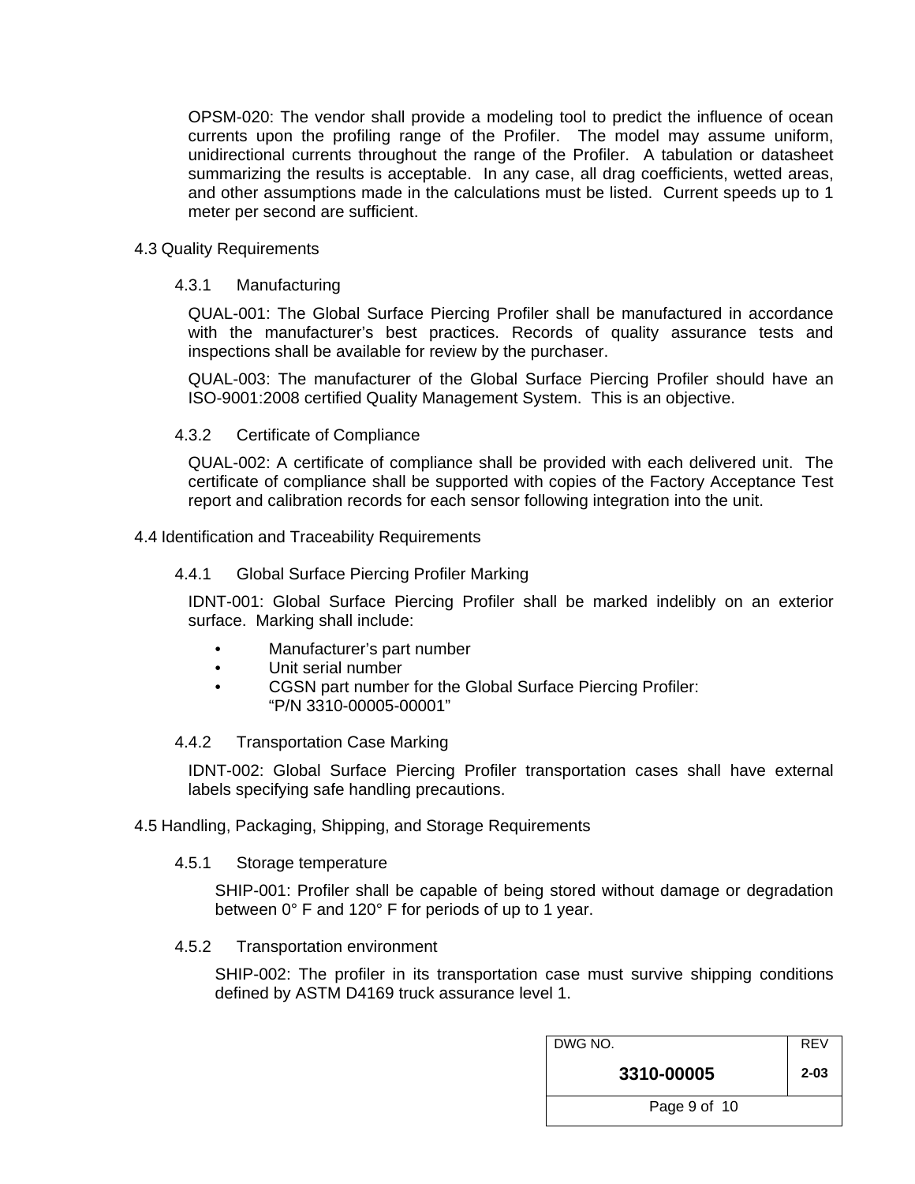OPSM-020: The vendor shall provide a modeling tool to predict the influence of ocean currents upon the profiling range of the Profiler. The model may assume uniform, unidirectional currents throughout the range of the Profiler. A tabulation or datasheet summarizing the results is acceptable. In any case, all drag coefficients, wetted areas, and other assumptions made in the calculations must be listed. Current speeds up to 1 meter per second are sufficient.

## 4.3 Quality Requirements

### 4.3.1 Manufacturing

QUAL-001: The Global Surface Piercing Profiler shall be manufactured in accordance with the manufacturer's best practices. Records of quality assurance tests and inspections shall be available for review by the purchaser.

QUAL-003: The manufacturer of the Global Surface Piercing Profiler should have an ISO-9001:2008 certified Quality Management System. This is an objective.

### 4.3.2 Certificate of Compliance

QUAL-002: A certificate of compliance shall be provided with each delivered unit. The certificate of compliance shall be supported with copies of the Factory Acceptance Test report and calibration records for each sensor following integration into the unit.

## 4.4 Identification and Traceability Requirements

### 4.4.1 Global Surface Piercing Profiler Marking

IDNT-001: Global Surface Piercing Profiler shall be marked indelibly on an exterior surface. Marking shall include:

- Manufacturer's part number
- Unit serial number
- CGSN part number for the Global Surface Piercing Profiler: "P/N 3310-00005-00001"

### 4.4.2 Transportation Case Marking

IDNT-002: Global Surface Piercing Profiler transportation cases shall have external labels specifying safe handling precautions.

## 4.5 Handling, Packaging, Shipping, and Storage Requirements

### 4.5.1 Storage temperature

SHIP-001: Profiler shall be capable of being stored without damage or degradation between 0° F and 120° F for periods of up to 1 year.

### 4.5.2 Transportation environment

SHIP-002: The profiler in its transportation case must survive shipping conditions defined by ASTM D4169 truck assurance level 1.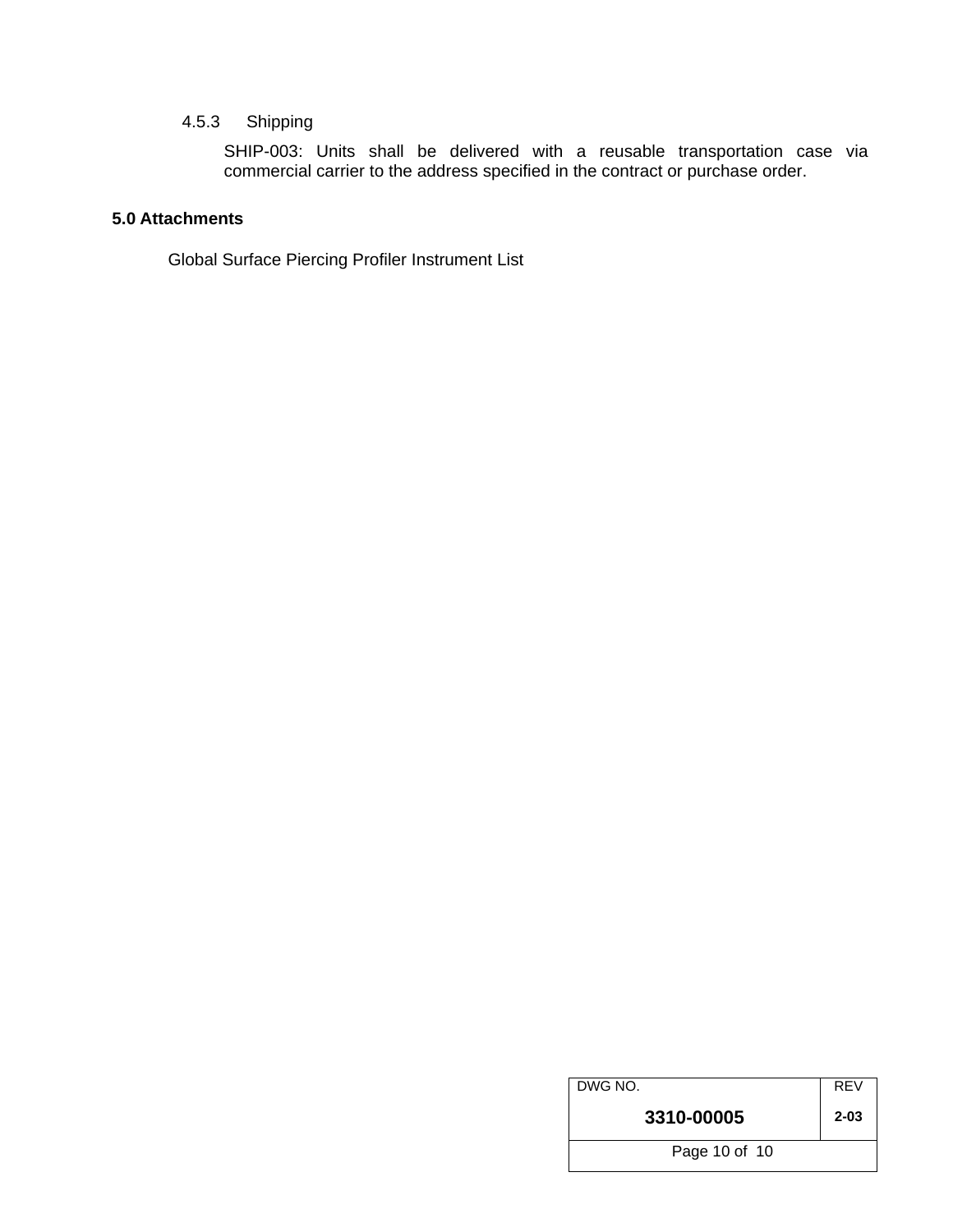#### 4.5.3 Shipping

SHIP-003: Units shall be delivered with a reusable transportation case via commercial carrier to the address specified in the contract or purchase order.

## 5.0 Attachments

Global Surface Piercing Profiler Instrument List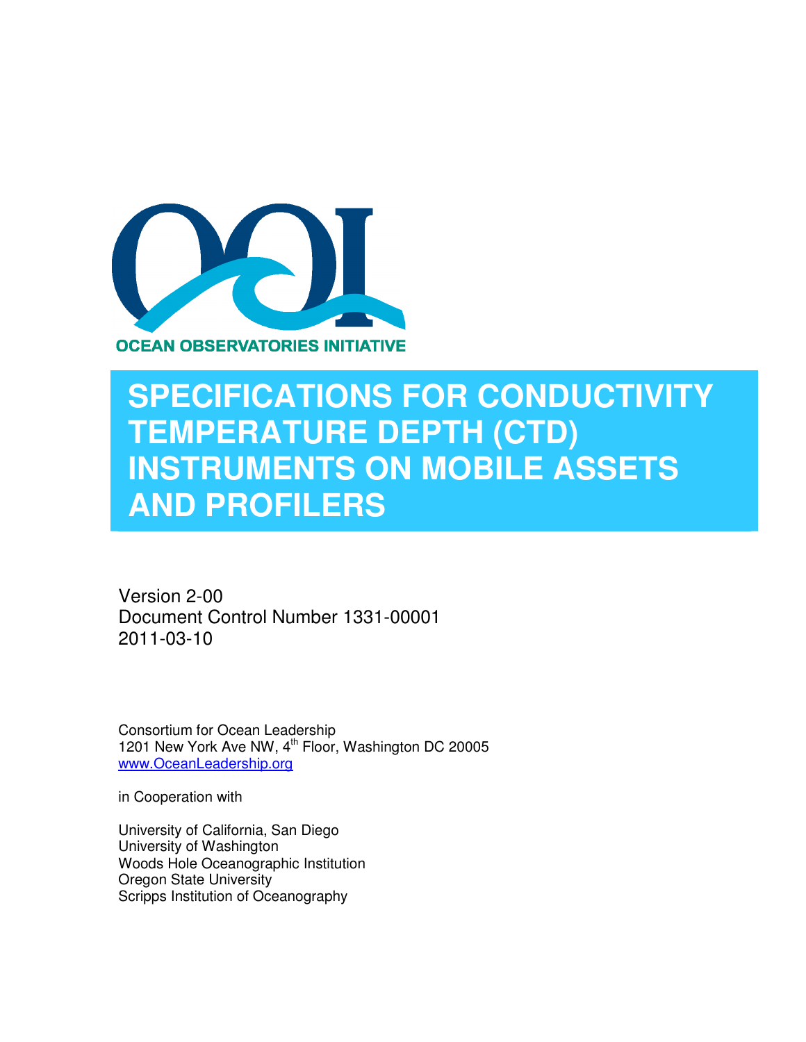OCEAN OBSERVATORIES INITIATIVE

# SPECIFICATIONS FOR CONDUCTIVITY TEMPERATURE DEPTH (CTD) INSTRUMENTS ON MOBILE ASSETS AND PROFILERS

Version 2-00
Document Control Number 1331-00001
2011-03-10

Consortium for Ocean Leadership
1201 New York Ave NW, 4th Floor, Washington DC 20005
www.OceanLeadership.org

in Cooperation with

University of California, San Diego
University of Washington
Woods Hole Oceanographic Institution
Oregon State University
Scripps Institution of Oceanography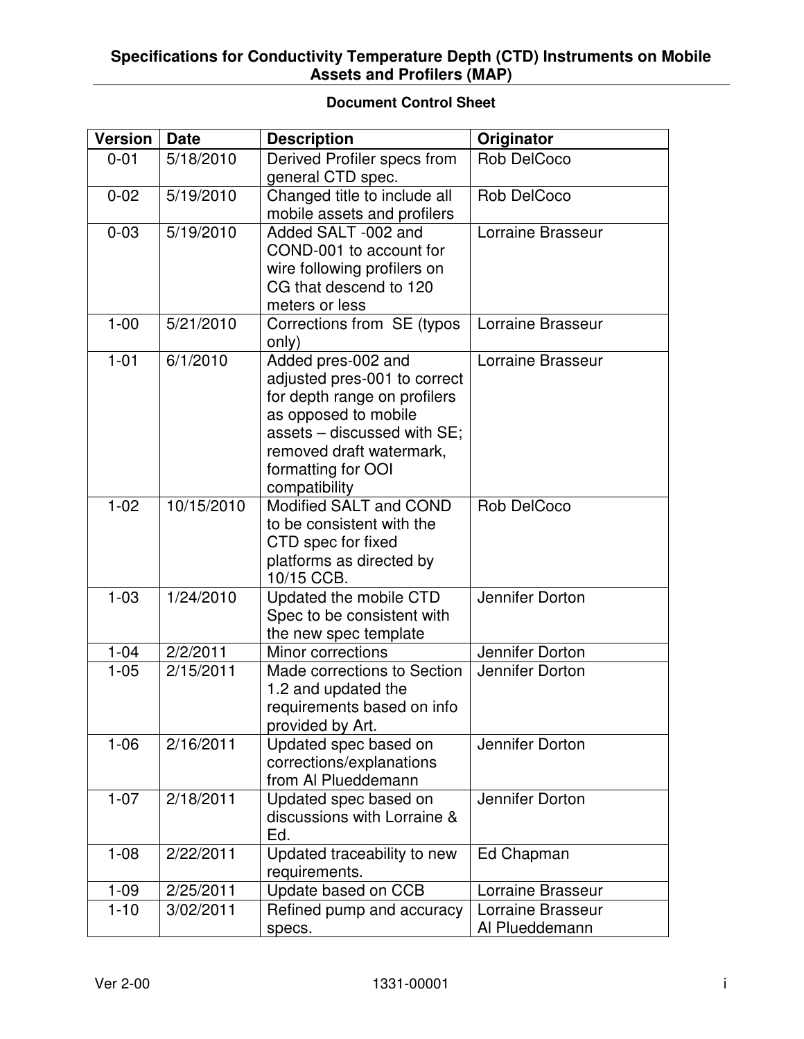**Specifications for Conductivity Temperature Depth (CTD) Instruments on Mobile Assets and Profilers (MAP)**

**Document Control Sheet**

| Version | Date | Description | Originator |
|---|---|---|---|
| 0-01 | 5/18/2010 | Derived Profiler specs from general CTD spec. | Rob DelCoco |
| 0-02 | 5/19/2010 | Changed title to include all mobile assets and profilers | Rob DelCoco |
| 0-03 | 5/19/2010 | Added SALT -002 and COND-001 to account for wire following profilers on CG that descend to 120 meters or less | Lorraine Brasseur |
| 1-00 | 5/21/2010 | Corrections from SE (typos only) | Lorraine Brasseur |
| 1-01 | 6/1/2010 | Added pres-002 and adjusted pres-001 to correct for depth range on profilers as opposed to mobile assets – discussed with SE; removed draft watermark, formatting for OOI compatibility | Lorraine Brasseur |
| 1-02 | 10/15/2010 | Modified SALT and COND to be consistent with the CTD spec for fixed platforms as directed by 10/15 CCB. | Rob DelCoco |
| 1-03 | 1/24/2010 | Updated the mobile CTD Spec to be consistent with the new spec template | Jennifer Dorton |
| 1-04 | 2/2/2011 | Minor corrections | Jennifer Dorton |
| 1-05 | 2/15/2011 | Made corrections to Section 1.2 and updated the requirements based on info provided by Art. | Jennifer Dorton |
| 1-06 | 2/16/2011 | Updated spec based on corrections/explanations from Al Plueddemann | Jennifer Dorton |
| 1-07 | 2/18/2011 | Updated spec based on discussions with Lorraine & Ed. | Jennifer Dorton |
| 1-08 | 2/22/2011 | Updated traceability to new requirements. | Ed Chapman |
| 1-09 | 2/25/2011 | Update based on CCB | Lorraine Brasseur |
| 1-10 | 3/02/2011 | Refined pump and accuracy specs. | Lorraine Brasseur<br>Al Plueddemann |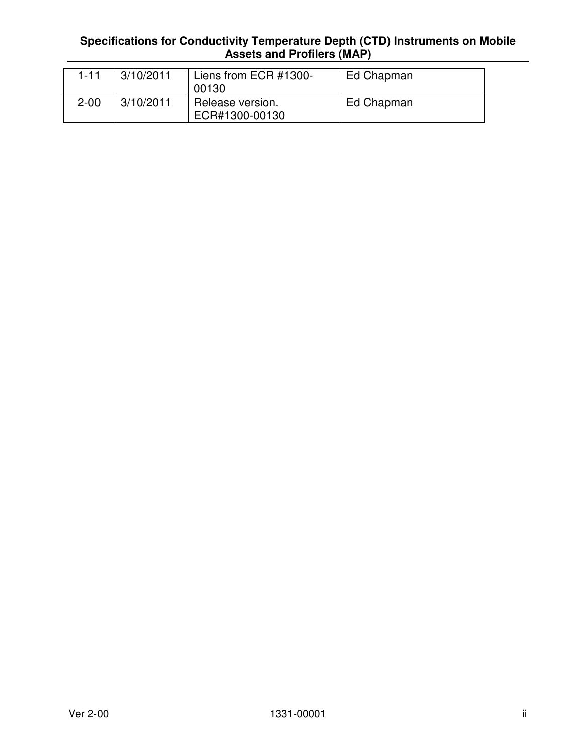| | | | |
|---|---|---|---|
| 1-11 | 3/10/2011 | Liens from ECR #1300-00130 | Ed Chapman |
| 2-00 | 3/10/2011 | Release version. ECR#1300-00130 | Ed Chapman |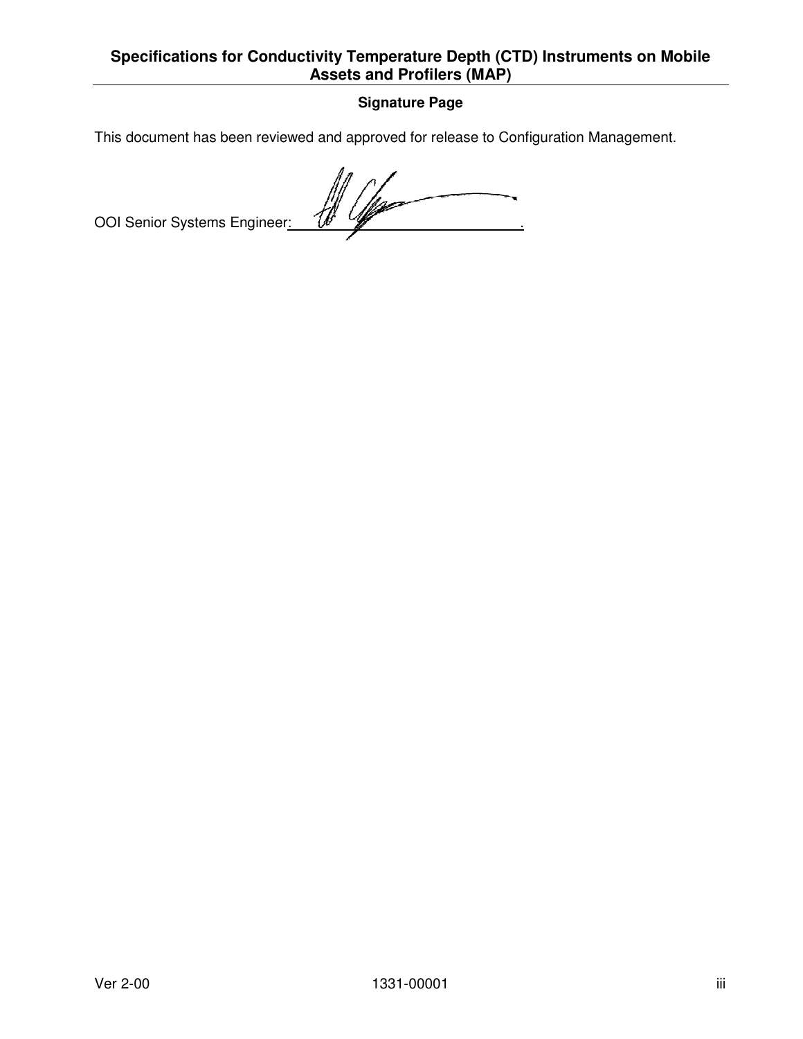## Signature Page

This document has been reviewed and approved for release to Configuration Management.

OOI Senior Systems Engineer: ______________________________.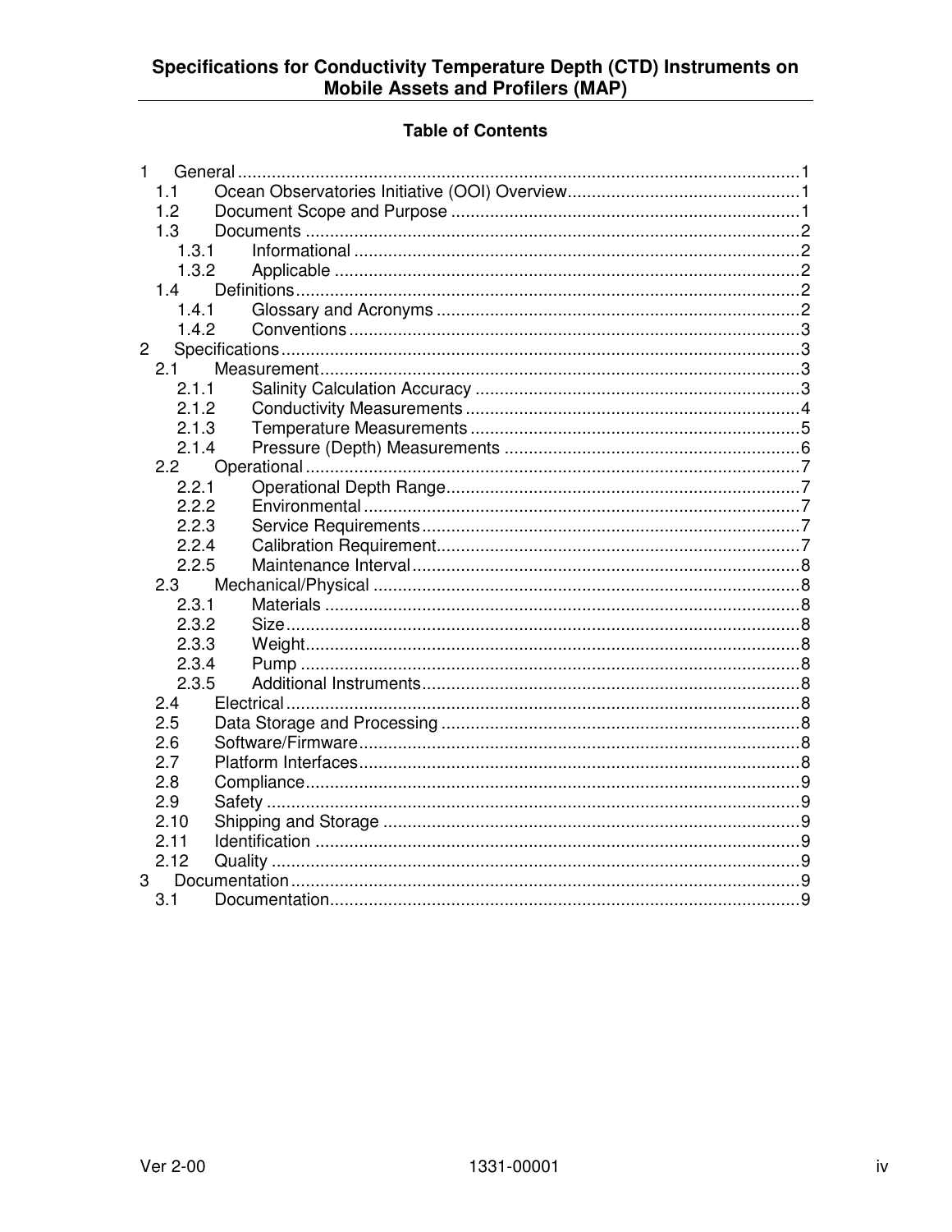## Table of Contents

1 General ... 1
  1.1 Ocean Observatories Initiative (OOI) Overview ... 1
  1.2 Document Scope and Purpose ... 1
  1.3 Documents ... 2
    1.3.1 Informational ... 2
    1.3.2 Applicable ... 2
  1.4 Definitions ... 2
    1.4.1 Glossary and Acronyms ... 2
    1.4.2 Conventions ... 3
2 Specifications ... 3
  2.1 Measurement ... 3
    2.1.1 Salinity Calculation Accuracy ... 3
    2.1.2 Conductivity Measurements ... 4
    2.1.3 Temperature Measurements ... 5
    2.1.4 Pressure (Depth) Measurements ... 6
  2.2 Operational ... 7
    2.2.1 Operational Depth Range ... 7
    2.2.2 Environmental ... 7
    2.2.3 Service Requirements ... 7
    2.2.4 Calibration Requirement ... 7
    2.2.5 Maintenance Interval ... 8
  2.3 Mechanical/Physical ... 8
    2.3.1 Materials ... 8
    2.3.2 Size ... 8
    2.3.3 Weight ... 8
    2.3.4 Pump ... 8
    2.3.5 Additional Instruments ... 8
  2.4 Electrical ... 8
  2.5 Data Storage and Processing ... 8
  2.6 Software/Firmware ... 8
  2.7 Platform Interfaces ... 8
  2.8 Compliance ... 9
  2.9 Safety ... 9
  2.10 Shipping and Storage ... 9
  2.11 Identification ... 9
  2.12 Quality ... 9
3 Documentation ... 9
  3.1 Documentation ... 9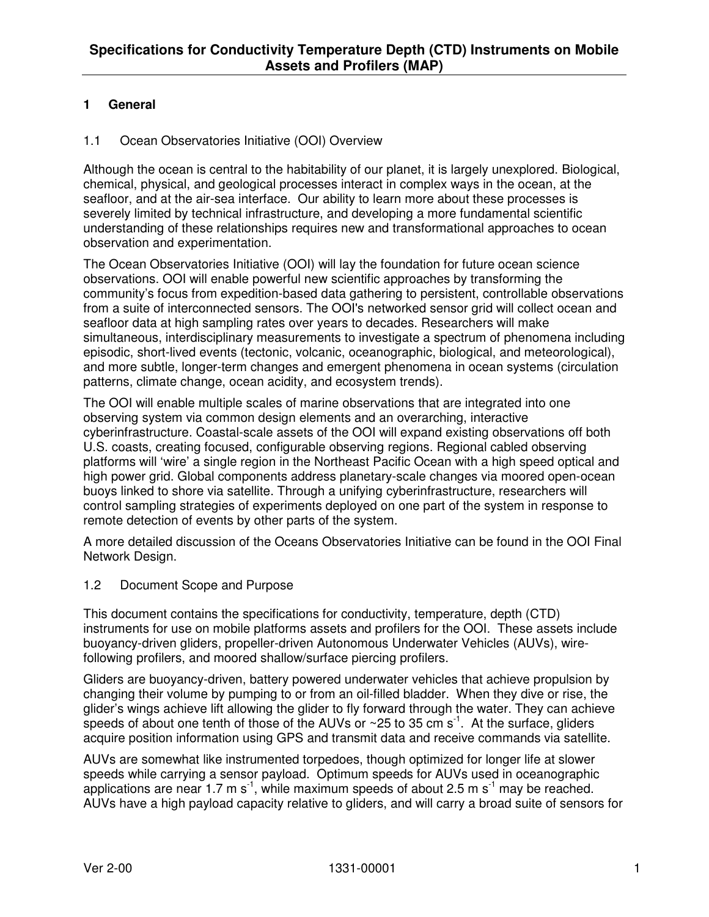# Specifications for Conductivity Temperature Depth (CTD) Instruments on Mobile Assets and Profilers (MAP)

## 1 General

### 1.1 Ocean Observatories Initiative (OOI) Overview

Although the ocean is central to the habitability of our planet, it is largely unexplored. Biological, chemical, physical, and geological processes interact in complex ways in the ocean, at the seafloor, and at the air-sea interface. Our ability to learn more about these processes is severely limited by technical infrastructure, and developing a more fundamental scientific understanding of these relationships requires new and transformational approaches to ocean observation and experimentation.

The Ocean Observatories Initiative (OOI) will lay the foundation for future ocean science observations. OOI will enable powerful new scientific approaches by transforming the community's focus from expedition-based data gathering to persistent, controllable observations from a suite of interconnected sensors. The OOI's networked sensor grid will collect ocean and seafloor data at high sampling rates over years to decades. Researchers will make simultaneous, interdisciplinary measurements to investigate a spectrum of phenomena including episodic, short-lived events (tectonic, volcanic, oceanographic, biological, and meteorological), and more subtle, longer-term changes and emergent phenomena in ocean systems (circulation patterns, climate change, ocean acidity, and ecosystem trends).

The OOI will enable multiple scales of marine observations that are integrated into one observing system via common design elements and an overarching, interactive cyberinfrastructure. Coastal-scale assets of the OOI will expand existing observations off both U.S. coasts, creating focused, configurable observing regions. Regional cabled observing platforms will 'wire' a single region in the Northeast Pacific Ocean with a high speed optical and high power grid. Global components address planetary-scale changes via moored open-ocean buoys linked to shore via satellite. Through a unifying cyberinfrastructure, researchers will control sampling strategies of experiments deployed on one part of the system in response to remote detection of events by other parts of the system.

A more detailed discussion of the Oceans Observatories Initiative can be found in the OOI Final Network Design.

### 1.2 Document Scope and Purpose

This document contains the specifications for conductivity, temperature, depth (CTD) instruments for use on mobile platforms assets and profilers for the OOI. These assets include buoyancy-driven gliders, propeller-driven Autonomous Underwater Vehicles (AUVs), wire-following profilers, and moored shallow/surface piercing profilers.

Gliders are buoyancy-driven, battery powered underwater vehicles that achieve propulsion by changing their volume by pumping to or from an oil-filled bladder. When they dive or rise, the glider's wings achieve lift allowing the glider to fly forward through the water. They can achieve speeds of about one tenth of those of the AUVs or ~25 to 35 cm $s^{-1}$. At the surface, gliders acquire position information using GPS and transmit data and receive commands via satellite.

AUVs are somewhat like instrumented torpedoes, though optimized for longer life at slower speeds while carrying a sensor payload. Optimum speeds for AUVs used in oceanographic applications are near 1.7 m $s^{-1}$, while maximum speeds of about 2.5 m $s^{-1}$ may be reached. AUVs have a high payload capacity relative to gliders, and will carry a broad suite of sensors for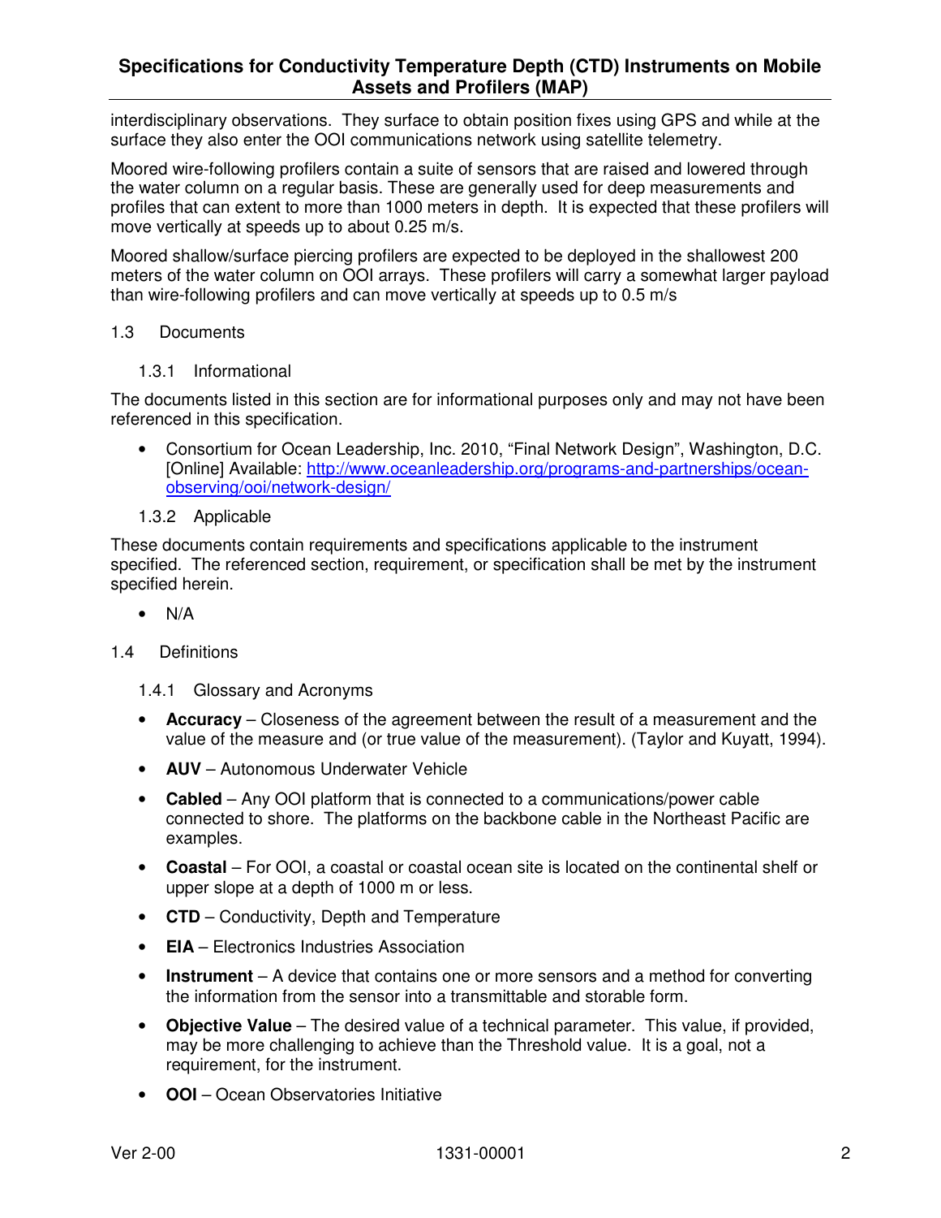interdisciplinary observations. They surface to obtain position fixes using GPS and while at the surface they also enter the OOI communications network using satellite telemetry.

Moored wire-following profilers contain a suite of sensors that are raised and lowered through the water column on a regular basis. These are generally used for deep measurements and profiles that can extent to more than 1000 meters in depth. It is expected that these profilers will move vertically at speeds up to about 0.25 m/s.

Moored shallow/surface piercing profilers are expected to be deployed in the shallowest 200 meters of the water column on OOI arrays. These profilers will carry a somewhat larger payload than wire-following profilers and can move vertically at speeds up to 0.5 m/s

## 1.3 Documents

### 1.3.1 Informational

The documents listed in this section are for informational purposes only and may not have been referenced in this specification.

- Consortium for Ocean Leadership, Inc. 2010, "Final Network Design", Washington, D.C. [Online] Available: http://www.oceanleadership.org/programs-and-partnerships/ocean-observing/ooi/network-design/

### 1.3.2 Applicable

These documents contain requirements and specifications applicable to the instrument specified. The referenced section, requirement, or specification shall be met by the instrument specified herein.

- N/A

## 1.4 Definitions

### 1.4.1 Glossary and Acronyms

- **Accuracy** – Closeness of the agreement between the result of a measurement and the value of the measure and (or true value of the measurement). (Taylor and Kuyatt, 1994).
- **AUV** – Autonomous Underwater Vehicle
- **Cabled** – Any OOI platform that is connected to a communications/power cable connected to shore. The platforms on the backbone cable in the Northeast Pacific are examples.
- **Coastal** – For OOI, a coastal or coastal ocean site is located on the continental shelf or upper slope at a depth of 1000 m or less.
- **CTD** – Conductivity, Depth and Temperature
- **EIA** – Electronics Industries Association
- **Instrument** – A device that contains one or more sensors and a method for converting the information from the sensor into a transmittable and storable form.
- **Objective Value** – The desired value of a technical parameter. This value, if provided, may be more challenging to achieve than the Threshold value. It is a goal, not a requirement, for the instrument.
- **OOI** – Ocean Observatories Initiative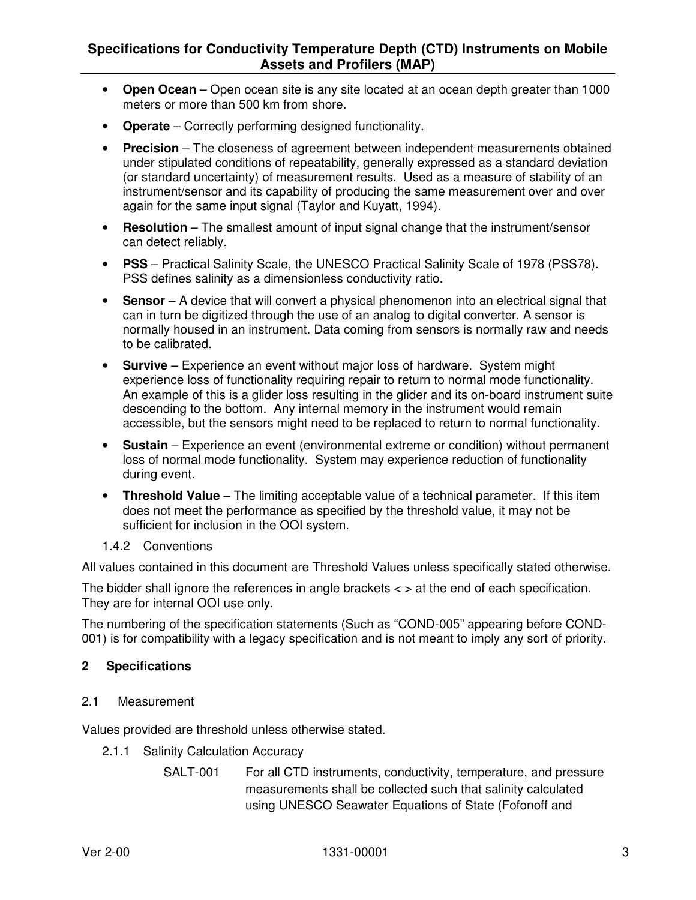- **Open Ocean** – Open ocean site is any site located at an ocean depth greater than 1000 meters or more than 500 km from shore.
- **Operate** – Correctly performing designed functionality.
- **Precision** – The closeness of agreement between independent measurements obtained under stipulated conditions of repeatability, generally expressed as a standard deviation (or standard uncertainty) of measurement results. Used as a measure of stability of an instrument/sensor and its capability of producing the same measurement over and over again for the same input signal (Taylor and Kuyatt, 1994).
- **Resolution** – The smallest amount of input signal change that the instrument/sensor can detect reliably.
- **PSS** – Practical Salinity Scale, the UNESCO Practical Salinity Scale of 1978 (PSS78). PSS defines salinity as a dimensionless conductivity ratio.
- **Sensor** – A device that will convert a physical phenomenon into an electrical signal that can in turn be digitized through the use of an analog to digital converter. A sensor is normally housed in an instrument. Data coming from sensors is normally raw and needs to be calibrated.
- **Survive** – Experience an event without major loss of hardware. System might experience loss of functionality requiring repair to return to normal mode functionality. An example of this is a glider loss resulting in the glider and its on-board instrument suite descending to the bottom. Any internal memory in the instrument would remain accessible, but the sensors might need to be replaced to return to normal functionality.
- **Sustain** – Experience an event (environmental extreme or condition) without permanent loss of normal mode functionality. System may experience reduction of functionality during event.
- **Threshold Value** – The limiting acceptable value of a technical parameter. If this item does not meet the performance as specified by the threshold value, it may not be sufficient for inclusion in the OOI system.

#### 1.4.2 Conventions

All values contained in this document are Threshold Values unless specifically stated otherwise.

The bidder shall ignore the references in angle brackets < > at the end of each specification. They are for internal OOI use only.

The numbering of the specification statements (Such as "COND-005" appearing before COND-001) is for compatibility with a legacy specification and is not meant to imply any sort of priority.

## 2 Specifications

### 2.1 Measurement

Values provided are threshold unless otherwise stated.

#### 2.1.1 Salinity Calculation Accuracy

SALT-001 For all CTD instruments, conductivity, temperature, and pressure measurements shall be collected such that salinity calculated using UNESCO Seawater Equations of State (Fofonoff and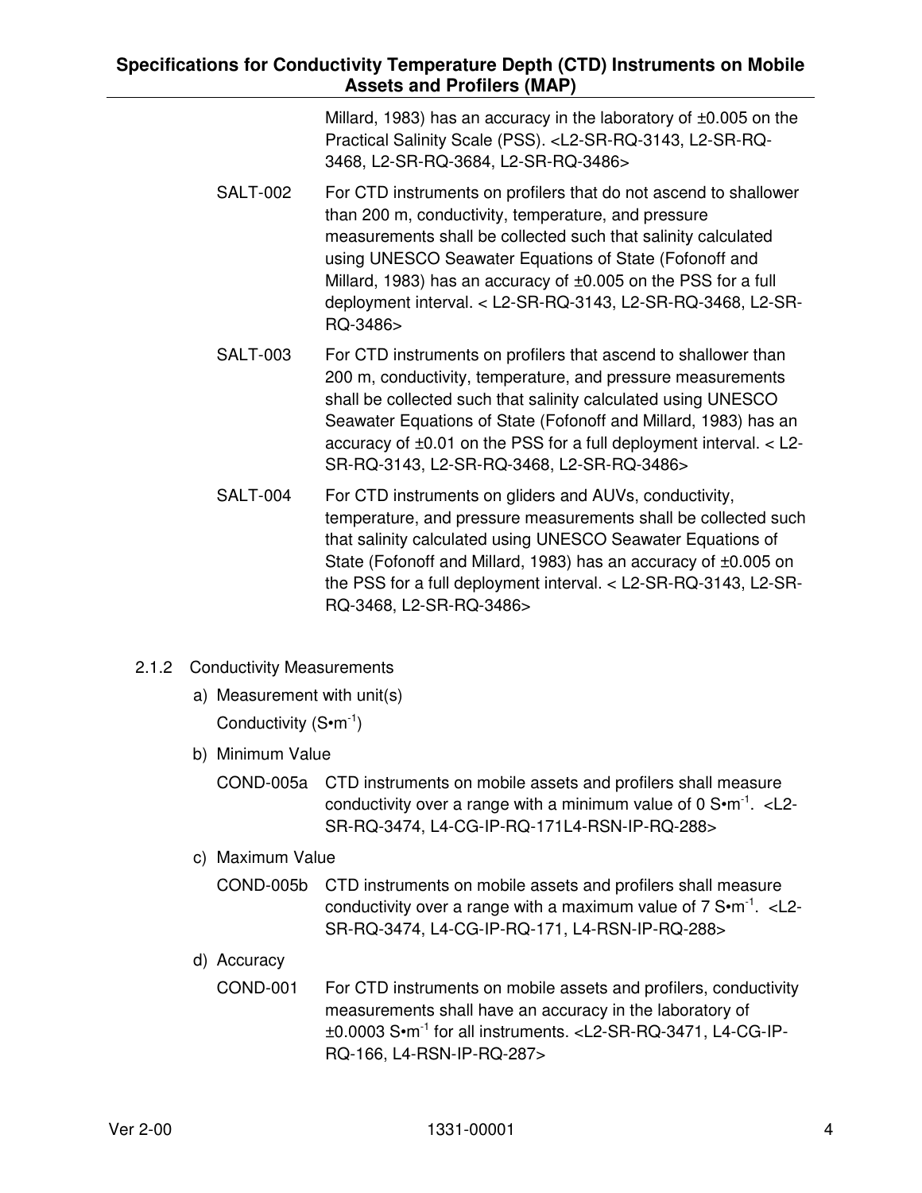Millard, 1983) has an accuracy in the laboratory of ±0.005 on the Practical Salinity Scale (PSS). <L2-SR-RQ-3143, L2-SR-RQ-3468, L2-SR-RQ-3684, L2-SR-RQ-3486>

SALT-002 For CTD instruments on profilers that do not ascend to shallower than 200 m, conductivity, temperature, and pressure measurements shall be collected such that salinity calculated using UNESCO Seawater Equations of State (Fofonoff and Millard, 1983) has an accuracy of ±0.005 on the PSS for a full deployment interval. < L2-SR-RQ-3143, L2-SR-RQ-3468, L2-SR-RQ-3486>

SALT-003 For CTD instruments on profilers that ascend to shallower than 200 m, conductivity, temperature, and pressure measurements shall be collected such that salinity calculated using UNESCO Seawater Equations of State (Fofonoff and Millard, 1983) has an accuracy of ±0.01 on the PSS for a full deployment interval. < L2-SR-RQ-3143, L2-SR-RQ-3468, L2-SR-RQ-3486>

SALT-004 For CTD instruments on gliders and AUVs, conductivity, temperature, and pressure measurements shall be collected such that salinity calculated using UNESCO Seawater Equations of State (Fofonoff and Millard, 1983) has an accuracy of ±0.005 on the PSS for a full deployment interval. < L2-SR-RQ-3143, L2-SR-RQ-3468, L2-SR-RQ-3486>

### 2.1.2 Conductivity Measurements

a) Measurement with unit(s)

Conductivity ($S \cdot m^{-1}$)

b) Minimum Value

COND-005a CTD instruments on mobile assets and profilers shall measure conductivity over a range with a minimum value of 0 $S \cdot m^{-1}$. <L2-SR-RQ-3474, L4-CG-IP-RQ-171L4-RSN-IP-RQ-288>

c) Maximum Value

COND-005b CTD instruments on mobile assets and profilers shall measure conductivity over a range with a maximum value of 7 $S \cdot m^{-1}$. <L2-SR-RQ-3474, L4-CG-IP-RQ-171, L4-RSN-IP-RQ-288>

d) Accuracy

COND-001 For CTD instruments on mobile assets and profilers, conductivity measurements shall have an accuracy in the laboratory of ±0.0003 $S \cdot m^{-1}$ for all instruments. <L2-SR-RQ-3471, L4-CG-IP-RQ-166, L4-RSN-IP-RQ-287>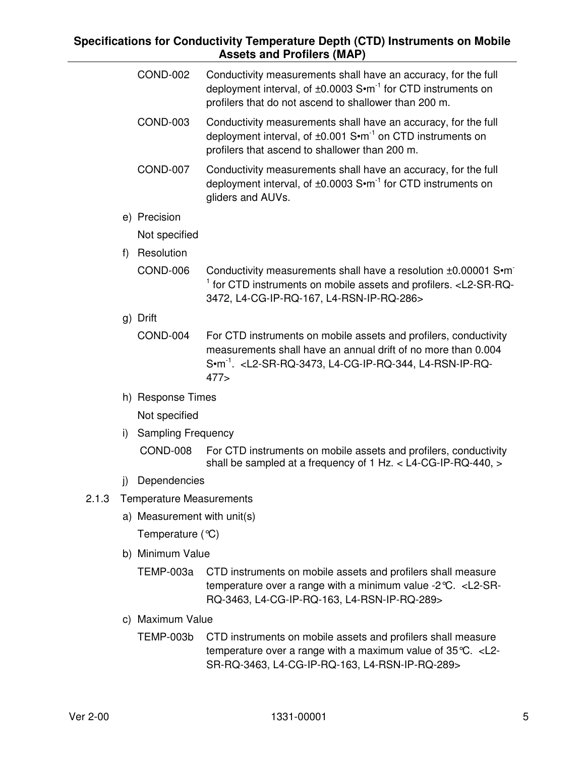COND-002 Conductivity measurements shall have an accuracy, for the full deployment interval, of ±0.0003 S•m$^{-1}$ for CTD instruments on profilers that do not ascend to shallower than 200 m.

COND-003 Conductivity measurements shall have an accuracy, for the full deployment interval, of ±0.001 S•m$^{-1}$ on CTD instruments on profilers that ascend to shallower than 200 m.

COND-007 Conductivity measurements shall have an accuracy, for the full deployment interval, of ±0.0003 S•m$^{-1}$ for CTD instruments on gliders and AUVs.

e) Precision

Not specified

f) Resolution

COND-006 Conductivity measurements shall have a resolution ±0.00001 S•m$^{-1}$ for CTD instruments on mobile assets and profilers. <L2-SR-RQ-3472, L4-CG-IP-RQ-167, L4-RSN-IP-RQ-286>

g) Drift

COND-004 For CTD instruments on mobile assets and profilers, conductivity measurements shall have an annual drift of no more than 0.004 S•m$^{-1}$. <L2-SR-RQ-3473, L4-CG-IP-RQ-344, L4-RSN-IP-RQ-477>

h) Response Times

Not specified

i) Sampling Frequency

COND-008 For CTD instruments on mobile assets and profilers, conductivity shall be sampled at a frequency of 1 Hz. < L4-CG-IP-RQ-440, >

j) Dependencies

### 2.1.3 Temperature Measurements

a) Measurement with unit(s)

Temperature (°C)

b) Minimum Value

TEMP-003a CTD instruments on mobile assets and profilers shall measure temperature over a range with a minimum value -2°C. <L2-SR-RQ-3463, L4-CG-IP-RQ-163, L4-RSN-IP-RQ-289>

c) Maximum Value

TEMP-003b CTD instruments on mobile assets and profilers shall measure temperature over a range with a maximum value of 35°C. <L2-SR-RQ-3463, L4-CG-IP-RQ-163, L4-RSN-IP-RQ-289>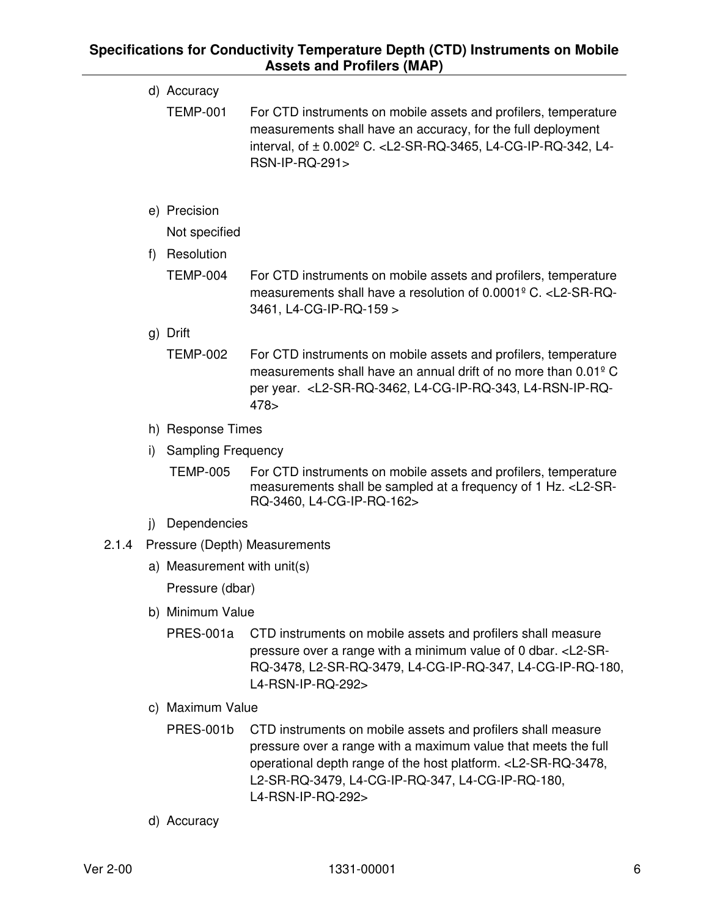d) Accuracy

TEMP-001 For CTD instruments on mobile assets and profilers, temperature measurements shall have an accuracy, for the full deployment interval, of ± 0.002º C. <L2-SR-RQ-3465, L4-CG-IP-RQ-342, L4-RSN-IP-RQ-291>

e) Precision

Not specified

f) Resolution

TEMP-004 For CTD instruments on mobile assets and profilers, temperature measurements shall have a resolution of 0.0001º C. <L2-SR-RQ-3461, L4-CG-IP-RQ-159 >

g) Drift

TEMP-002 For CTD instruments on mobile assets and profilers, temperature measurements shall have an annual drift of no more than 0.01º C per year. <L2-SR-RQ-3462, L4-CG-IP-RQ-343, L4-RSN-IP-RQ-478>

h) Response Times

i) Sampling Frequency

TEMP-005 For CTD instruments on mobile assets and profilers, temperature measurements shall be sampled at a frequency of 1 Hz. <L2-SR-RQ-3460, L4-CG-IP-RQ-162>

j) Dependencies

### 2.1.4 Pressure (Depth) Measurements

a) Measurement with unit(s)

Pressure (dbar)

b) Minimum Value

PRES-001a CTD instruments on mobile assets and profilers shall measure pressure over a range with a minimum value of 0 dbar. <L2-SR-RQ-3478, L2-SR-RQ-3479, L4-CG-IP-RQ-347, L4-CG-IP-RQ-180, L4-RSN-IP-RQ-292>

c) Maximum Value

PRES-001b CTD instruments on mobile assets and profilers shall measure pressure over a range with a maximum value that meets the full operational depth range of the host platform. <L2-SR-RQ-3478, L2-SR-RQ-3479, L4-CG-IP-RQ-347, L4-CG-IP-RQ-180, L4-RSN-IP-RQ-292>

d) Accuracy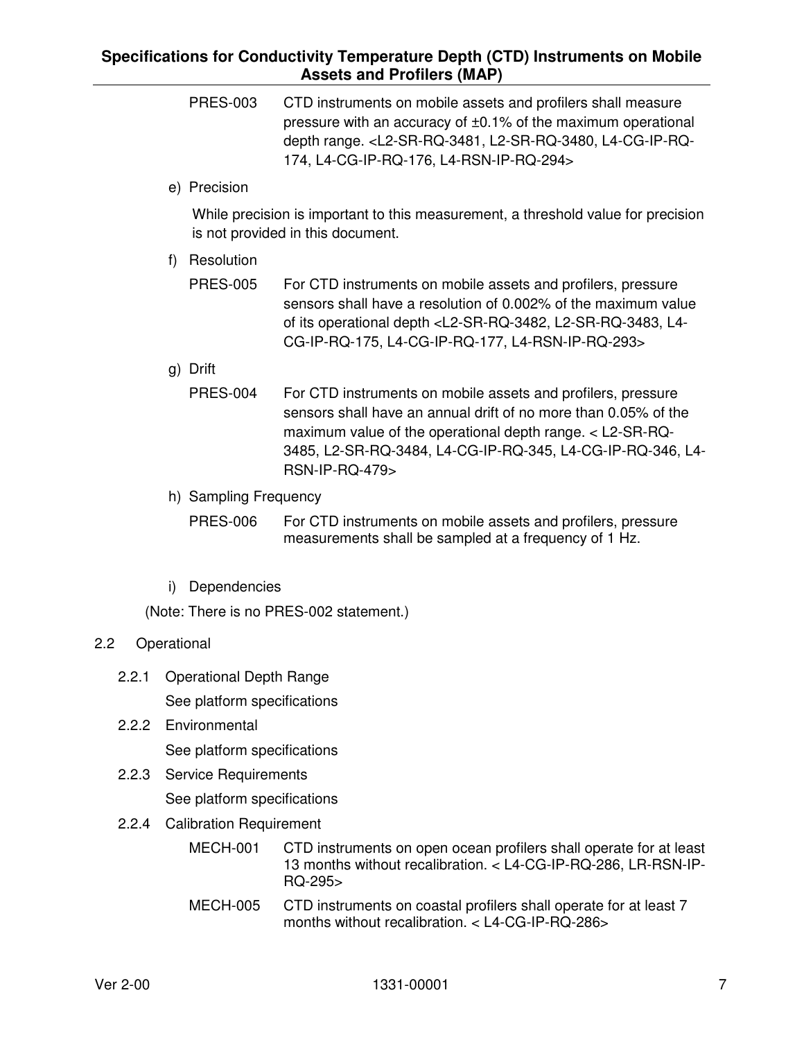PRES-003 CTD instruments on mobile assets and profilers shall measure pressure with an accuracy of ±0.1% of the maximum operational depth range. <L2-SR-RQ-3481, L2-SR-RQ-3480, L4-CG-IP-RQ-174, L4-CG-IP-RQ-176, L4-RSN-IP-RQ-294>

e) Precision

While precision is important to this measurement, a threshold value for precision is not provided in this document.

f) Resolution

PRES-005 For CTD instruments on mobile assets and profilers, pressure sensors shall have a resolution of 0.002% of the maximum value of its operational depth <L2-SR-RQ-3482, L2-SR-RQ-3483, L4-CG-IP-RQ-175, L4-CG-IP-RQ-177, L4-RSN-IP-RQ-293>

g) Drift

PRES-004 For CTD instruments on mobile assets and profilers, pressure sensors shall have an annual drift of no more than 0.05% of the maximum value of the operational depth range. < L2-SR-RQ-3485, L2-SR-RQ-3484, L4-CG-IP-RQ-345, L4-CG-IP-RQ-346, L4-RSN-IP-RQ-479>

h) Sampling Frequency

PRES-006 For CTD instruments on mobile assets and profilers, pressure measurements shall be sampled at a frequency of 1 Hz.

i) Dependencies

(Note: There is no PRES-002 statement.)

## 2.2 Operational

### 2.2.1 Operational Depth Range

See platform specifications

### 2.2.2 Environmental

See platform specifications

### 2.2.3 Service Requirements

See platform specifications

### 2.2.4 Calibration Requirement

MECH-001 CTD instruments on open ocean profilers shall operate for at least 13 months without recalibration. < L4-CG-IP-RQ-286, LR-RSN-IP-RQ-295>

MECH-005 CTD instruments on coastal profilers shall operate for at least 7 months without recalibration. < L4-CG-IP-RQ-286>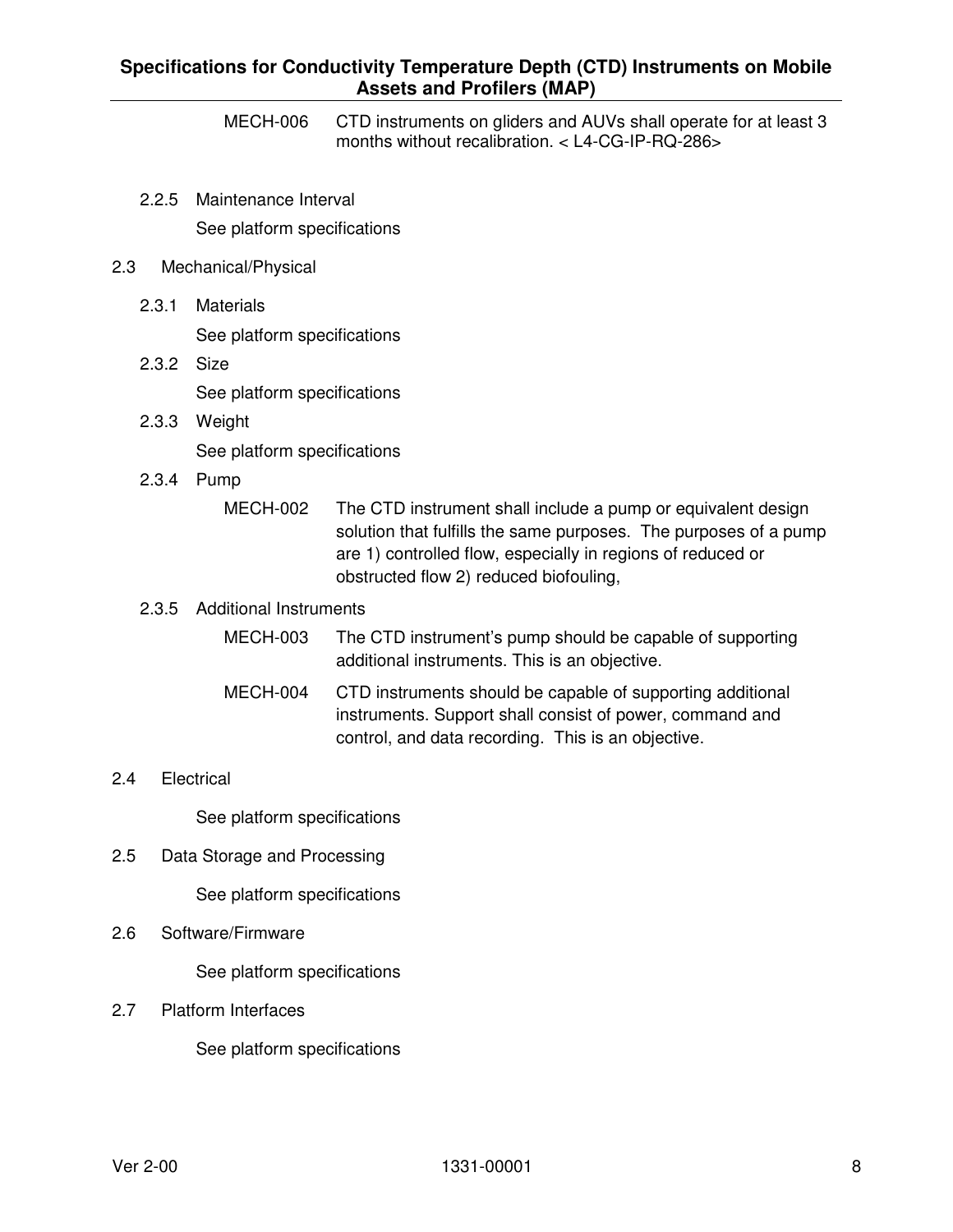MECH-006 CTD instruments on gliders and AUVs shall operate for at least 3 months without recalibration. < L4-CG-IP-RQ-286>

### 2.2.5 Maintenance Interval

See platform specifications

## 2.3 Mechanical/Physical

### 2.3.1 Materials

See platform specifications

### 2.3.2 Size

See platform specifications

### 2.3.3 Weight

See platform specifications

### 2.3.4 Pump

MECH-002 The CTD instrument shall include a pump or equivalent design solution that fulfills the same purposes. The purposes of a pump are 1) controlled flow, especially in regions of reduced or obstructed flow 2) reduced biofouling,

### 2.3.5 Additional Instruments

MECH-003 The CTD instrument's pump should be capable of supporting additional instruments. This is an objective.

MECH-004 CTD instruments should be capable of supporting additional instruments. Support shall consist of power, command and control, and data recording. This is an objective.

## 2.4 Electrical

See platform specifications

## 2.5 Data Storage and Processing

See platform specifications

## 2.6 Software/Firmware

See platform specifications

## 2.7 Platform Interfaces

See platform specifications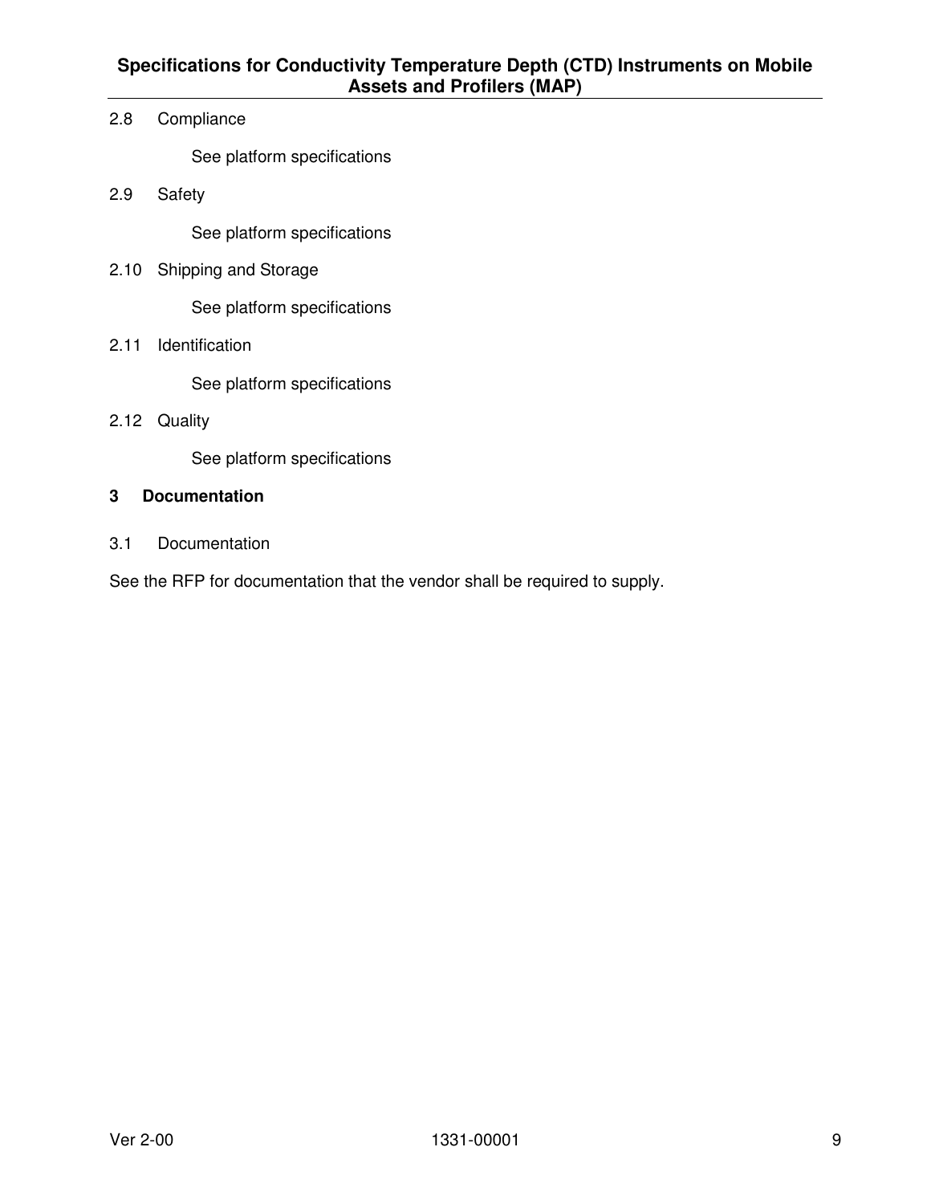### 2.8 Compliance

See platform specifications

### 2.9 Safety

See platform specifications

### 2.10 Shipping and Storage

See platform specifications

### 2.11 Identification

See platform specifications

### 2.12 Quality

See platform specifications

## 3 Documentation

### 3.1 Documentation

See the RFP for documentation that the vendor shall be required to supply.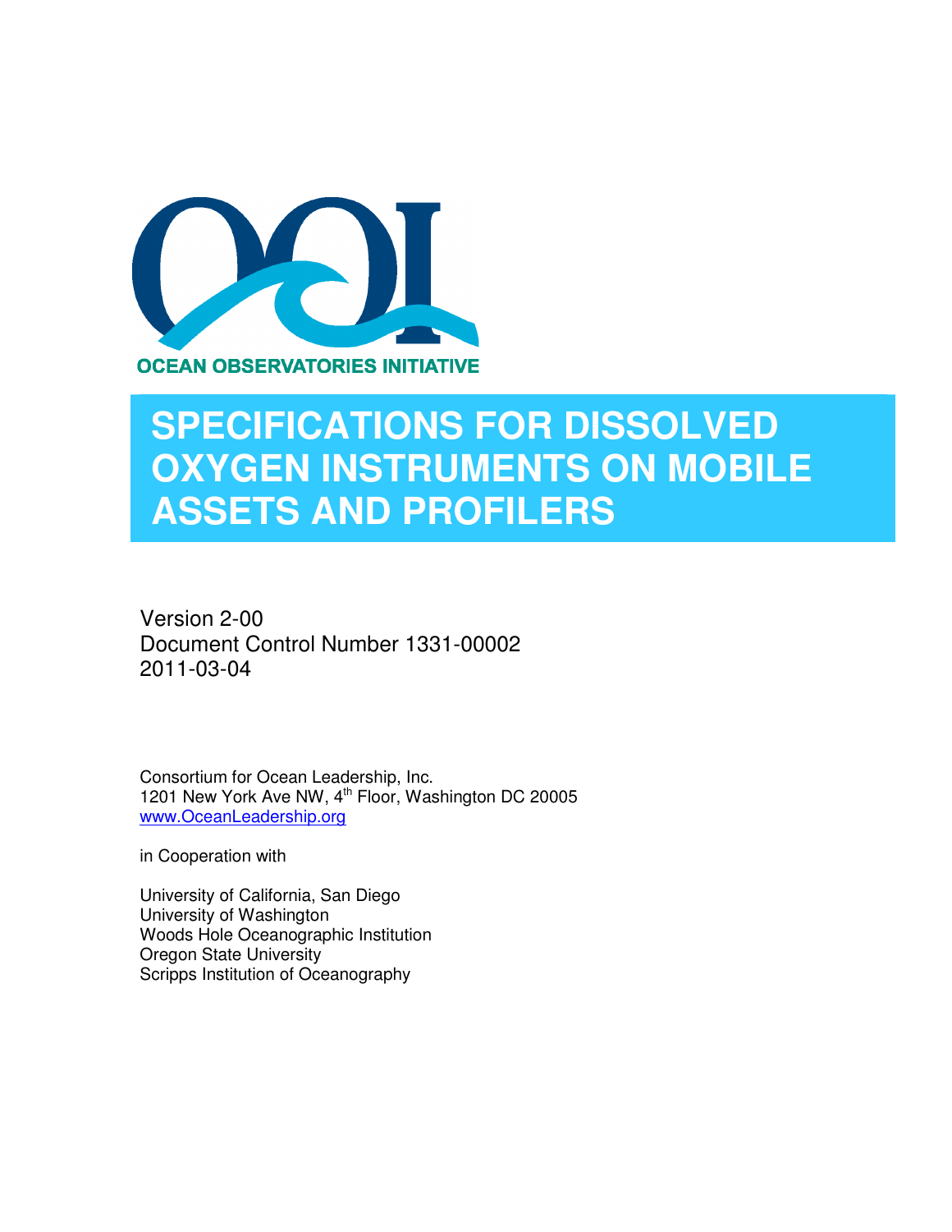OCEAN OBSERVATORIES INITIATIVE

# SPECIFICATIONS FOR DISSOLVED OXYGEN INSTRUMENTS ON MOBILE ASSETS AND PROFILERS

Version 2-00

Document Control Number 1331-00002

2011-03-04

Consortium for Ocean Leadership, Inc.

1201 New York Ave NW, 4th Floor, Washington DC 20005

www.OceanLeadership.org

in Cooperation with

University of California, San Diego

University of Washington

Woods Hole Oceanographic Institution

Oregon State University

Scripps Institution of Oceanography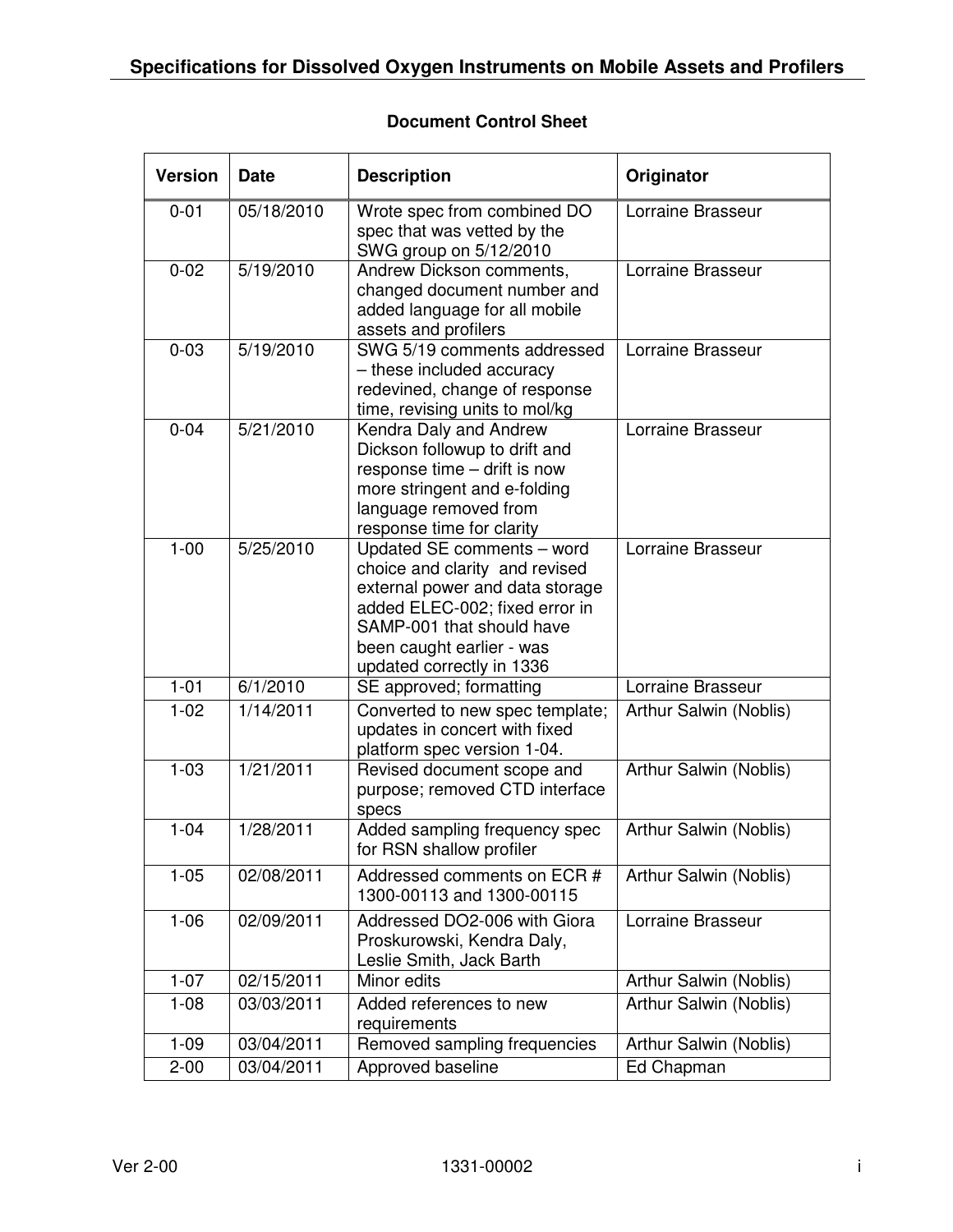## Document Control Sheet

| Version | Date | Description | Originator |
|---|---|---|---|
| 0-01 | 05/18/2010 | Wrote spec from combined DO spec that was vetted by the SWG group on 5/12/2010 | Lorraine Brasseur |
| 0-02 | 5/19/2010 | Andrew Dickson comments, changed document number and added language for all mobile assets and profilers | Lorraine Brasseur |
| 0-03 | 5/19/2010 | SWG 5/19 comments addressed – these included accuracy redevined, change of response time, revising units to mol/kg | Lorraine Brasseur |
| 0-04 | 5/21/2010 | Kendra Daly and Andrew Dickson followup to drift and response time – drift is now more stringent and e-folding language removed from response time for clarity | Lorraine Brasseur |
| 1-00 | 5/25/2010 | Updated SE comments – word choice and clarity and revised external power and data storage added ELEC-002; fixed error in SAMP-001 that should have been caught earlier - was updated correctly in 1336 | Lorraine Brasseur |
| 1-01 | 6/1/2010 | SE approved; formatting | Lorraine Brasseur |
| 1-02 | 1/14/2011 | Converted to new spec template; updates in concert with fixed platform spec version 1-04. | Arthur Salwin (Noblis) |
| 1-03 | 1/21/2011 | Revised document scope and purpose; removed CTD interface specs | Arthur Salwin (Noblis) |
| 1-04 | 1/28/2011 | Added sampling frequency spec for RSN shallow profiler | Arthur Salwin (Noblis) |
| 1-05 | 02/08/2011 | Addressed comments on ECR # 1300-00113 and 1300-00115 | Arthur Salwin (Noblis) |
| 1-06 | 02/09/2011 | Addressed DO2-006 with Giora Proskurowski, Kendra Daly, Leslie Smith, Jack Barth | Lorraine Brasseur |
| 1-07 | 02/15/2011 | Minor edits | Arthur Salwin (Noblis) |
| 1-08 | 03/03/2011 | Added references to new requirements | Arthur Salwin (Noblis) |
| 1-09 | 03/04/2011 | Removed sampling frequencies | Arthur Salwin (Noblis) |
| 2-00 | 03/04/2011 | Approved baseline | Ed Chapman |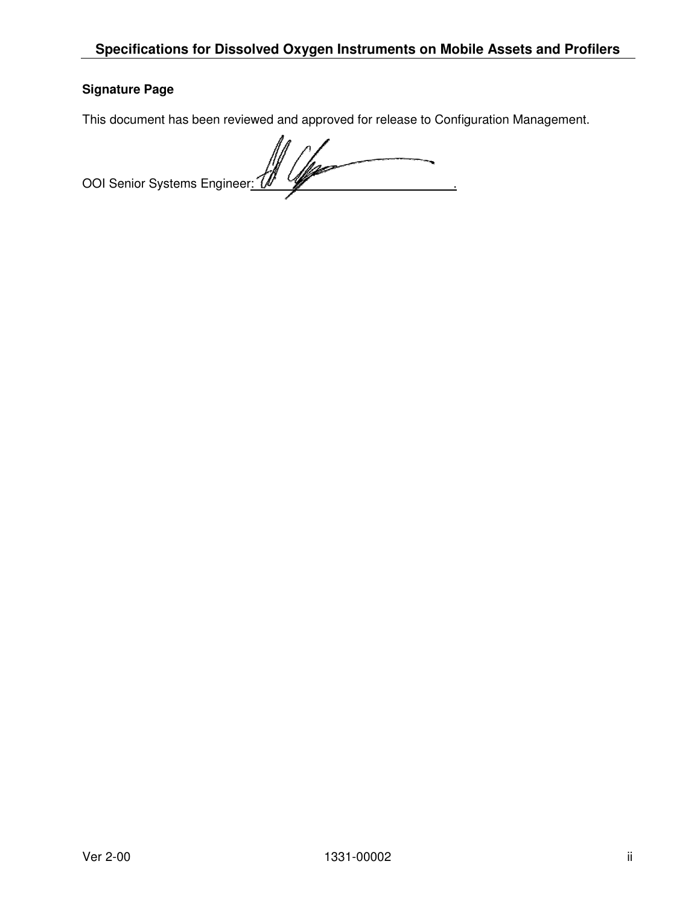**Signature Page**

This document has been reviewed and approved for release to Configuration Management.

OOI Senior Systems Engineer: ______________________________.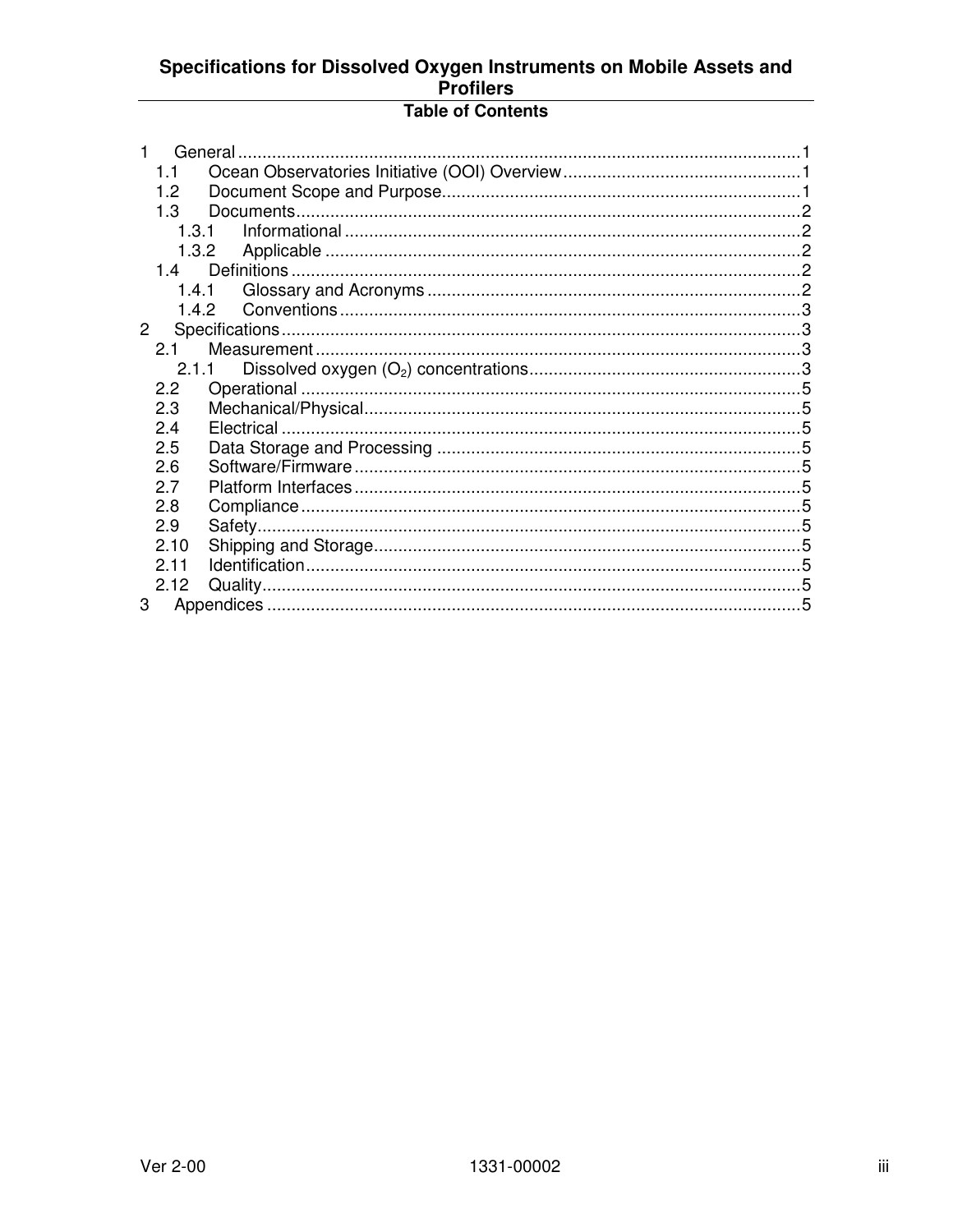# Specifications for Dissolved Oxygen Instruments on Mobile Assets and Profilers

## Table of Contents

1 General .....1
  1.1 Ocean Observatories Initiative (OOI) Overview .....1
  1.2 Document Scope and Purpose .....1
  1.3 Documents .....2
    1.3.1 Informational .....2
    1.3.2 Applicable .....2
  1.4 Definitions .....2
    1.4.1 Glossary and Acronyms .....2
    1.4.2 Conventions .....3
2 Specifications .....3
  2.1 Measurement .....3
    2.1.1 Dissolved oxygen ($O_2$) concentrations .....3
  2.2 Operational .....5
  2.3 Mechanical/Physical .....5
  2.4 Electrical .....5
  2.5 Data Storage and Processing .....5
  2.6 Software/Firmware .....5
  2.7 Platform Interfaces .....5
  2.8 Compliance .....5
  2.9 Safety .....5
  2.10 Shipping and Storage .....5
  2.11 Identification .....5
  2.12 Quality .....5
3 Appendices .....5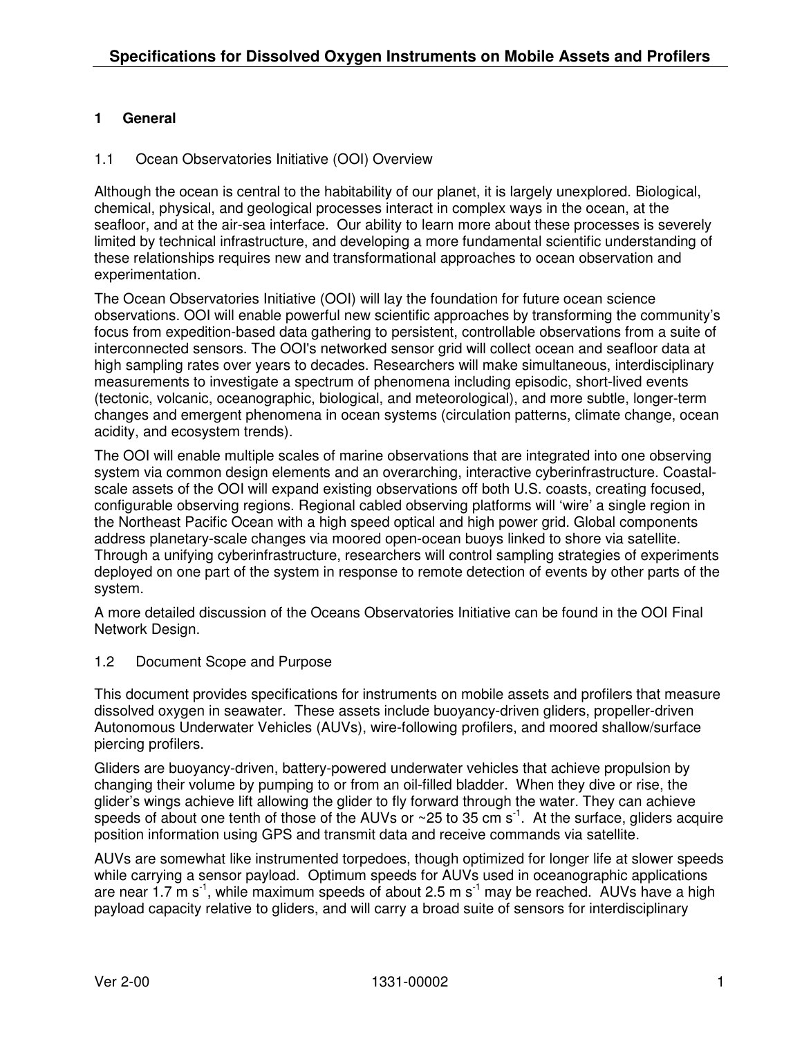# 1 General

## 1.1 Ocean Observatories Initiative (OOI) Overview

Although the ocean is central to the habitability of our planet, it is largely unexplored. Biological, chemical, physical, and geological processes interact in complex ways in the ocean, at the seafloor, and at the air-sea interface. Our ability to learn more about these processes is severely limited by technical infrastructure, and developing a more fundamental scientific understanding of these relationships requires new and transformational approaches to ocean observation and experimentation.

The Ocean Observatories Initiative (OOI) will lay the foundation for future ocean science observations. OOI will enable powerful new scientific approaches by transforming the community's focus from expedition-based data gathering to persistent, controllable observations from a suite of interconnected sensors. The OOI's networked sensor grid will collect ocean and seafloor data at high sampling rates over years to decades. Researchers will make simultaneous, interdisciplinary measurements to investigate a spectrum of phenomena including episodic, short-lived events (tectonic, volcanic, oceanographic, biological, and meteorological), and more subtle, longer-term changes and emergent phenomena in ocean systems (circulation patterns, climate change, ocean acidity, and ecosystem trends).

The OOI will enable multiple scales of marine observations that are integrated into one observing system via common design elements and an overarching, interactive cyberinfrastructure. Coastal-scale assets of the OOI will expand existing observations off both U.S. coasts, creating focused, configurable observing regions. Regional cabled observing platforms will 'wire' a single region in the Northeast Pacific Ocean with a high speed optical and high power grid. Global components address planetary-scale changes via moored open-ocean buoys linked to shore via satellite. Through a unifying cyberinfrastructure, researchers will control sampling strategies of experiments deployed on one part of the system in response to remote detection of events by other parts of the system.

A more detailed discussion of the Oceans Observatories Initiative can be found in the OOI Final Network Design.

## 1.2 Document Scope and Purpose

This document provides specifications for instruments on mobile assets and profilers that measure dissolved oxygen in seawater. These assets include buoyancy-driven gliders, propeller-driven Autonomous Underwater Vehicles (AUVs), wire-following profilers, and moored shallow/surface piercing profilers.

Gliders are buoyancy-driven, battery-powered underwater vehicles that achieve propulsion by changing their volume by pumping to or from an oil-filled bladder. When they dive or rise, the glider's wings achieve lift allowing the glider to fly forward through the water. They can achieve speeds of about one tenth of those of the AUVs or ~25 to 35 cm $s^{-1}$. At the surface, gliders acquire position information using GPS and transmit data and receive commands via satellite.

AUVs are somewhat like instrumented torpedoes, though optimized for longer life at slower speeds while carrying a sensor payload. Optimum speeds for AUVs used in oceanographic applications are near 1.7 m $s^{-1}$, while maximum speeds of about 2.5 m $s^{-1}$ may be reached. AUVs have a high payload capacity relative to gliders, and will carry a broad suite of sensors for interdisciplinary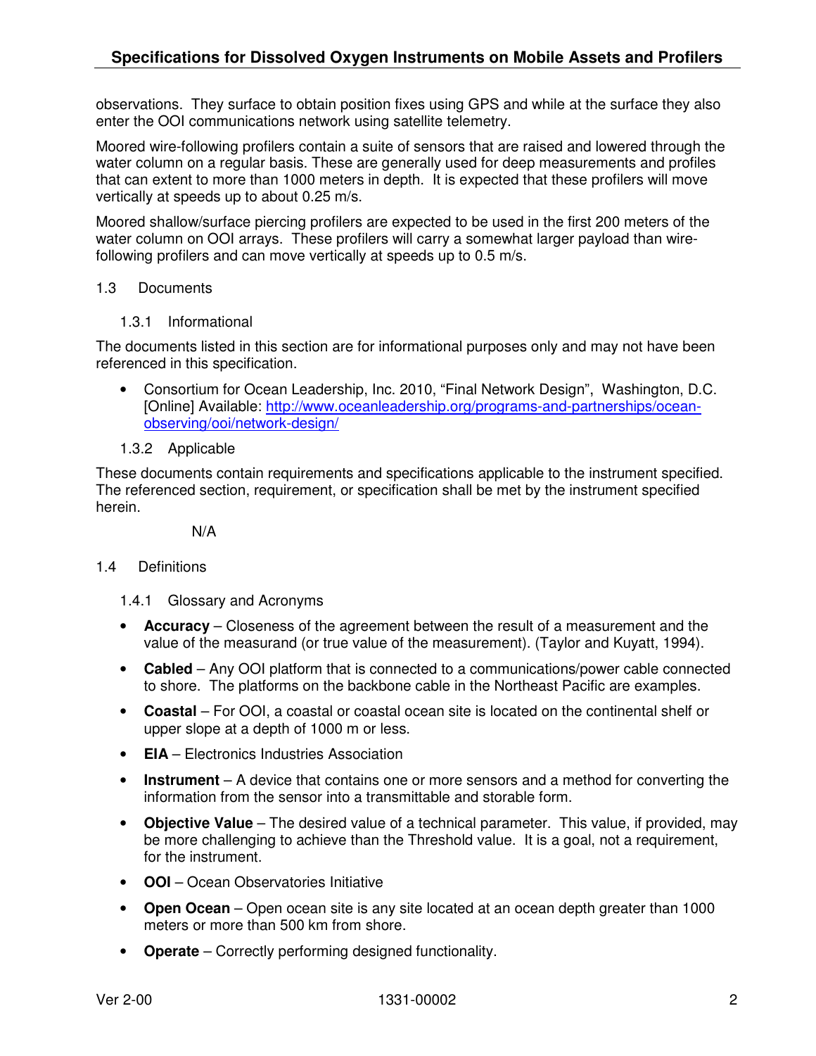observations. They surface to obtain position fixes using GPS and while at the surface they also enter the OOI communications network using satellite telemetry.

Moored wire-following profilers contain a suite of sensors that are raised and lowered through the water column on a regular basis. These are generally used for deep measurements and profiles that can extent to more than 1000 meters in depth. It is expected that these profilers will move vertically at speeds up to about 0.25 m/s.

Moored shallow/surface piercing profilers are expected to be used in the first 200 meters of the water column on OOI arrays. These profilers will carry a somewhat larger payload than wire-following profilers and can move vertically at speeds up to 0.5 m/s.

## 1.3 Documents

### 1.3.1 Informational

The documents listed in this section are for informational purposes only and may not have been referenced in this specification.

- Consortium for Ocean Leadership, Inc. 2010, "Final Network Design", Washington, D.C. [Online] Available: [http://www.oceanleadership.org/programs-and-partnerships/ocean-observing/ooi/network-design/](http://www.oceanleadership.org/programs-and-partnerships/ocean-observing/ooi/network-design/)

### 1.3.2 Applicable

These documents contain requirements and specifications applicable to the instrument specified. The referenced section, requirement, or specification shall be met by the instrument specified herein.

N/A

## 1.4 Definitions

### 1.4.1 Glossary and Acronyms

- **Accuracy** – Closeness of the agreement between the result of a measurement and the value of the measurand (or true value of the measurement). (Taylor and Kuyatt, 1994).
- **Cabled** – Any OOI platform that is connected to a communications/power cable connected to shore. The platforms on the backbone cable in the Northeast Pacific are examples.
- **Coastal** – For OOI, a coastal or coastal ocean site is located on the continental shelf or upper slope at a depth of 1000 m or less.
- **EIA** – Electronics Industries Association
- **Instrument** – A device that contains one or more sensors and a method for converting the information from the sensor into a transmittable and storable form.
- **Objective Value** – The desired value of a technical parameter. This value, if provided, may be more challenging to achieve than the Threshold value. It is a goal, not a requirement, for the instrument.
- **OOI** – Ocean Observatories Initiative
- **Open Ocean** – Open ocean site is any site located at an ocean depth greater than 1000 meters or more than 500 km from shore.
- **Operate** – Correctly performing designed functionality.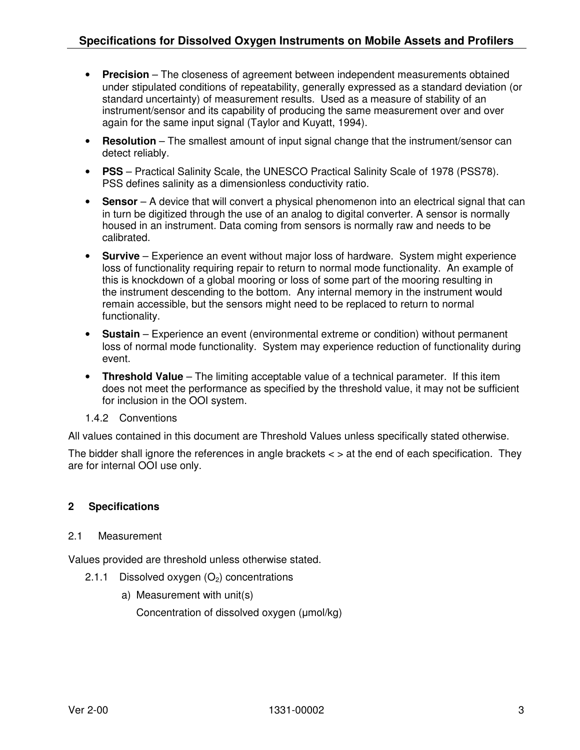- **Precision** – The closeness of agreement between independent measurements obtained under stipulated conditions of repeatability, generally expressed as a standard deviation (or standard uncertainty) of measurement results. Used as a measure of stability of an instrument/sensor and its capability of producing the same measurement over and over again for the same input signal (Taylor and Kuyatt, 1994).
- **Resolution** – The smallest amount of input signal change that the instrument/sensor can detect reliably.
- **PSS** – Practical Salinity Scale, the UNESCO Practical Salinity Scale of 1978 (PSS78). PSS defines salinity as a dimensionless conductivity ratio.
- **Sensor** – A device that will convert a physical phenomenon into an electrical signal that can in turn be digitized through the use of an analog to digital converter. A sensor is normally housed in an instrument. Data coming from sensors is normally raw and needs to be calibrated.
- **Survive** – Experience an event without major loss of hardware. System might experience loss of functionality requiring repair to return to normal mode functionality. An example of this is knockdown of a global mooring or loss of some part of the mooring resulting in the instrument descending to the bottom. Any internal memory in the instrument would remain accessible, but the sensors might need to be replaced to return to normal functionality.
- **Sustain** – Experience an event (environmental extreme or condition) without permanent loss of normal mode functionality. System may experience reduction of functionality during event.
- **Threshold Value** – The limiting acceptable value of a technical parameter. If this item does not meet the performance as specified by the threshold value, it may not be sufficient for inclusion in the OOI system.

#### 1.4.2 Conventions

All values contained in this document are Threshold Values unless specifically stated otherwise.

The bidder shall ignore the references in angle brackets < > at the end of each specification. They are for internal OOI use only.

## 2 Specifications

### 2.1 Measurement

Values provided are threshold unless otherwise stated.

#### 2.1.1 Dissolved oxygen ($O_2$) concentrations

a) Measurement with unit(s)

Concentration of dissolved oxygen (μmol/kg)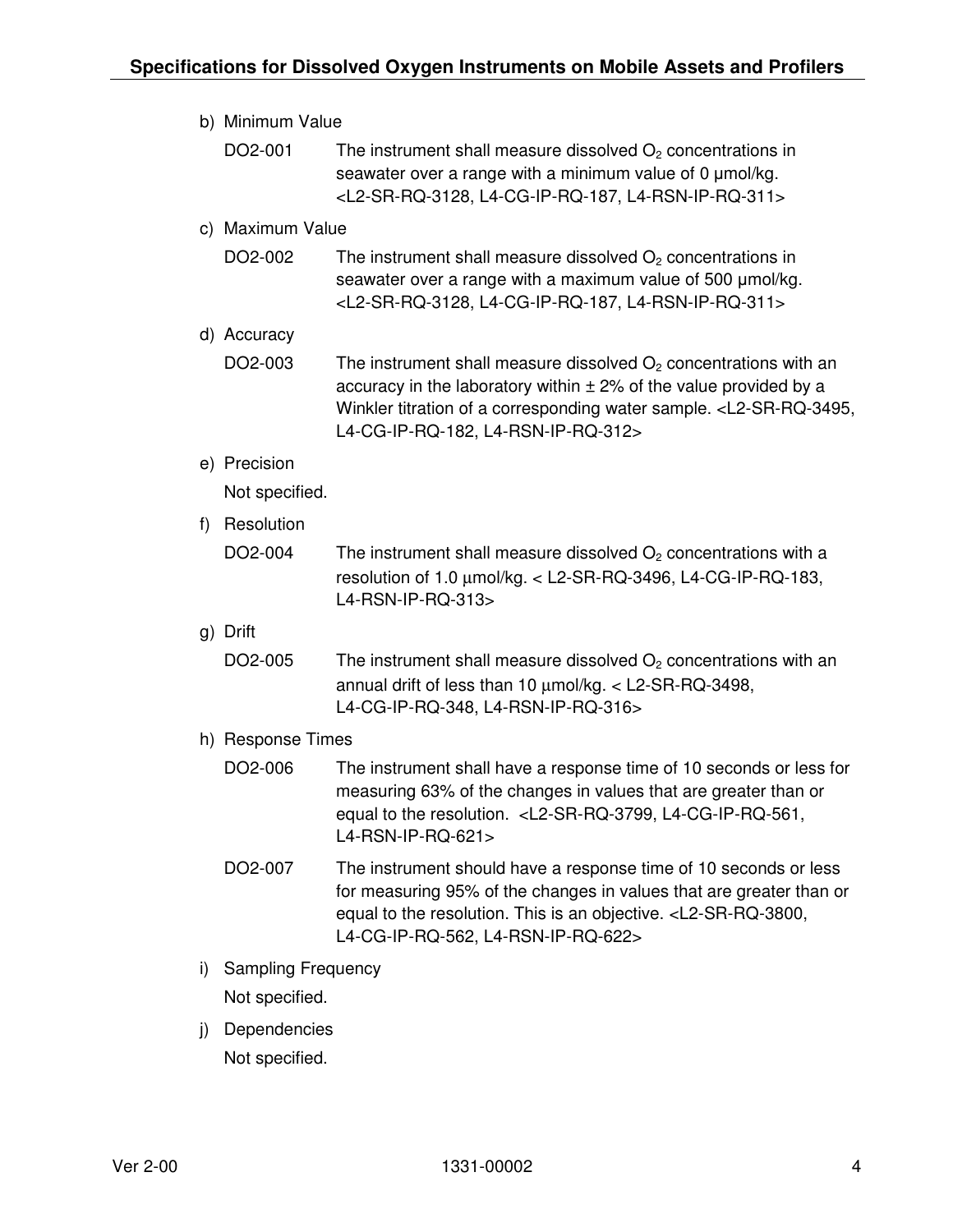b) Minimum Value

DO2-001 The instrument shall measure dissolved $O_2$ concentrations in seawater over a range with a minimum value of 0 µmol/kg. <L2-SR-RQ-3128, L4-CG-IP-RQ-187, L4-RSN-IP-RQ-311>

c) Maximum Value

DO2-002 The instrument shall measure dissolved $O_2$ concentrations in seawater over a range with a maximum value of 500 µmol/kg. <L2-SR-RQ-3128, L4-CG-IP-RQ-187, L4-RSN-IP-RQ-311>

d) Accuracy

DO2-003 The instrument shall measure dissolved $O_2$ concentrations with an accuracy in the laboratory within ± 2% of the value provided by a Winkler titration of a corresponding water sample. <L2-SR-RQ-3495, L4-CG-IP-RQ-182, L4-RSN-IP-RQ-312>

e) Precision

Not specified.

f) Resolution

DO2-004 The instrument shall measure dissolved $O_2$ concentrations with a resolution of 1.0 µmol/kg. < L2-SR-RQ-3496, L4-CG-IP-RQ-183, L4-RSN-IP-RQ-313>

g) Drift

DO2-005 The instrument shall measure dissolved $O_2$ concentrations with an annual drift of less than 10 µmol/kg. < L2-SR-RQ-3498, L4-CG-IP-RQ-348, L4-RSN-IP-RQ-316>

h) Response Times

DO2-006 The instrument shall have a response time of 10 seconds or less for measuring 63% of the changes in values that are greater than or equal to the resolution. <L2-SR-RQ-3799, L4-CG-IP-RQ-561, L4-RSN-IP-RQ-621>

DO2-007 The instrument should have a response time of 10 seconds or less for measuring 95% of the changes in values that are greater than or equal to the resolution. This is an objective. <L2-SR-RQ-3800, L4-CG-IP-RQ-562, L4-RSN-IP-RQ-622>

i) Sampling Frequency

Not specified.

j) Dependencies

Not specified.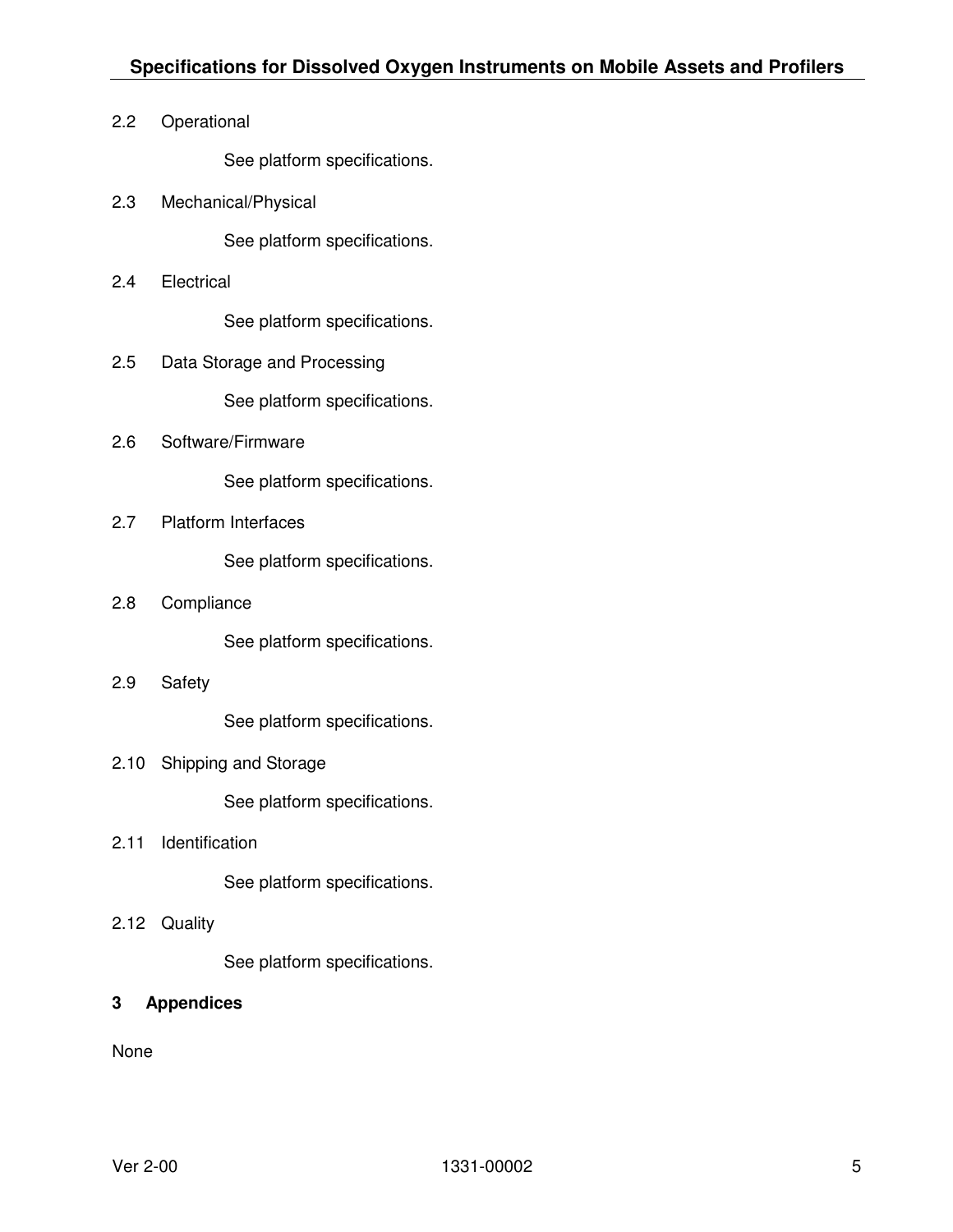### 2.2 Operational

See platform specifications.

### 2.3 Mechanical/Physical

See platform specifications.

### 2.4 Electrical

See platform specifications.

### 2.5 Data Storage and Processing

See platform specifications.

### 2.6 Software/Firmware

See platform specifications.

### 2.7 Platform Interfaces

See platform specifications.

### 2.8 Compliance

See platform specifications.

### 2.9 Safety

See platform specifications.

### 2.10 Shipping and Storage

See platform specifications.

### 2.11 Identification

See platform specifications.

### 2.12 Quality

See platform specifications.

## 3 Appendices

None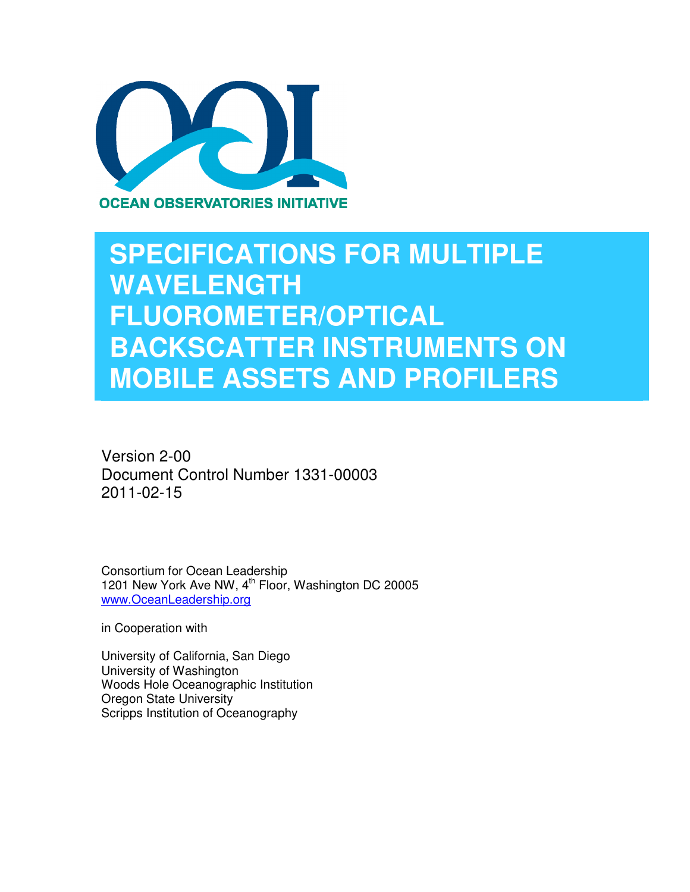**OCEAN OBSERVATORIES INITIATIVE**

# SPECIFICATIONS FOR MULTIPLE WAVELENGTH FLUOROMETER/OPTICAL BACKSCATTER INSTRUMENTS ON MOBILE ASSETS AND PROFILERS

Version 2-00
Document Control Number 1331-00003
2011-02-15

Consortium for Ocean Leadership
1201 New York Ave NW, 4th Floor, Washington DC 20005
www.OceanLeadership.org

in Cooperation with

University of California, San Diego
University of Washington
Woods Hole Oceanographic Institution
Oregon State University
Scripps Institution of Oceanography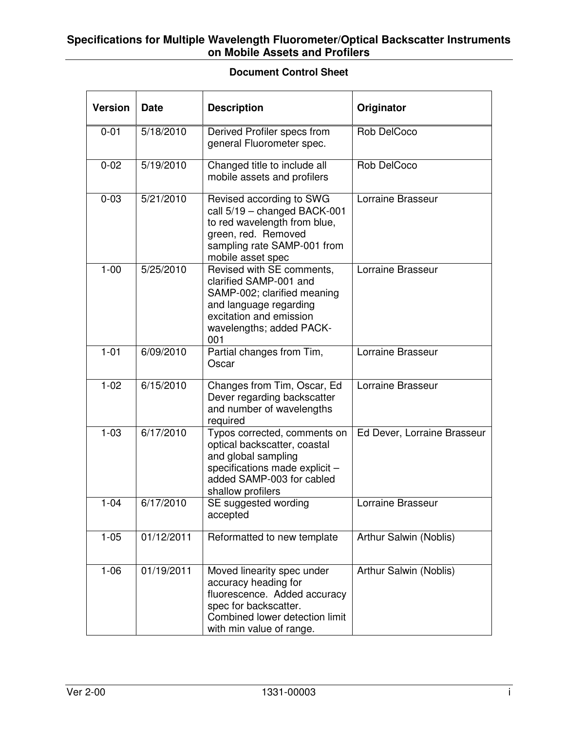## Specifications for Multiple Wavelength Fluorometer/Optical Backscatter Instruments on Mobile Assets and Profilers

**Document Control Sheet**

| Version | Date | Description | Originator |
|---|---|---|---|
| 0-01 | 5/18/2010 | Derived Profiler specs from general Fluorometer spec. | Rob DelCoco |
| 0-02 | 5/19/2010 | Changed title to include all mobile assets and profilers | Rob DelCoco |
| 0-03 | 5/21/2010 | Revised according to SWG call 5/19 – changed BACK-001 to red wavelength from blue, green, red. Removed sampling rate SAMP-001 from mobile asset spec | Lorraine Brasseur |
| 1-00 | 5/25/2010 | Revised with SE comments, clarified SAMP-001 and SAMP-002; clarified meaning and language regarding excitation and emission wavelengths; added PACK-001 | Lorraine Brasseur |
| 1-01 | 6/09/2010 | Partial changes from Tim, Oscar | Lorraine Brasseur |
| 1-02 | 6/15/2010 | Changes from Tim, Oscar, Ed Dever regarding backscatter and number of wavelengths required | Lorraine Brasseur |
| 1-03 | 6/17/2010 | Typos corrected, comments on optical backscatter, coastal and global sampling specifications made explicit – added SAMP-003 for cabled shallow profilers | Ed Dever, Lorraine Brasseur |
| 1-04 | 6/17/2010 | SE suggested wording accepted | Lorraine Brasseur |
| 1-05 | 01/12/2011 | Reformatted to new template | Arthur Salwin (Noblis) |
| 1-06 | 01/19/2011 | Moved linearity spec under accuracy heading for fluorescence. Added accuracy spec for backscatter. Combined lower detection limit with min value of range. | Arthur Salwin (Noblis) |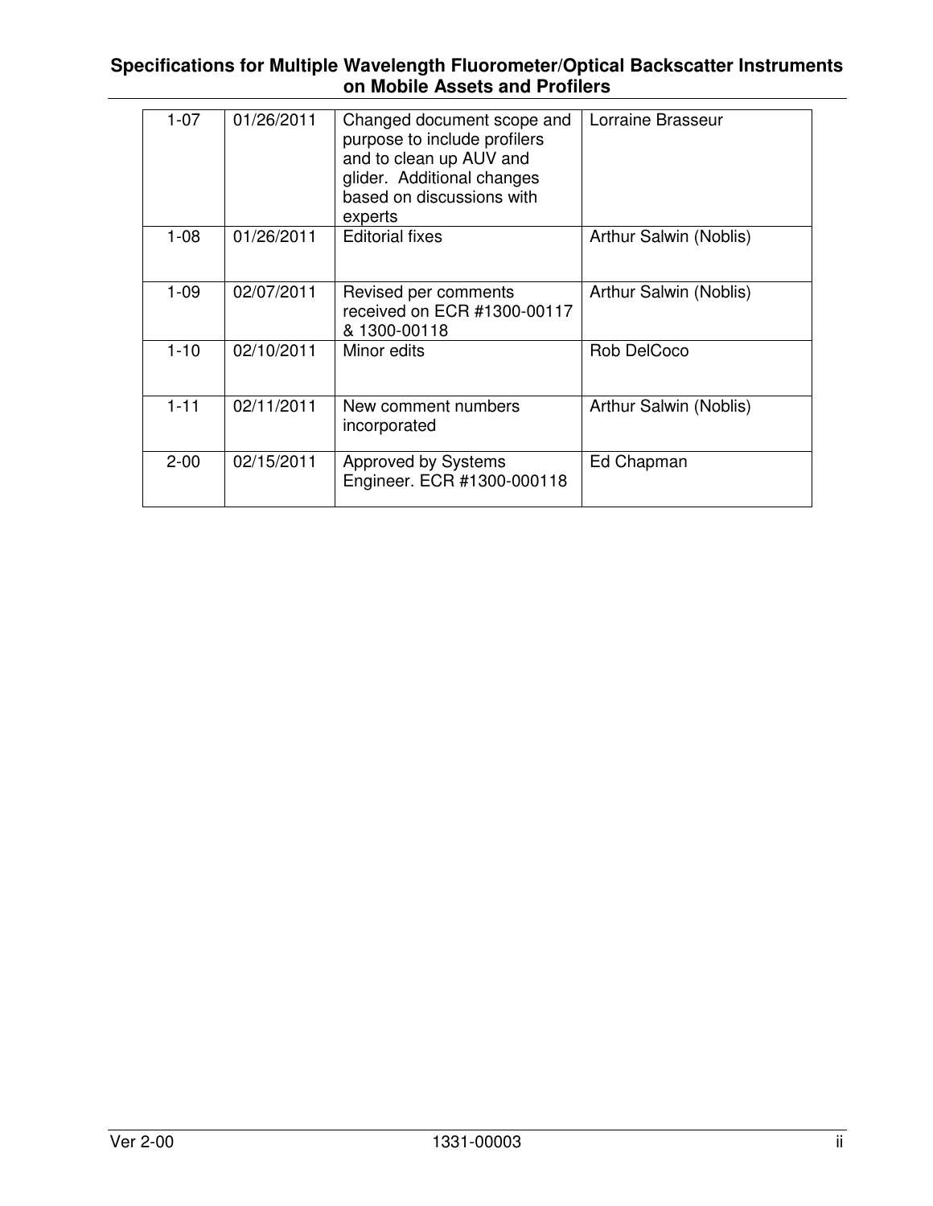| 1-07 | 01/26/2011 | Changed document scope and purpose to include profilers and to clean up AUV and glider. Additional changes based on discussions with experts | Lorraine Brasseur |
|---|---|---|---|
| 1-08 | 01/26/2011 | Editorial fixes | Arthur Salwin (Noblis) |
| 1-09 | 02/07/2011 | Revised per comments received on ECR #1300-00117 & 1300-00118 | Arthur Salwin (Noblis) |
| 1-10 | 02/10/2011 | Minor edits | Rob DelCoco |
| 1-11 | 02/11/2011 | New comment numbers incorporated | Arthur Salwin (Noblis) |
| 2-00 | 02/15/2011 | Approved by Systems Engineer. ECR #1300-000118 | Ed Chapman |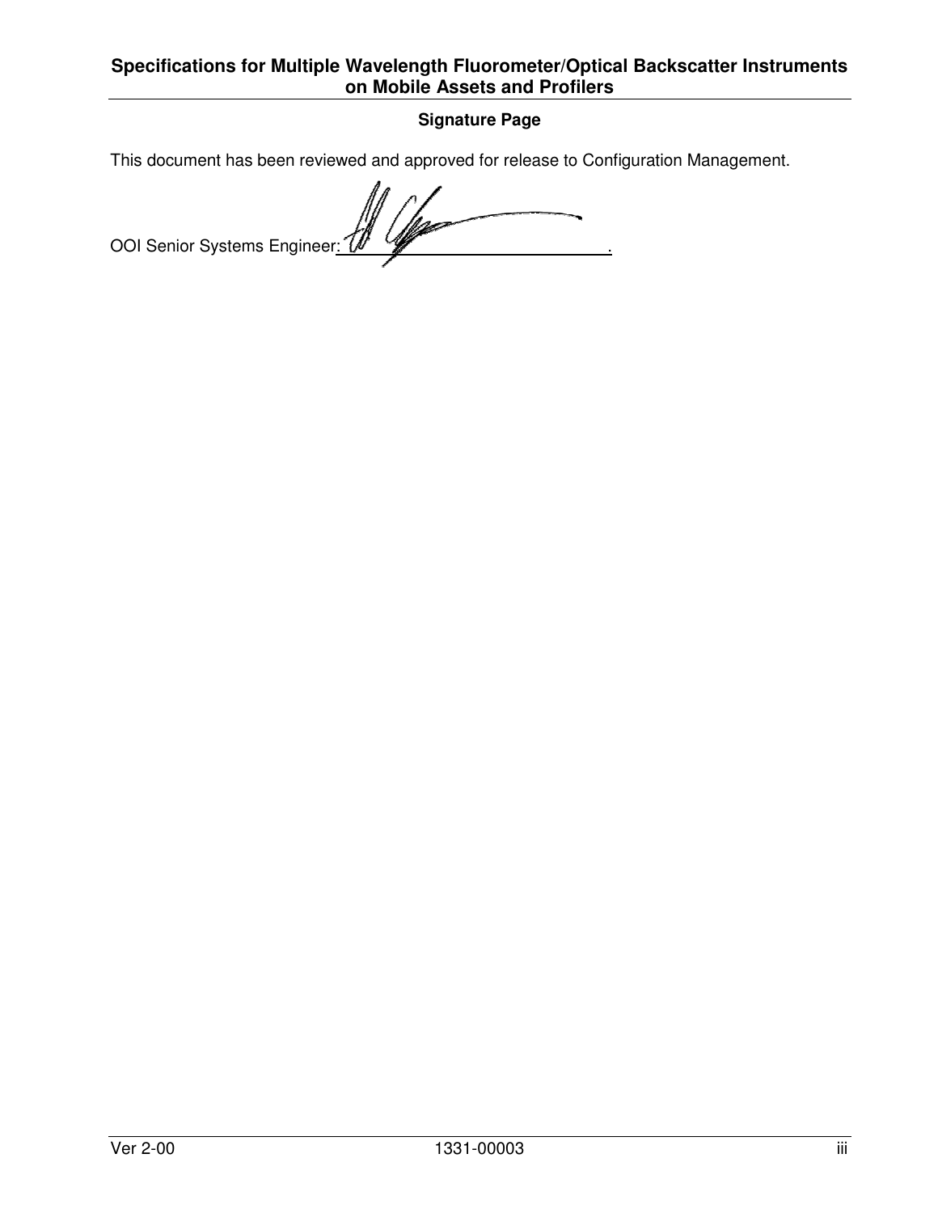**Signature Page**

This document has been reviewed and approved for release to Configuration Management.

OOI Senior Systems Engineer: ______________________________.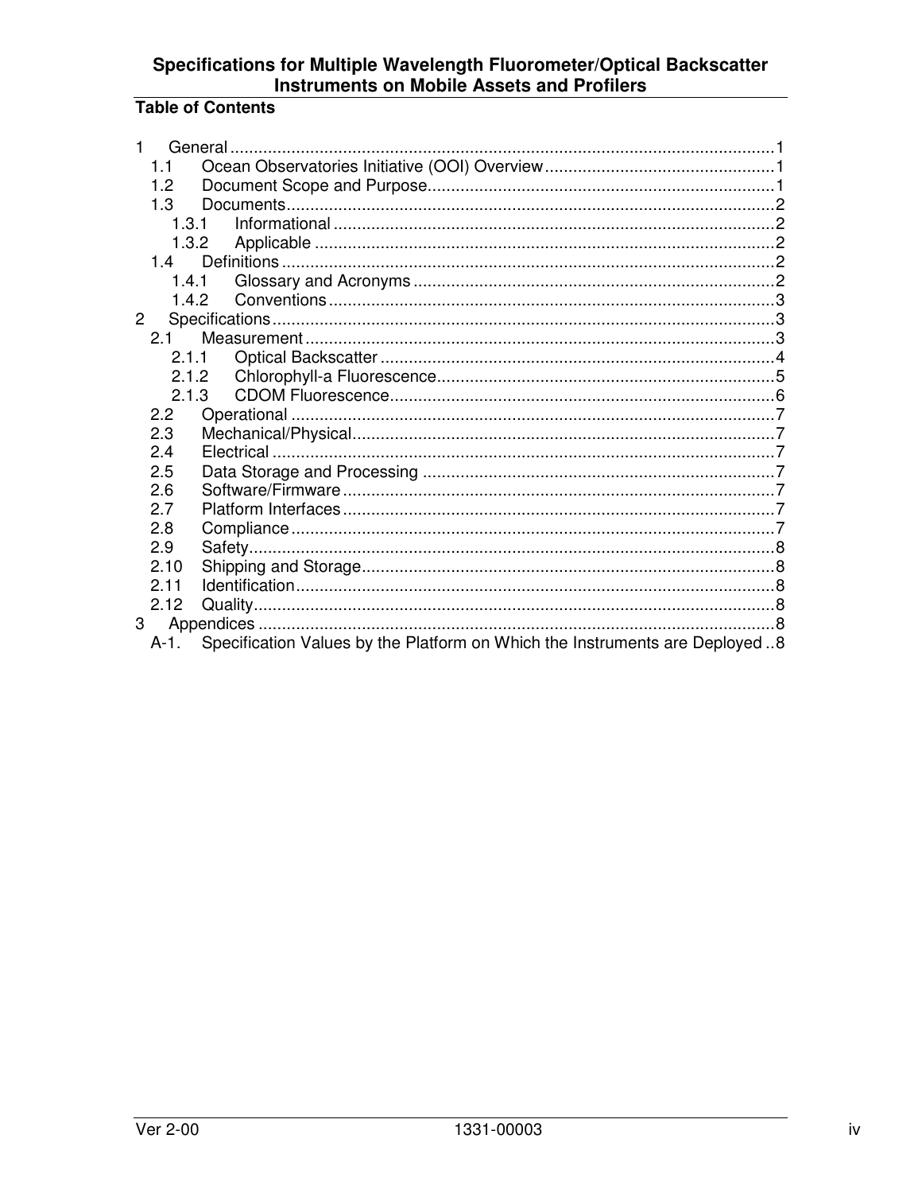## Table of Contents

1 General ........................................................................................................ 1
  1.1 Ocean Observatories Initiative (OOI) Overview ................................................ 1
  1.2 Document Scope and Purpose ......................................................................... 1
  1.3 Documents ...................................................................................................... 2
    1.3.1 Informational ............................................................................................ 2
    1.3.2 Applicable ................................................................................................ 2
  1.4 Definitions ....................................................................................................... 2
    1.4.1 Glossary and Acronyms ............................................................................ 2
    1.4.2 Conventions ............................................................................................. 3
2 Specifications ................................................................................................. 3
  2.1 Measurement ................................................................................................... 3
    2.1.1 Optical Backscatter ................................................................................... 4
    2.1.2 Chlorophyll-a Fluorescence ....................................................................... 5
    2.1.3 CDOM Fluorescence ................................................................................. 6
  2.2 Operational ...................................................................................................... 7
  2.3 Mechanical/Physical ......................................................................................... 7
  2.4 Electrical .......................................................................................................... 7
  2.5 Data Storage and Processing ........................................................................... 7
  2.6 Software/Firmware ........................................................................................... 7
  2.7 Platform Interfaces ........................................................................................... 7
  2.8 Compliance ...................................................................................................... 7
  2.9 Safety .............................................................................................................. 8
  2.10 Shipping and Storage ..................................................................................... 8
  2.11 Identification ................................................................................................... 8
  2.12 Quality ............................................................................................................ 8
3 Appendices ...................................................................................................... 8
  A-1. Specification Values by the Platform on Which the Instruments are Deployed .. 8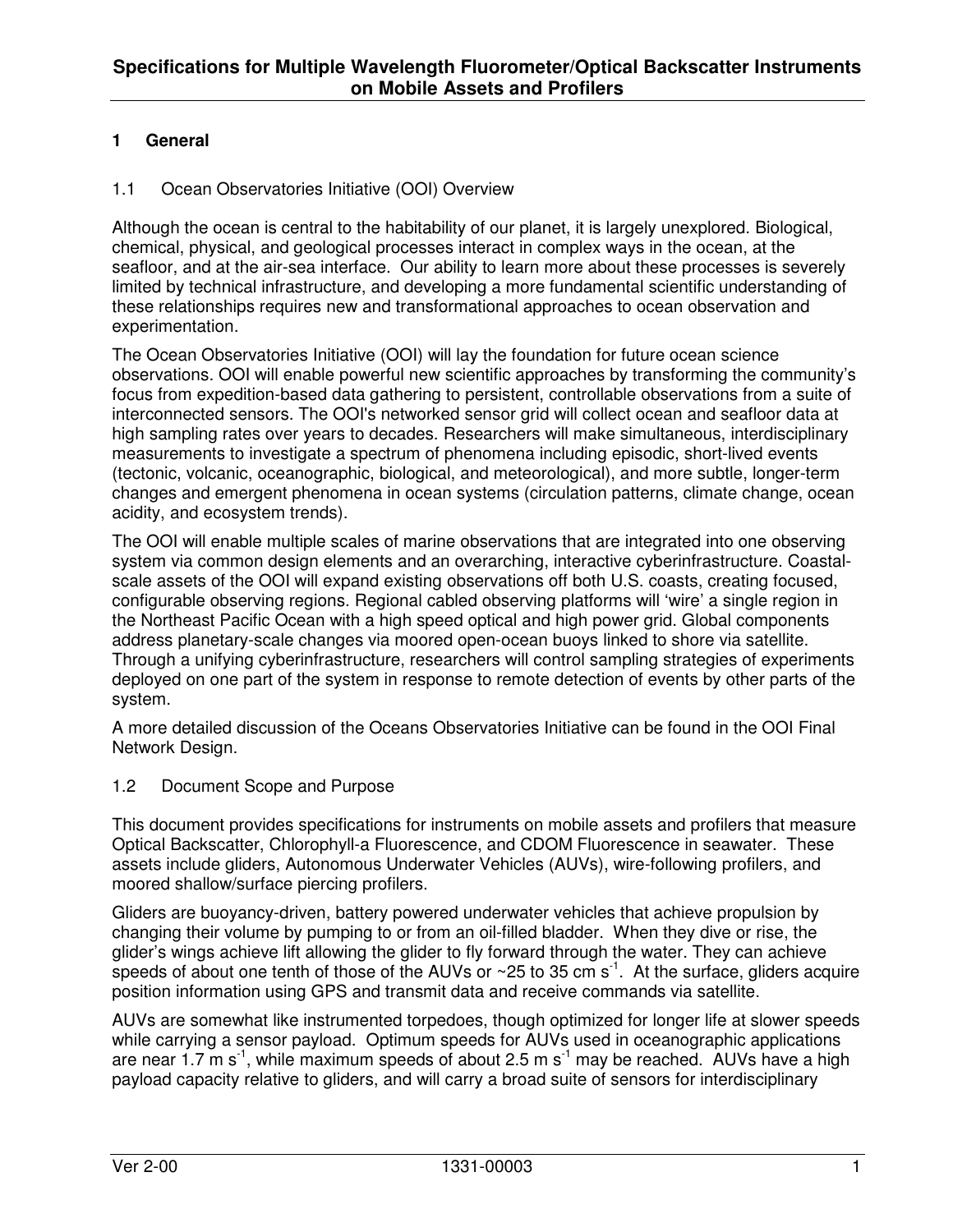## 1 General

### 1.1 Ocean Observatories Initiative (OOI) Overview

Although the ocean is central to the habitability of our planet, it is largely unexplored. Biological, chemical, physical, and geological processes interact in complex ways in the ocean, at the seafloor, and at the air-sea interface. Our ability to learn more about these processes is severely limited by technical infrastructure, and developing a more fundamental scientific understanding of these relationships requires new and transformational approaches to ocean observation and experimentation.

The Ocean Observatories Initiative (OOI) will lay the foundation for future ocean science observations. OOI will enable powerful new scientific approaches by transforming the community's focus from expedition-based data gathering to persistent, controllable observations from a suite of interconnected sensors. The OOI's networked sensor grid will collect ocean and seafloor data at high sampling rates over years to decades. Researchers will make simultaneous, interdisciplinary measurements to investigate a spectrum of phenomena including episodic, short-lived events (tectonic, volcanic, oceanographic, biological, and meteorological), and more subtle, longer-term changes and emergent phenomena in ocean systems (circulation patterns, climate change, ocean acidity, and ecosystem trends).

The OOI will enable multiple scales of marine observations that are integrated into one observing system via common design elements and an overarching, interactive cyberinfrastructure. Coastal-scale assets of the OOI will expand existing observations off both U.S. coasts, creating focused, configurable observing regions. Regional cabled observing platforms will 'wire' a single region in the Northeast Pacific Ocean with a high speed optical and high power grid. Global components address planetary-scale changes via moored open-ocean buoys linked to shore via satellite. Through a unifying cyberinfrastructure, researchers will control sampling strategies of experiments deployed on one part of the system in response to remote detection of events by other parts of the system.

A more detailed discussion of the Oceans Observatories Initiative can be found in the OOI Final Network Design.

### 1.2 Document Scope and Purpose

This document provides specifications for instruments on mobile assets and profilers that measure Optical Backscatter, Chlorophyll-a Fluorescence, and CDOM Fluorescence in seawater. These assets include gliders, Autonomous Underwater Vehicles (AUVs), wire-following profilers, and moored shallow/surface piercing profilers.

Gliders are buoyancy-driven, battery powered underwater vehicles that achieve propulsion by changing their volume by pumping to or from an oil-filled bladder. When they dive or rise, the glider's wings achieve lift allowing the glider to fly forward through the water. They can achieve speeds of about one tenth of those of the AUVs or ~25 to 35 cm $s^{-1}$. At the surface, gliders acquire position information using GPS and transmit data and receive commands via satellite.

AUVs are somewhat like instrumented torpedoes, though optimized for longer life at slower speeds while carrying a sensor payload. Optimum speeds for AUVs used in oceanographic applications are near 1.7 m $s^{-1}$, while maximum speeds of about 2.5 m $s^{-1}$ may be reached. AUVs have a high payload capacity relative to gliders, and will carry a broad suite of sensors for interdisciplinary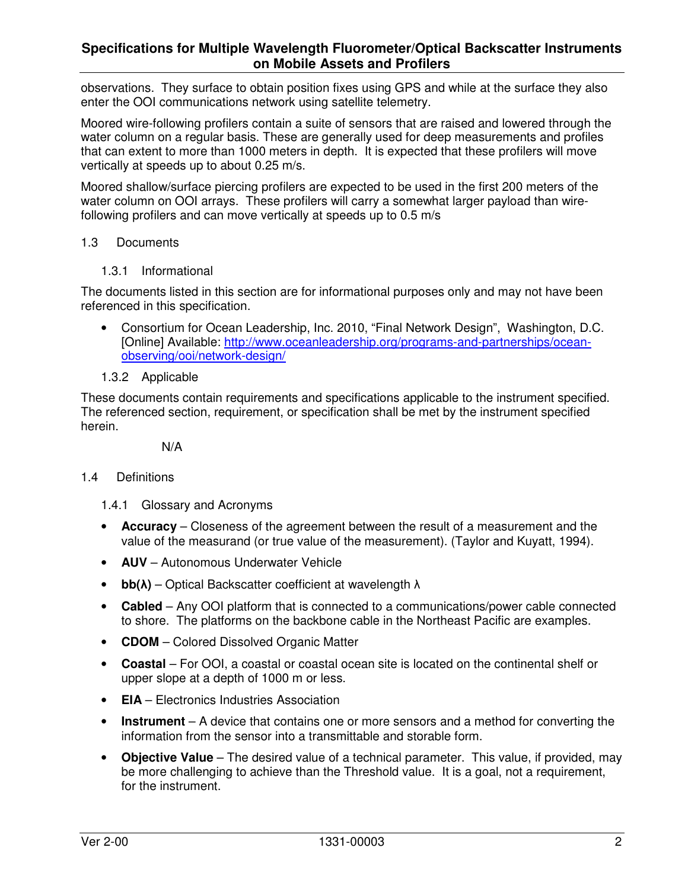observations. They surface to obtain position fixes using GPS and while at the surface they also enter the OOI communications network using satellite telemetry.

Moored wire-following profilers contain a suite of sensors that are raised and lowered through the water column on a regular basis. These are generally used for deep measurements and profiles that can extent to more than 1000 meters in depth. It is expected that these profilers will move vertically at speeds up to about 0.25 m/s.

Moored shallow/surface piercing profilers are expected to be used in the first 200 meters of the water column on OOI arrays. These profilers will carry a somewhat larger payload than wire-following profilers and can move vertically at speeds up to 0.5 m/s

## 1.3 Documents

### 1.3.1 Informational

The documents listed in this section are for informational purposes only and may not have been referenced in this specification.

- Consortium for Ocean Leadership, Inc. 2010, "Final Network Design", Washington, D.C. [Online] Available: http://www.oceanleadership.org/programs-and-partnerships/ocean-observing/ooi/network-design/

### 1.3.2 Applicable

These documents contain requirements and specifications applicable to the instrument specified. The referenced section, requirement, or specification shall be met by the instrument specified herein.

N/A

## 1.4 Definitions

### 1.4.1 Glossary and Acronyms

- **Accuracy** – Closeness of the agreement between the result of a measurement and the value of the measurand (or true value of the measurement). (Taylor and Kuyatt, 1994).
- **AUV** – Autonomous Underwater Vehicle
- **bb(λ)** – Optical Backscatter coefficient at wavelength λ
- **Cabled** – Any OOI platform that is connected to a communications/power cable connected to shore. The platforms on the backbone cable in the Northeast Pacific are examples.
- **CDOM** – Colored Dissolved Organic Matter
- **Coastal** – For OOI, a coastal or coastal ocean site is located on the continental shelf or upper slope at a depth of 1000 m or less.
- **EIA** – Electronics Industries Association
- **Instrument** – A device that contains one or more sensors and a method for converting the information from the sensor into a transmittable and storable form.
- **Objective Value** – The desired value of a technical parameter. This value, if provided, may be more challenging to achieve than the Threshold value. It is a goal, not a requirement, for the instrument.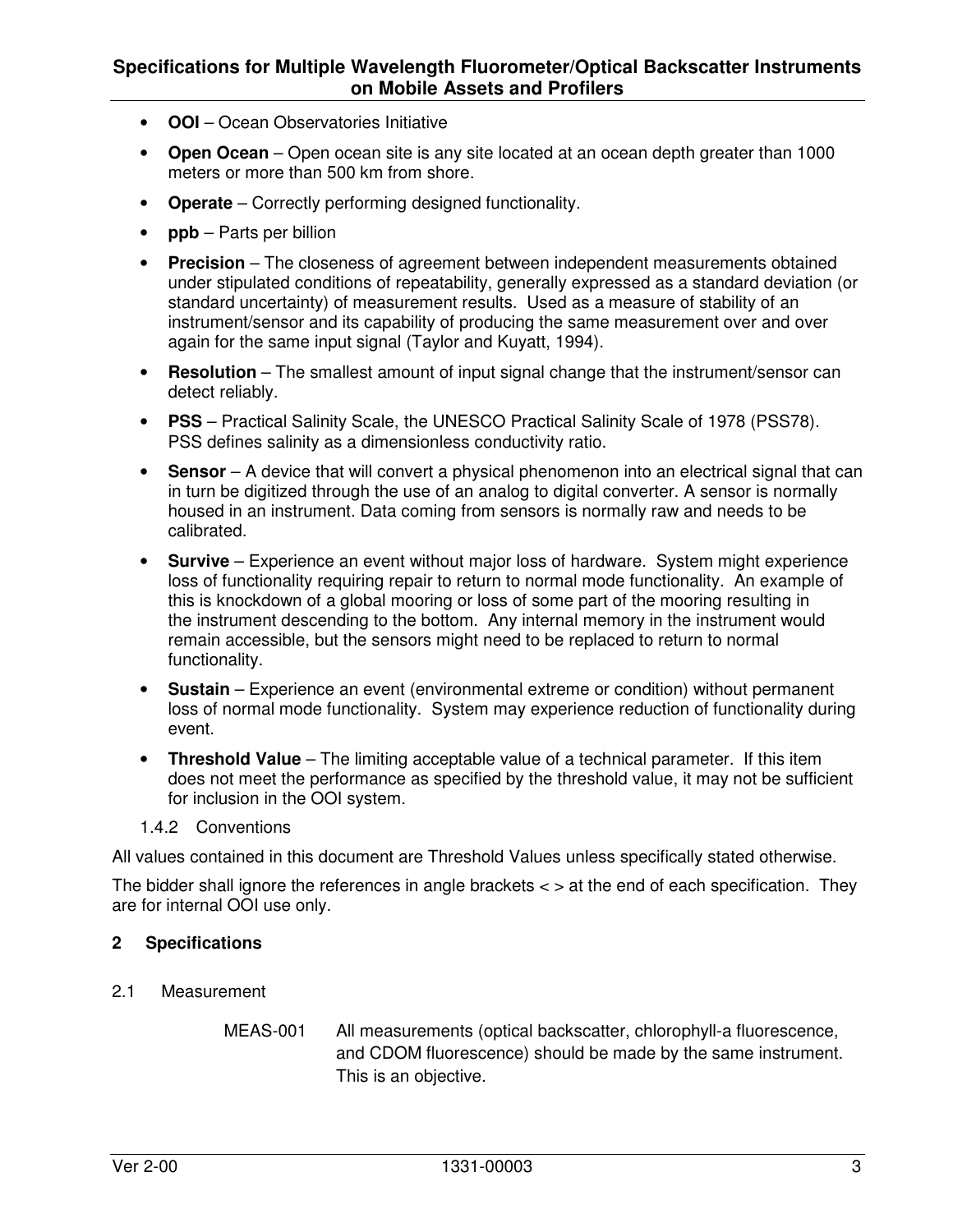- **OOI** – Ocean Observatories Initiative
- **Open Ocean** – Open ocean site is any site located at an ocean depth greater than 1000 meters or more than 500 km from shore.
- **Operate** – Correctly performing designed functionality.
- **ppb** – Parts per billion
- **Precision** – The closeness of agreement between independent measurements obtained under stipulated conditions of repeatability, generally expressed as a standard deviation (or standard uncertainty) of measurement results. Used as a measure of stability of an instrument/sensor and its capability of producing the same measurement over and over again for the same input signal (Taylor and Kuyatt, 1994).
- **Resolution** – The smallest amount of input signal change that the instrument/sensor can detect reliably.
- **PSS** – Practical Salinity Scale, the UNESCO Practical Salinity Scale of 1978 (PSS78). PSS defines salinity as a dimensionless conductivity ratio.
- **Sensor** – A device that will convert a physical phenomenon into an electrical signal that can in turn be digitized through the use of an analog to digital converter. A sensor is normally housed in an instrument. Data coming from sensors is normally raw and needs to be calibrated.
- **Survive** – Experience an event without major loss of hardware. System might experience loss of functionality requiring repair to return to normal mode functionality. An example of this is knockdown of a global mooring or loss of some part of the mooring resulting in the instrument descending to the bottom. Any internal memory in the instrument would remain accessible, but the sensors might need to be replaced to return to normal functionality.
- **Sustain** – Experience an event (environmental extreme or condition) without permanent loss of normal mode functionality. System may experience reduction of functionality during event.
- **Threshold Value** – The limiting acceptable value of a technical parameter. If this item does not meet the performance as specified by the threshold value, it may not be sufficient for inclusion in the OOI system.

#### 1.4.2 Conventions

All values contained in this document are Threshold Values unless specifically stated otherwise.

The bidder shall ignore the references in angle brackets < > at the end of each specification. They are for internal OOI use only.

## 2 Specifications

### 2.1 Measurement

MEAS-001 All measurements (optical backscatter, chlorophyll-a fluorescence, and CDOM fluorescence) should be made by the same instrument. This is an objective.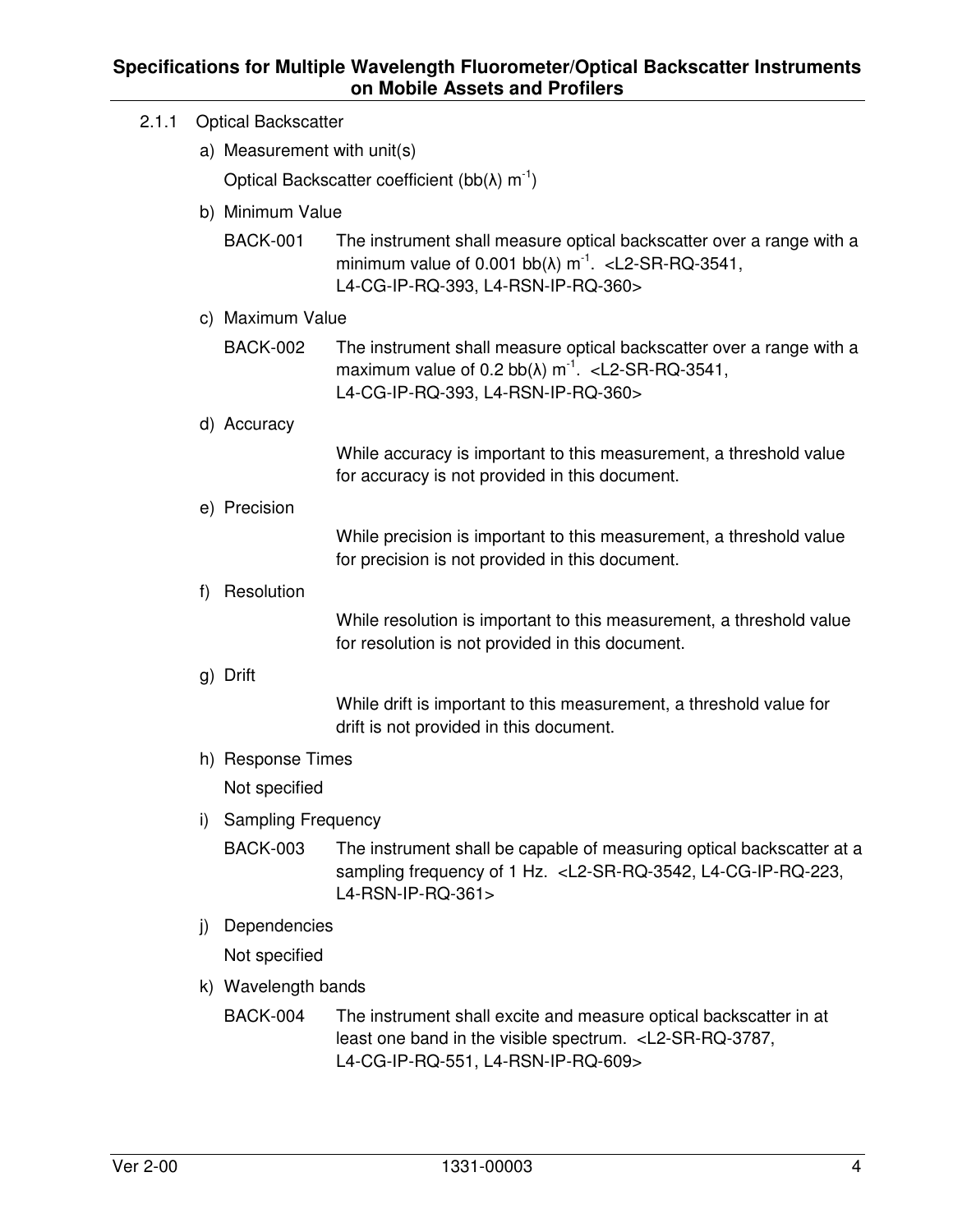#### 2.1.1 Optical Backscatter

a) Measurement with unit(s)

Optical Backscatter coefficient (bb(λ) $m^{-1}$)

b) Minimum Value

BACK-001 The instrument shall measure optical backscatter over a range with a minimum value of 0.001 bb(λ) $m^{-1}$. <L2-SR-RQ-3541, L4-CG-IP-RQ-393, L4-RSN-IP-RQ-360>

c) Maximum Value

BACK-002 The instrument shall measure optical backscatter over a range with a maximum value of 0.2 bb(λ) $m^{-1}$. <L2-SR-RQ-3541, L4-CG-IP-RQ-393, L4-RSN-IP-RQ-360>

d) Accuracy

While accuracy is important to this measurement, a threshold value for accuracy is not provided in this document.

e) Precision

While precision is important to this measurement, a threshold value for precision is not provided in this document.

f) Resolution

While resolution is important to this measurement, a threshold value for resolution is not provided in this document.

g) Drift

While drift is important to this measurement, a threshold value for drift is not provided in this document.

h) Response Times

Not specified

i) Sampling Frequency

BACK-003 The instrument shall be capable of measuring optical backscatter at a sampling frequency of 1 Hz. <L2-SR-RQ-3542, L4-CG-IP-RQ-223, L4-RSN-IP-RQ-361>

j) Dependencies

Not specified

k) Wavelength bands

BACK-004 The instrument shall excite and measure optical backscatter in at least one band in the visible spectrum. <L2-SR-RQ-3787, L4-CG-IP-RQ-551, L4-RSN-IP-RQ-609>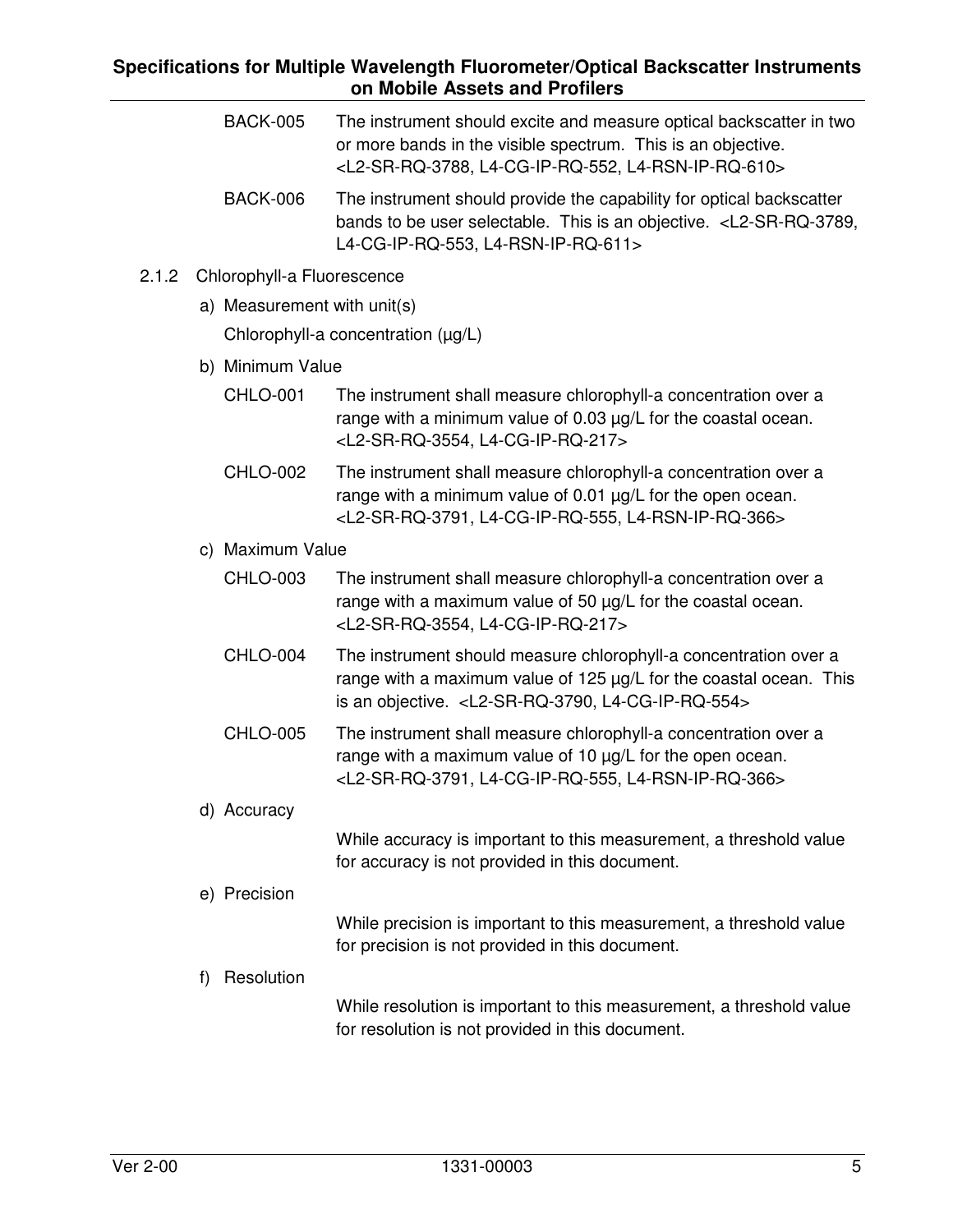BACK-005 The instrument should excite and measure optical backscatter in two or more bands in the visible spectrum. This is an objective. <L2-SR-RQ-3788, L4-CG-IP-RQ-552, L4-RSN-IP-RQ-610>

BACK-006 The instrument should provide the capability for optical backscatter bands to be user selectable. This is an objective. <L2-SR-RQ-3789, L4-CG-IP-RQ-553, L4-RSN-IP-RQ-611>

### 2.1.2 Chlorophyll-a Fluorescence

a) Measurement with unit(s)

Chlorophyll-a concentration (µg/L)

b) Minimum Value

CHLO-001 The instrument shall measure chlorophyll-a concentration over a range with a minimum value of 0.03 µg/L for the coastal ocean. <L2-SR-RQ-3554, L4-CG-IP-RQ-217>

CHLO-002 The instrument shall measure chlorophyll-a concentration over a range with a minimum value of 0.01 µg/L for the open ocean. <L2-SR-RQ-3791, L4-CG-IP-RQ-555, L4-RSN-IP-RQ-366>

c) Maximum Value

CHLO-003 The instrument shall measure chlorophyll-a concentration over a range with a maximum value of 50 µg/L for the coastal ocean. <L2-SR-RQ-3554, L4-CG-IP-RQ-217>

CHLO-004 The instrument should measure chlorophyll-a concentration over a range with a maximum value of 125 µg/L for the coastal ocean. This is an objective. <L2-SR-RQ-3790, L4-CG-IP-RQ-554>

CHLO-005 The instrument shall measure chlorophyll-a concentration over a range with a maximum value of 10 µg/L for the open ocean. <L2-SR-RQ-3791, L4-CG-IP-RQ-555, L4-RSN-IP-RQ-366>

d) Accuracy

While accuracy is important to this measurement, a threshold value for accuracy is not provided in this document.

e) Precision

While precision is important to this measurement, a threshold value for precision is not provided in this document.

f) Resolution

While resolution is important to this measurement, a threshold value for resolution is not provided in this document.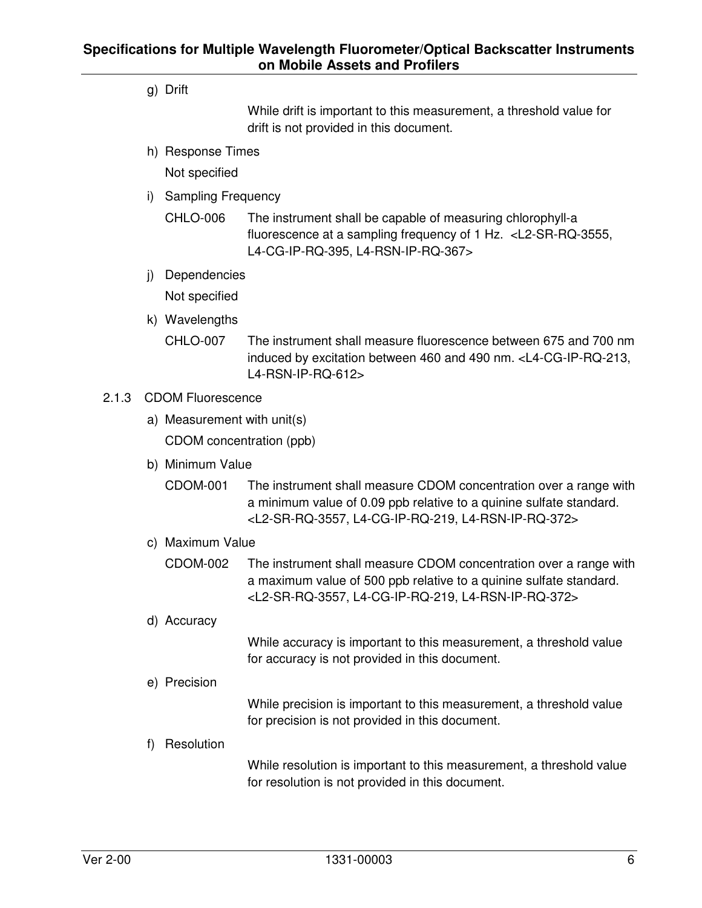g) Drift

While drift is important to this measurement, a threshold value for drift is not provided in this document.

h) Response Times

Not specified

i) Sampling Frequency

CHLO-006 The instrument shall be capable of measuring chlorophyll-a fluorescence at a sampling frequency of 1 Hz. <L2-SR-RQ-3555, L4-CG-IP-RQ-395, L4-RSN-IP-RQ-367>

j) Dependencies

Not specified

k) Wavelengths

CHLO-007 The instrument shall measure fluorescence between 675 and 700 nm induced by excitation between 460 and 490 nm. <L4-CG-IP-RQ-213, L4-RSN-IP-RQ-612>

### 2.1.3 CDOM Fluorescence

a) Measurement with unit(s)

CDOM concentration (ppb)

b) Minimum Value

CDOM-001 The instrument shall measure CDOM concentration over a range with a minimum value of 0.09 ppb relative to a quinine sulfate standard. <L2-SR-RQ-3557, L4-CG-IP-RQ-219, L4-RSN-IP-RQ-372>

c) Maximum Value

CDOM-002 The instrument shall measure CDOM concentration over a range with a maximum value of 500 ppb relative to a quinine sulfate standard. <L2-SR-RQ-3557, L4-CG-IP-RQ-219, L4-RSN-IP-RQ-372>

d) Accuracy

While accuracy is important to this measurement, a threshold value for accuracy is not provided in this document.

e) Precision

While precision is important to this measurement, a threshold value for precision is not provided in this document.

f) Resolution

While resolution is important to this measurement, a threshold value for resolution is not provided in this document.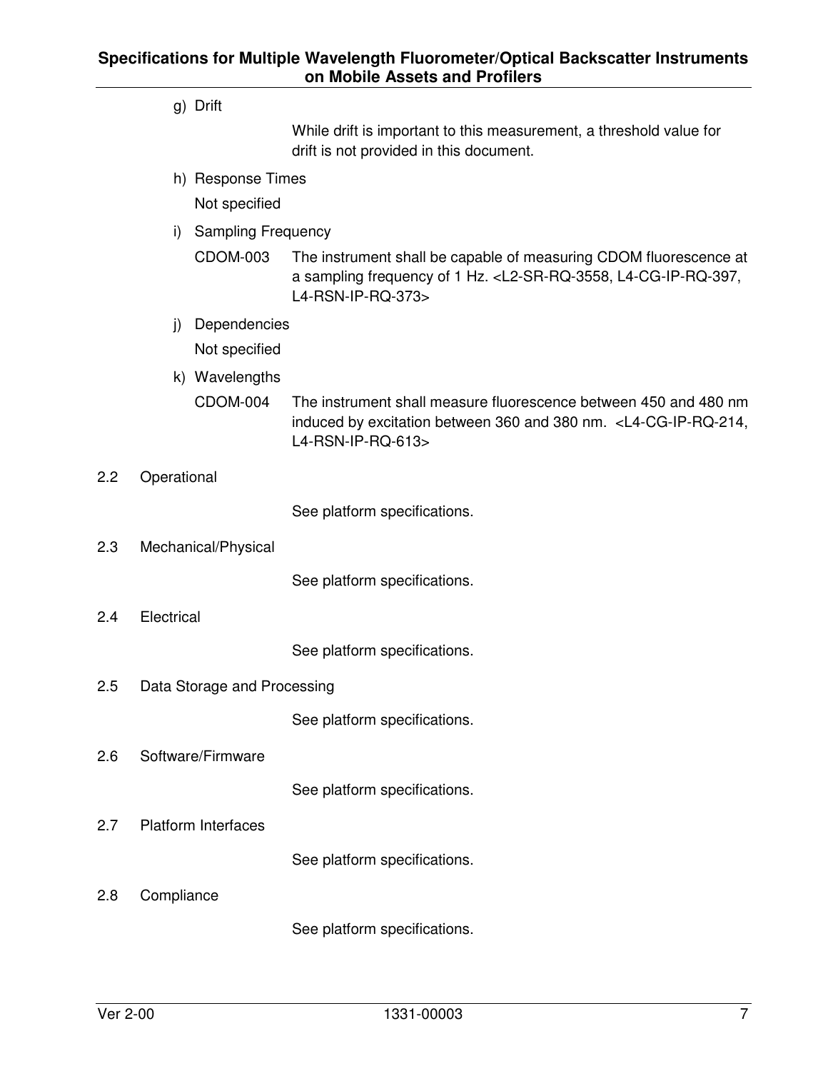g) Drift

While drift is important to this measurement, a threshold value for drift is not provided in this document.

h) Response Times

Not specified

i) Sampling Frequency

CDOM-003 The instrument shall be capable of measuring CDOM fluorescence at a sampling frequency of 1 Hz. <L2-SR-RQ-3558, L4-CG-IP-RQ-397, L4-RSN-IP-RQ-373>

j) Dependencies

Not specified

k) Wavelengths

CDOM-004 The instrument shall measure fluorescence between 450 and 480 nm induced by excitation between 360 and 380 nm. <L4-CG-IP-RQ-214, L4-RSN-IP-RQ-613>

## 2.2 Operational

See platform specifications.

## 2.3 Mechanical/Physical

See platform specifications.

## 2.4 Electrical

See platform specifications.

## 2.5 Data Storage and Processing

See platform specifications.

## 2.6 Software/Firmware

See platform specifications.

## 2.7 Platform Interfaces

See platform specifications.

## 2.8 Compliance

See platform specifications.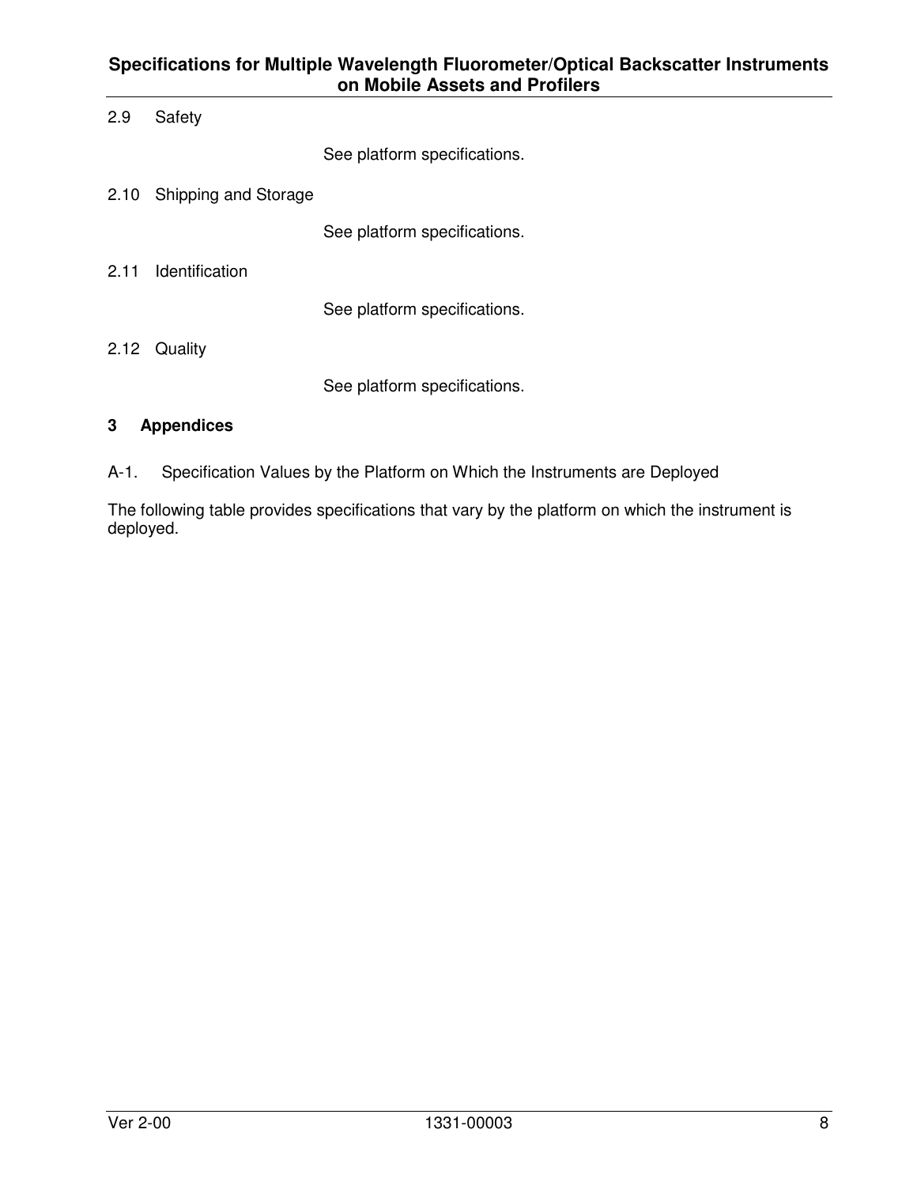2.9 Safety

See platform specifications.

2.10 Shipping and Storage

See platform specifications.

2.11 Identification

See platform specifications.

2.12 Quality

See platform specifications.

## 3 Appendices

A-1. Specification Values by the Platform on Which the Instruments are Deployed

The following table provides specifications that vary by the platform on which the instrument is deployed.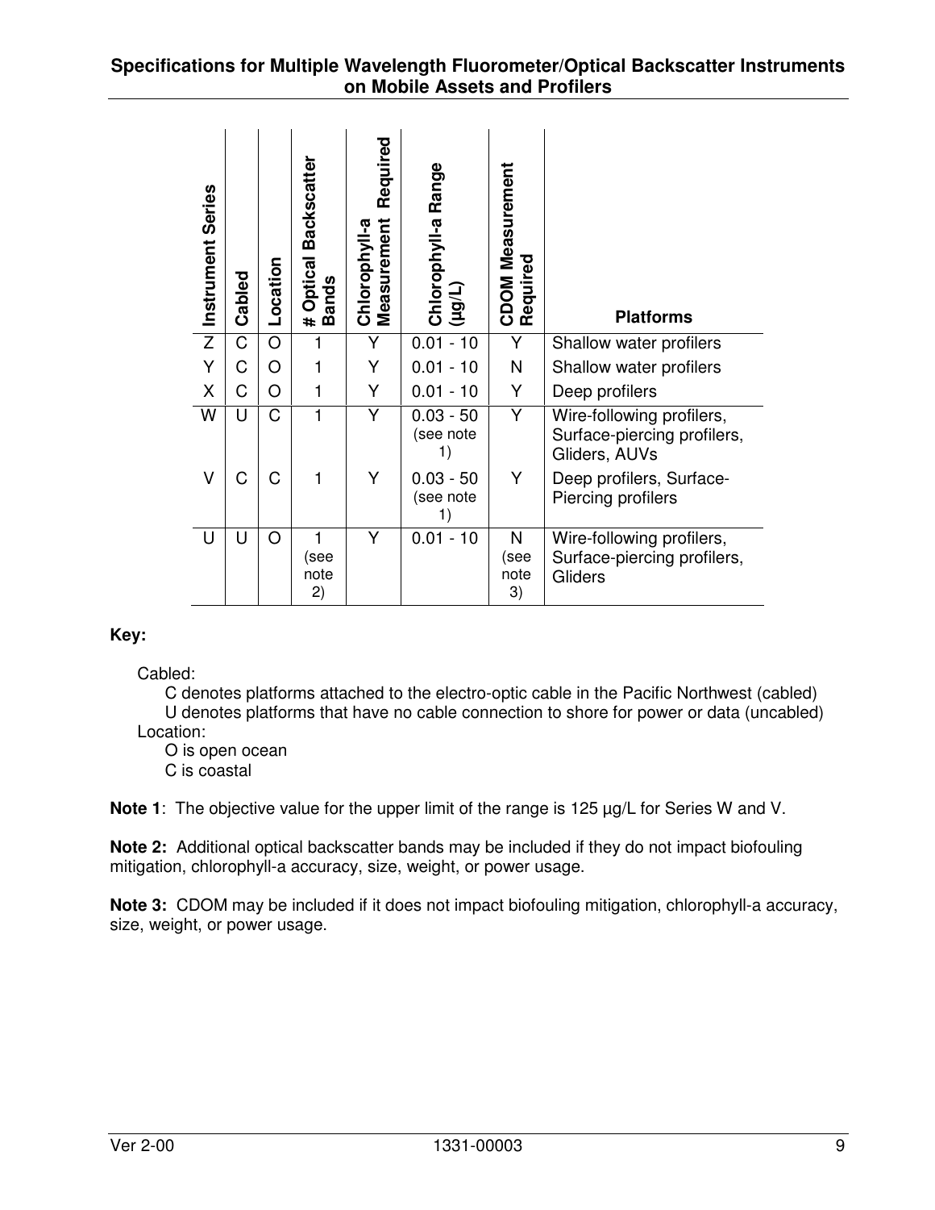## Specifications for Multiple Wavelength Fluorometer/Optical Backscatter Instruments on Mobile Assets and Profilers

| Instrument Series | Cabled | Location | # Optical Backscatter Bands | Chlorophyll-a Measurement Required | Chlorophyll-a Range (µg/L) | CDOM Measurement Required | Platforms |
|---|---|---|---|---|---|---|---|
| Z | C | O | 1 | Y | 0.01 - 10 | Y | Shallow water profilers |
| Y | C | O | 1 | Y | 0.01 - 10 | N | Shallow water profilers |
| X | C | O | 1 | Y | 0.01 - 10 | Y | Deep profilers |
| W | U | C | 1 | Y | 0.03 - 50 (see note 1) | Y | Wire-following profilers, Surface-piercing profilers, Gliders, AUVs |
| V | C | C | 1 | Y | 0.03 - 50 (see note 1) | Y | Deep profilers, Surface-Piercing profilers |
| U | U | O | 1 (see note 2) | Y | 0.01 - 10 | N (see note 3) | Wire-following profilers, Surface-piercing profilers, Gliders |

**Key:**

Cabled:
- C denotes platforms attached to the electro-optic cable in the Pacific Northwest (cabled)
- U denotes platforms that have no cable connection to shore for power or data (uncabled)

Location:
- O is open ocean
- C is coastal

**Note 1**: The objective value for the upper limit of the range is 125 µg/L for Series W and V.

**Note 2:** Additional optical backscatter bands may be included if they do not impact biofouling mitigation, chlorophyll-a accuracy, size, weight, or power usage.

**Note 3:** CDOM may be included if it does not impact biofouling mitigation, chlorophyll-a accuracy, size, weight, or power usage.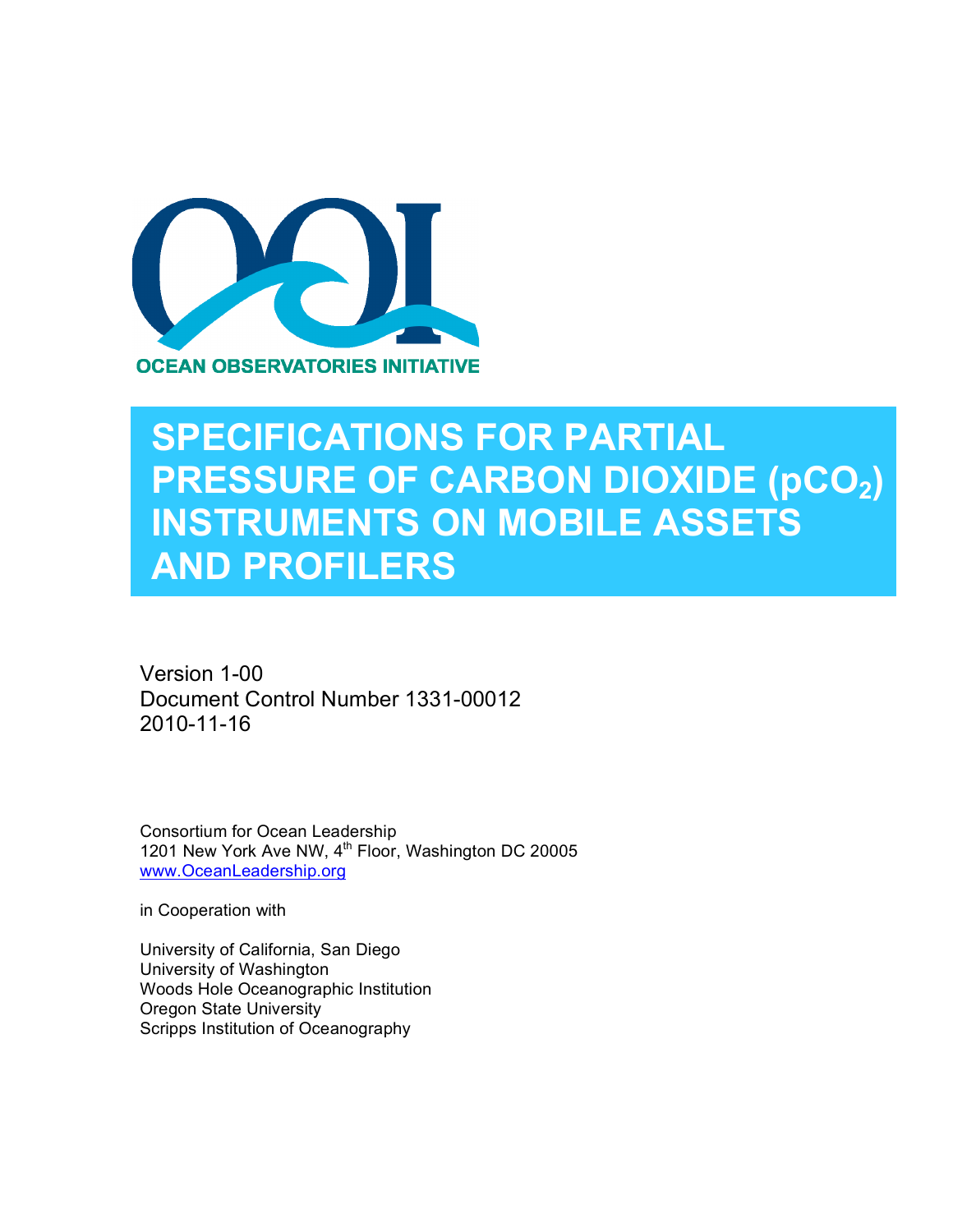OCEAN OBSERVATORIES INITIATIVE

# SPECIFICATIONS FOR PARTIAL PRESSURE OF CARBON DIOXIDE ($pCO_2$) INSTRUMENTS ON MOBILE ASSETS AND PROFILERS

Version 1-00
Document Control Number 1331-00012
2010-11-16

Consortium for Ocean Leadership
1201 New York Ave NW, 4th Floor, Washington DC 20005
www.OceanLeadership.org

in Cooperation with

University of California, San Diego
University of Washington
Woods Hole Oceanographic Institution
Oregon State University
Scripps Institution of Oceanography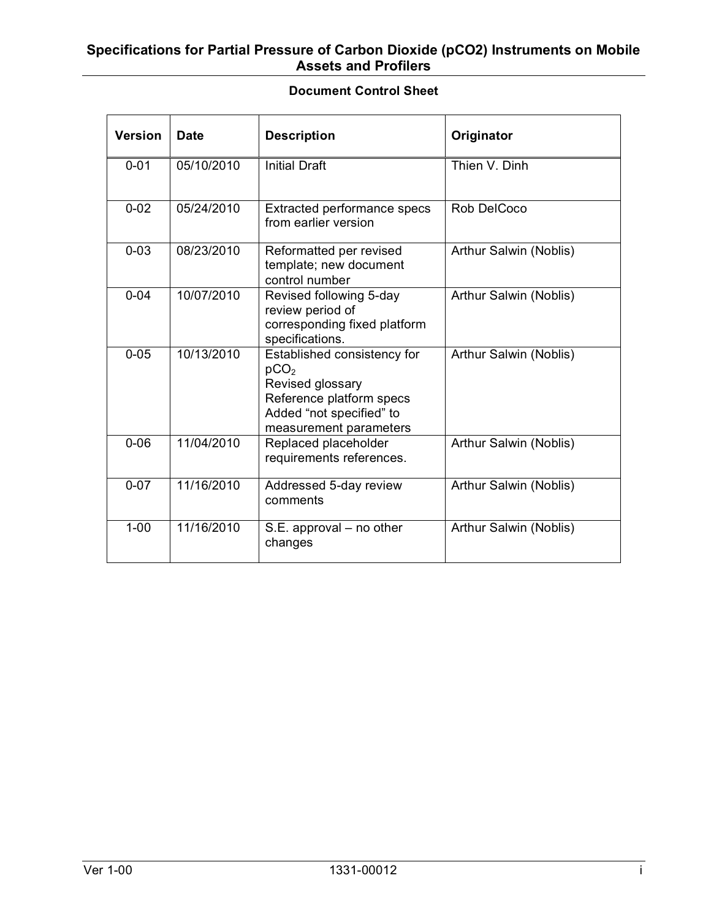## Document Control Sheet

| Version | Date | Description | Originator |
|---|---|---|---|
| 0-01 | 05/10/2010 | Initial Draft | Thien V. Dinh |
| 0-02 | 05/24/2010 | Extracted performance specs from earlier version | Rob DelCoco |
| 0-03 | 08/23/2010 | Reformatted per revised template; new document control number | Arthur Salwin (Noblis) |
| 0-04 | 10/07/2010 | Revised following 5-day review period of corresponding fixed platform specifications. | Arthur Salwin (Noblis) |
| 0-05 | 10/13/2010 | Established consistency for $pCO_2$<br>Revised glossary<br>Reference platform specs<br>Added "not specified" to measurement parameters | Arthur Salwin (Noblis) |
| 0-06 | 11/04/2010 | Replaced placeholder requirements references. | Arthur Salwin (Noblis) |
| 0-07 | 11/16/2010 | Addressed 5-day review comments | Arthur Salwin (Noblis) |
| 1-00 | 11/16/2010 | S.E. approval – no other changes | Arthur Salwin (Noblis) |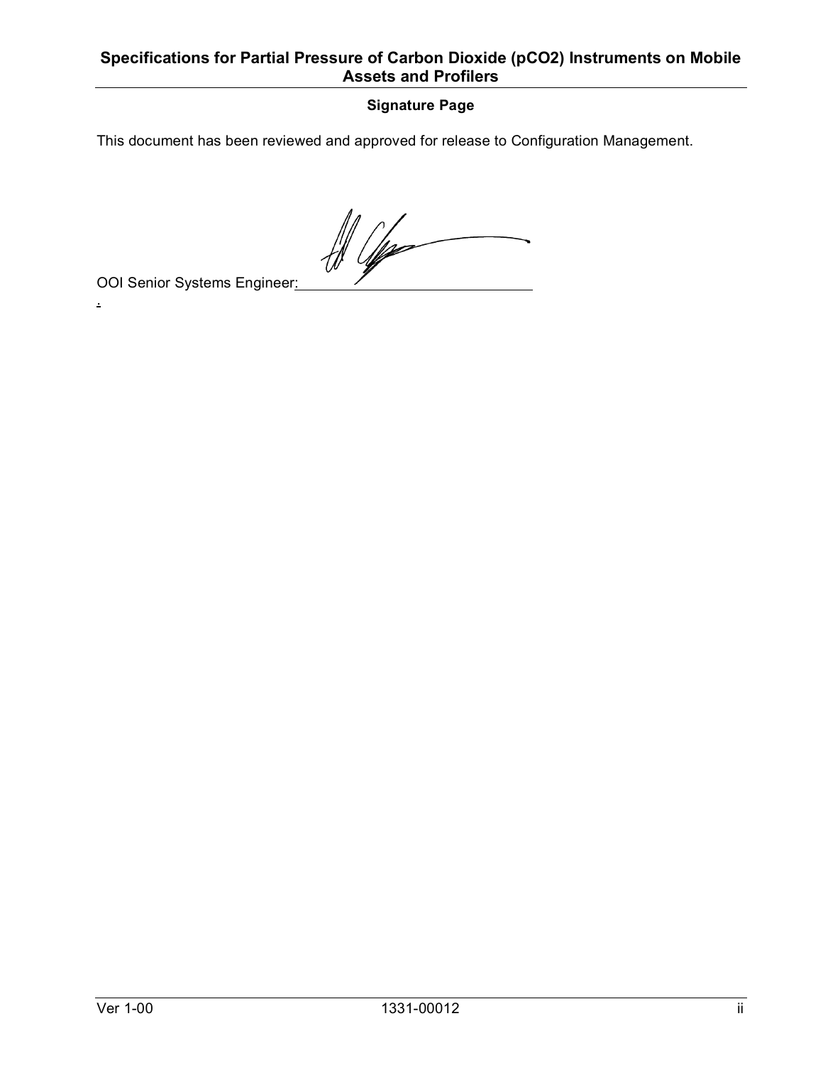**Signature Page**

This document has been reviewed and approved for release to Configuration Management.

OOI Senior Systems Engineer: ______________________________

.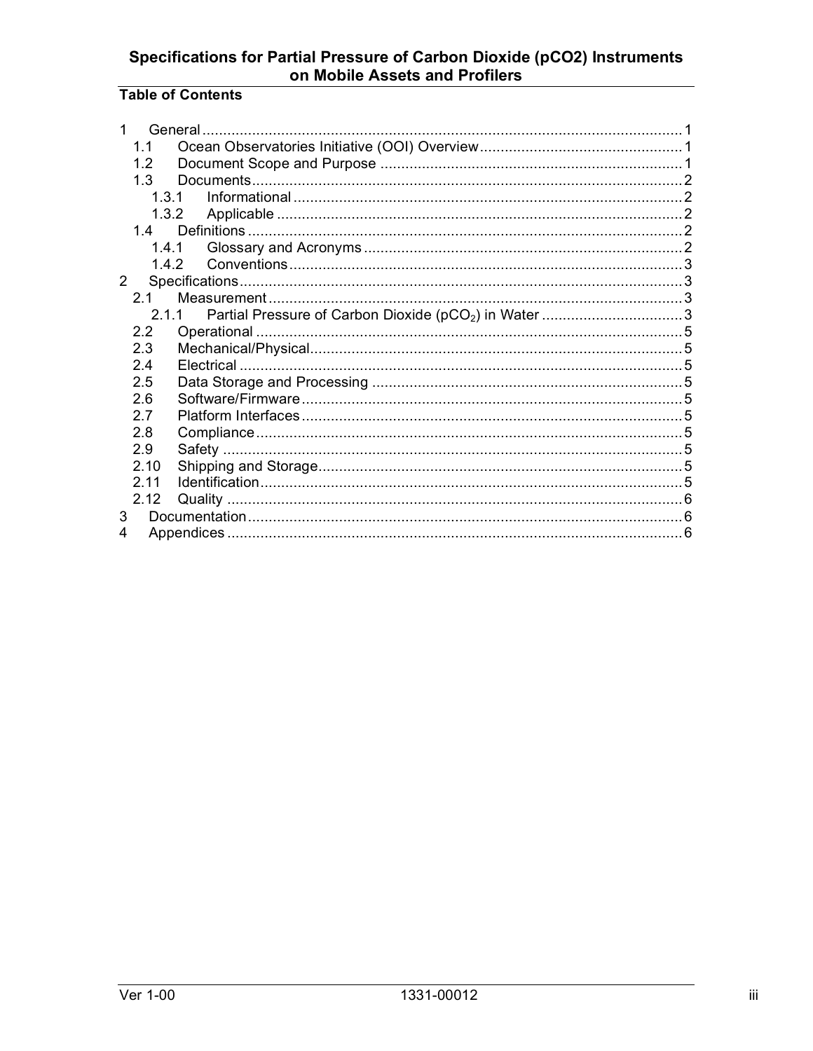# Specifications for Partial Pressure of Carbon Dioxide (pCO2) Instruments on Mobile Assets and Profilers

**Table of Contents**

1 General ........ 1
- 1.1 Ocean Observatories Initiative (OOI) Overview ........ 1
- 1.2 Document Scope and Purpose ........ 1
- 1.3 Documents ........ 2
  - 1.3.1 Informational ........ 2
  - 1.3.2 Applicable ........ 2
- 1.4 Definitions ........ 2
  - 1.4.1 Glossary and Acronyms ........ 2
  - 1.4.2 Conventions ........ 3

2 Specifications ........ 3
- 2.1 Measurement ........ 3
  - 2.1.1 Partial Pressure of Carbon Dioxide ($pCO_2$) in Water ........ 3
- 2.2 Operational ........ 5
- 2.3 Mechanical/Physical ........ 5
- 2.4 Electrical ........ 5
- 2.5 Data Storage and Processing ........ 5
- 2.6 Software/Firmware ........ 5
- 2.7 Platform Interfaces ........ 5
- 2.8 Compliance ........ 5
- 2.9 Safety ........ 5
- 2.10 Shipping and Storage ........ 5
- 2.11 Identification ........ 5
- 2.12 Quality ........ 6

3 Documentation ........ 6

4 Appendices ........ 6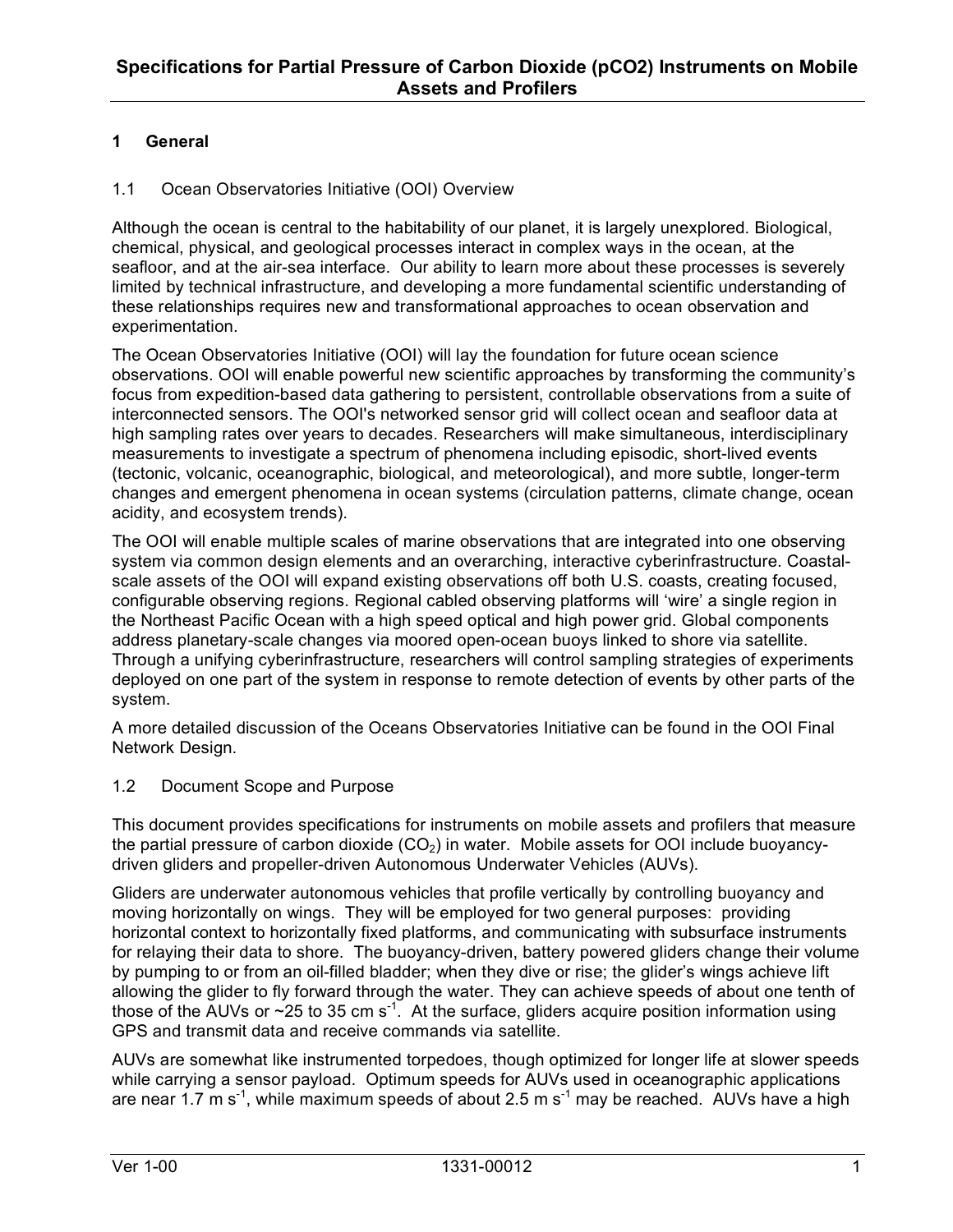# Specifications for Partial Pressure of Carbon Dioxide (pCO2) Instruments on Mobile Assets and Profilers

## 1 General

### 1.1 Ocean Observatories Initiative (OOI) Overview

Although the ocean is central to the habitability of our planet, it is largely unexplored. Biological, chemical, physical, and geological processes interact in complex ways in the ocean, at the seafloor, and at the air-sea interface. Our ability to learn more about these processes is severely limited by technical infrastructure, and developing a more fundamental scientific understanding of these relationships requires new and transformational approaches to ocean observation and experimentation.

The Ocean Observatories Initiative (OOI) will lay the foundation for future ocean science observations. OOI will enable powerful new scientific approaches by transforming the community's focus from expedition-based data gathering to persistent, controllable observations from a suite of interconnected sensors. The OOI's networked sensor grid will collect ocean and seafloor data at high sampling rates over years to decades. Researchers will make simultaneous, interdisciplinary measurements to investigate a spectrum of phenomena including episodic, short-lived events (tectonic, volcanic, oceanographic, biological, and meteorological), and more subtle, longer-term changes and emergent phenomena in ocean systems (circulation patterns, climate change, ocean acidity, and ecosystem trends).

The OOI will enable multiple scales of marine observations that are integrated into one observing system via common design elements and an overarching, interactive cyberinfrastructure. Coastal-scale assets of the OOI will expand existing observations off both U.S. coasts, creating focused, configurable observing regions. Regional cabled observing platforms will 'wire' a single region in the Northeast Pacific Ocean with a high speed optical and high power grid. Global components address planetary-scale changes via moored open-ocean buoys linked to shore via satellite. Through a unifying cyberinfrastructure, researchers will control sampling strategies of experiments deployed on one part of the system in response to remote detection of events by other parts of the system.

A more detailed discussion of the Oceans Observatories Initiative can be found in the OOI Final Network Design.

### 1.2 Document Scope and Purpose

This document provides specifications for instruments on mobile assets and profilers that measure the partial pressure of carbon dioxide ($CO_2$) in water. Mobile assets for OOI include buoyancy-driven gliders and propeller-driven Autonomous Underwater Vehicles (AUVs).

Gliders are underwater autonomous vehicles that profile vertically by controlling buoyancy and moving horizontally on wings. They will be employed for two general purposes: providing horizontal context to horizontally fixed platforms, and communicating with subsurface instruments for relaying their data to shore. The buoyancy-driven, battery powered gliders change their volume by pumping to or from an oil-filled bladder; when they dive or rise; the glider's wings achieve lift allowing the glider to fly forward through the water. They can achieve speeds of about one tenth of those of the AUVs or ~25 to 35 cm $s^{-1}$. At the surface, gliders acquire position information using GPS and transmit data and receive commands via satellite.

AUVs are somewhat like instrumented torpedoes, though optimized for longer life at slower speeds while carrying a sensor payload. Optimum speeds for AUVs used in oceanographic applications are near 1.7 m $s^{-1}$, while maximum speeds of about 2.5 m $s^{-1}$ may be reached. AUVs have a high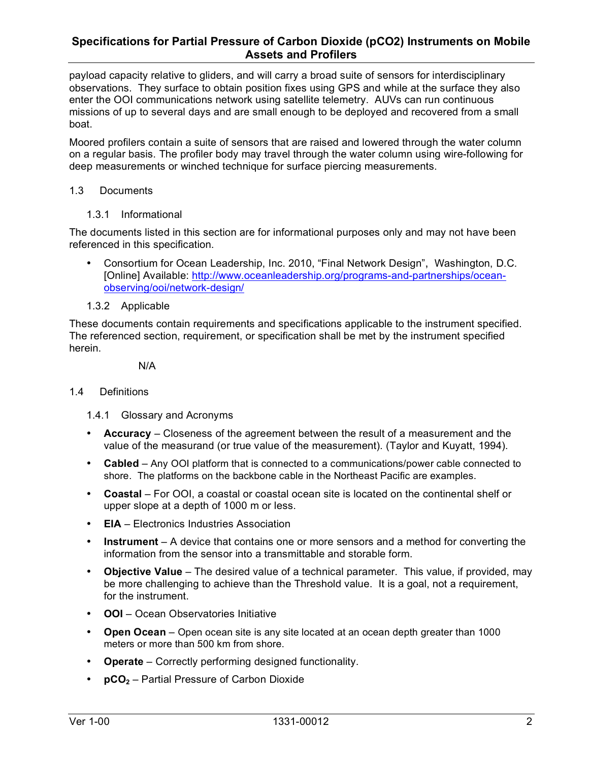payload capacity relative to gliders, and will carry a broad suite of sensors for interdisciplinary observations. They surface to obtain position fixes using GPS and while at the surface they also enter the OOI communications network using satellite telemetry. AUVs can run continuous missions of up to several days and are small enough to be deployed and recovered from a small boat.

Moored profilers contain a suite of sensors that are raised and lowered through the water column on a regular basis. The profiler body may travel through the water column using wire-following for deep measurements or winched technique for surface piercing measurements.

## 1.3 Documents

### 1.3.1 Informational

The documents listed in this section are for informational purposes only and may not have been referenced in this specification.

- Consortium for Ocean Leadership, Inc. 2010, "Final Network Design", Washington, D.C. [Online] Available: http://www.oceanleadership.org/programs-and-partnerships/ocean-observing/ooi/network-design/

### 1.3.2 Applicable

These documents contain requirements and specifications applicable to the instrument specified. The referenced section, requirement, or specification shall be met by the instrument specified herein.

N/A

## 1.4 Definitions

### 1.4.1 Glossary and Acronyms

- **Accuracy** – Closeness of the agreement between the result of a measurement and the value of the measurand (or true value of the measurement). (Taylor and Kuyatt, 1994).
- **Cabled** – Any OOI platform that is connected to a communications/power cable connected to shore. The platforms on the backbone cable in the Northeast Pacific are examples.
- **Coastal** – For OOI, a coastal or coastal ocean site is located on the continental shelf or upper slope at a depth of 1000 m or less.
- **EIA** – Electronics Industries Association
- **Instrument** – A device that contains one or more sensors and a method for converting the information from the sensor into a transmittable and storable form.
- **Objective Value** – The desired value of a technical parameter. This value, if provided, may be more challenging to achieve than the Threshold value. It is a goal, not a requirement, for the instrument.
- **OOI** – Ocean Observatories Initiative
- **Open Ocean** – Open ocean site is any site located at an ocean depth greater than 1000 meters or more than 500 km from shore.
- **Operate** – Correctly performing designed functionality.
- **$pCO_2$** – Partial Pressure of Carbon Dioxide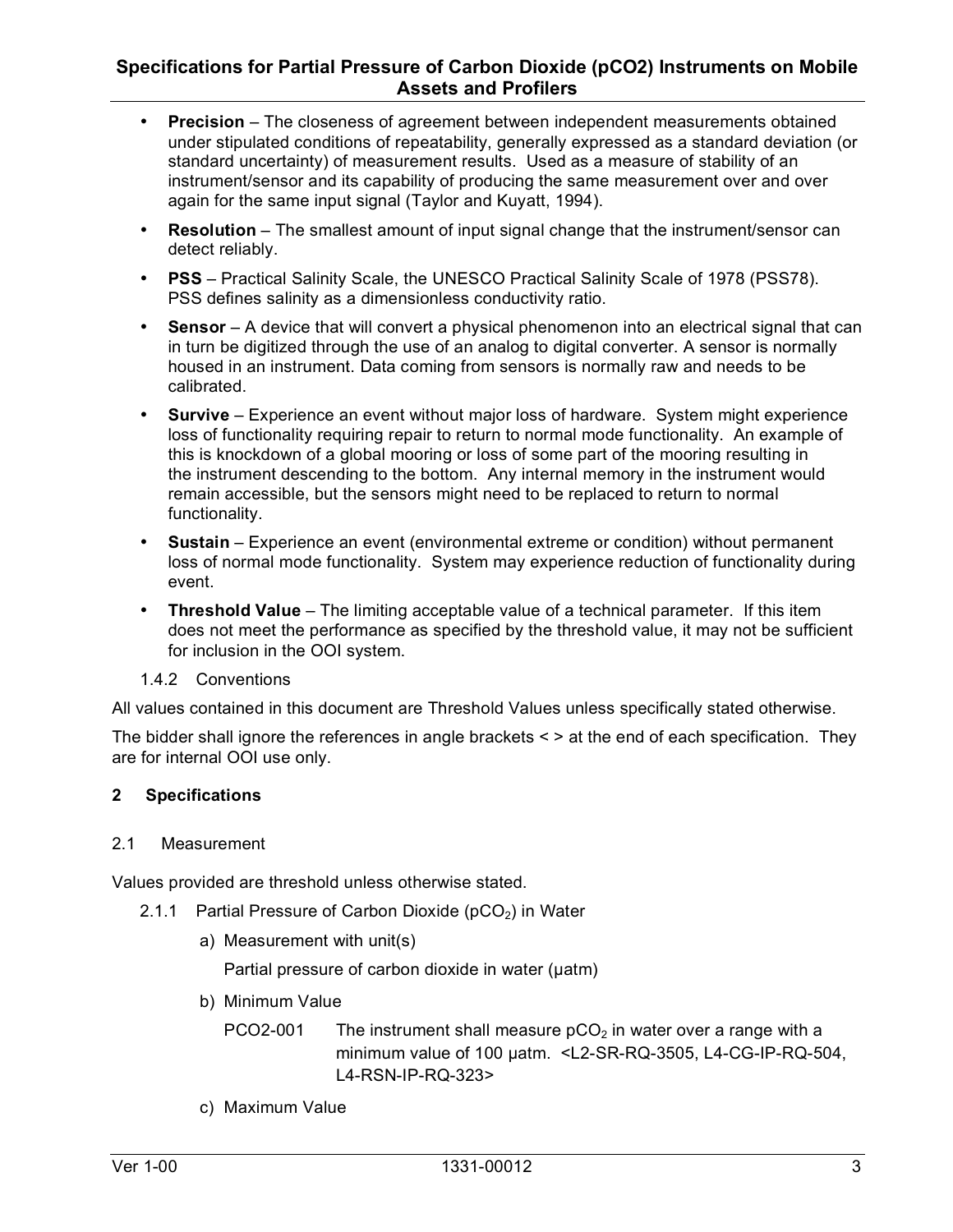- **Precision** – The closeness of agreement between independent measurements obtained under stipulated conditions of repeatability, generally expressed as a standard deviation (or standard uncertainty) of measurement results. Used as a measure of stability of an instrument/sensor and its capability of producing the same measurement over and over again for the same input signal (Taylor and Kuyatt, 1994).
- **Resolution** – The smallest amount of input signal change that the instrument/sensor can detect reliably.
- **PSS** – Practical Salinity Scale, the UNESCO Practical Salinity Scale of 1978 (PSS78). PSS defines salinity as a dimensionless conductivity ratio.
- **Sensor** – A device that will convert a physical phenomenon into an electrical signal that can in turn be digitized through the use of an analog to digital converter. A sensor is normally housed in an instrument. Data coming from sensors is normally raw and needs to be calibrated.
- **Survive** – Experience an event without major loss of hardware. System might experience loss of functionality requiring repair to return to normal mode functionality. An example of this is knockdown of a global mooring or loss of some part of the mooring resulting in the instrument descending to the bottom. Any internal memory in the instrument would remain accessible, but the sensors might need to be replaced to return to normal functionality.
- **Sustain** – Experience an event (environmental extreme or condition) without permanent loss of normal mode functionality. System may experience reduction of functionality during event.
- **Threshold Value** – The limiting acceptable value of a technical parameter. If this item does not meet the performance as specified by the threshold value, it may not be sufficient for inclusion in the OOI system.

#### 1.4.2 Conventions

All values contained in this document are Threshold Values unless specifically stated otherwise.

The bidder shall ignore the references in angle brackets < > at the end of each specification. They are for internal OOI use only.

## 2 Specifications

### 2.1 Measurement

Values provided are threshold unless otherwise stated.

#### 2.1.1 Partial Pressure of Carbon Dioxide ($pCO_2$) in Water

a) Measurement with unit(s)

Partial pressure of carbon dioxide in water (µatm)

b) Minimum Value

PCO2-001 The instrument shall measure $pCO_2$ in water over a range with a minimum value of 100 µatm. <L2-SR-RQ-3505, L4-CG-IP-RQ-504, L4-RSN-IP-RQ-323>

c) Maximum Value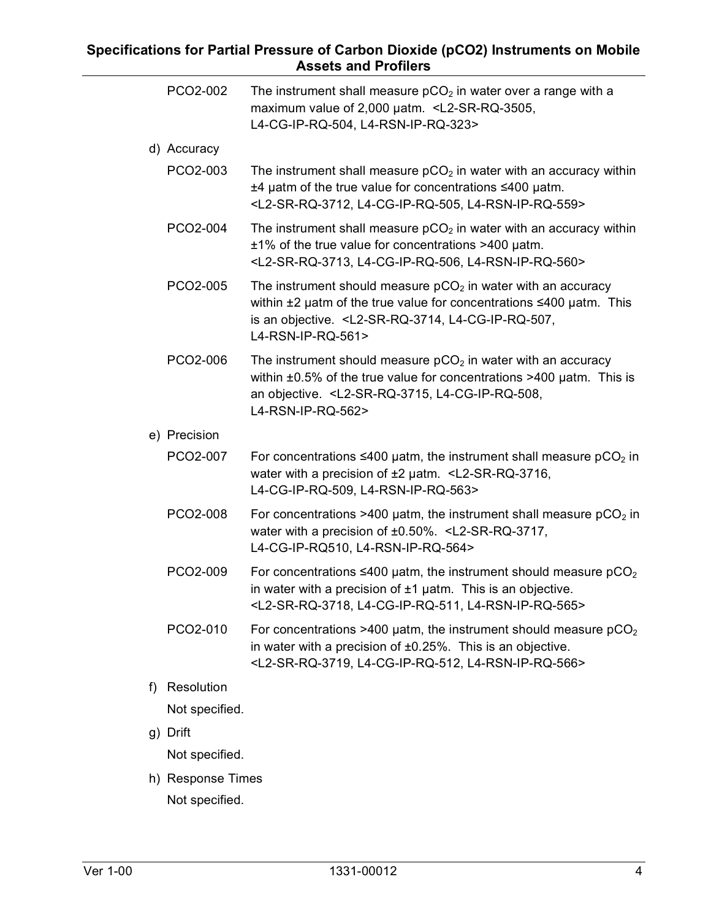PCO2-002 The instrument shall measure $pCO_2$ in water over a range with a maximum value of 2,000 µatm. <L2-SR-RQ-3505, L4-CG-IP-RQ-504, L4-RSN-IP-RQ-323>

d) Accuracy

PCO2-003 The instrument shall measure $pCO_2$ in water with an accuracy within ±4 µatm of the true value for concentrations ≤400 µatm. <L2-SR-RQ-3712, L4-CG-IP-RQ-505, L4-RSN-IP-RQ-559>

PCO2-004 The instrument shall measure $pCO_2$ in water with an accuracy within ±1% of the true value for concentrations >400 µatm. <L2-SR-RQ-3713, L4-CG-IP-RQ-506, L4-RSN-IP-RQ-560>

PCO2-005 The instrument should measure $pCO_2$ in water with an accuracy within ±2 µatm of the true value for concentrations ≤400 µatm. This is an objective. <L2-SR-RQ-3714, L4-CG-IP-RQ-507, L4-RSN-IP-RQ-561>

PCO2-006 The instrument should measure $pCO_2$ in water with an accuracy within ±0.5% of the true value for concentrations >400 µatm. This is an objective. <L2-SR-RQ-3715, L4-CG-IP-RQ-508, L4-RSN-IP-RQ-562>

e) Precision

PCO2-007 For concentrations ≤400 µatm, the instrument shall measure $pCO_2$ in water with a precision of ±2 µatm. <L2-SR-RQ-3716, L4-CG-IP-RQ-509, L4-RSN-IP-RQ-563>

PCO2-008 For concentrations >400 µatm, the instrument shall measure $pCO_2$ in water with a precision of ±0.50%. <L2-SR-RQ-3717, L4-CG-IP-RQ510, L4-RSN-IP-RQ-564>

PCO2-009 For concentrations ≤400 µatm, the instrument should measure $pCO_2$ in water with a precision of ±1 µatm. This is an objective. <L2-SR-RQ-3718, L4-CG-IP-RQ-511, L4-RSN-IP-RQ-565>

PCO2-010 For concentrations >400 µatm, the instrument should measure $pCO_2$ in water with a precision of ±0.25%. This is an objective. <L2-SR-RQ-3719, L4-CG-IP-RQ-512, L4-RSN-IP-RQ-566>

f) Resolution

Not specified.

g) Drift

Not specified.

h) Response Times

Not specified.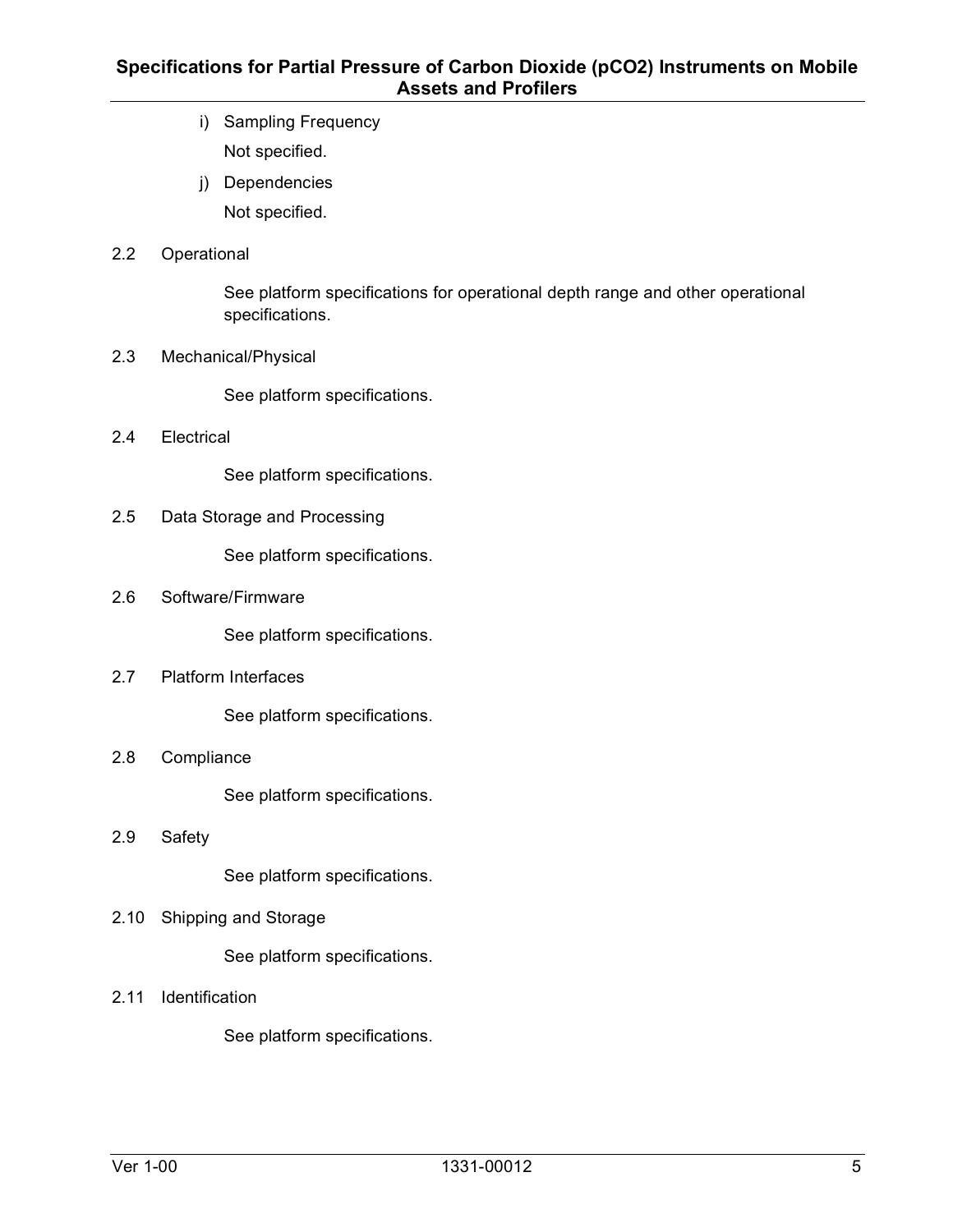i) Sampling Frequency

Not specified.

j) Dependencies

Not specified.

## 2.2 Operational

See platform specifications for operational depth range and other operational specifications.

## 2.3 Mechanical/Physical

See platform specifications.

## 2.4 Electrical

See platform specifications.

## 2.5 Data Storage and Processing

See platform specifications.

## 2.6 Software/Firmware

See platform specifications.

## 2.7 Platform Interfaces

See platform specifications.

## 2.8 Compliance

See platform specifications.

## 2.9 Safety

See platform specifications.

## 2.10 Shipping and Storage

See platform specifications.

## 2.11 Identification

See platform specifications.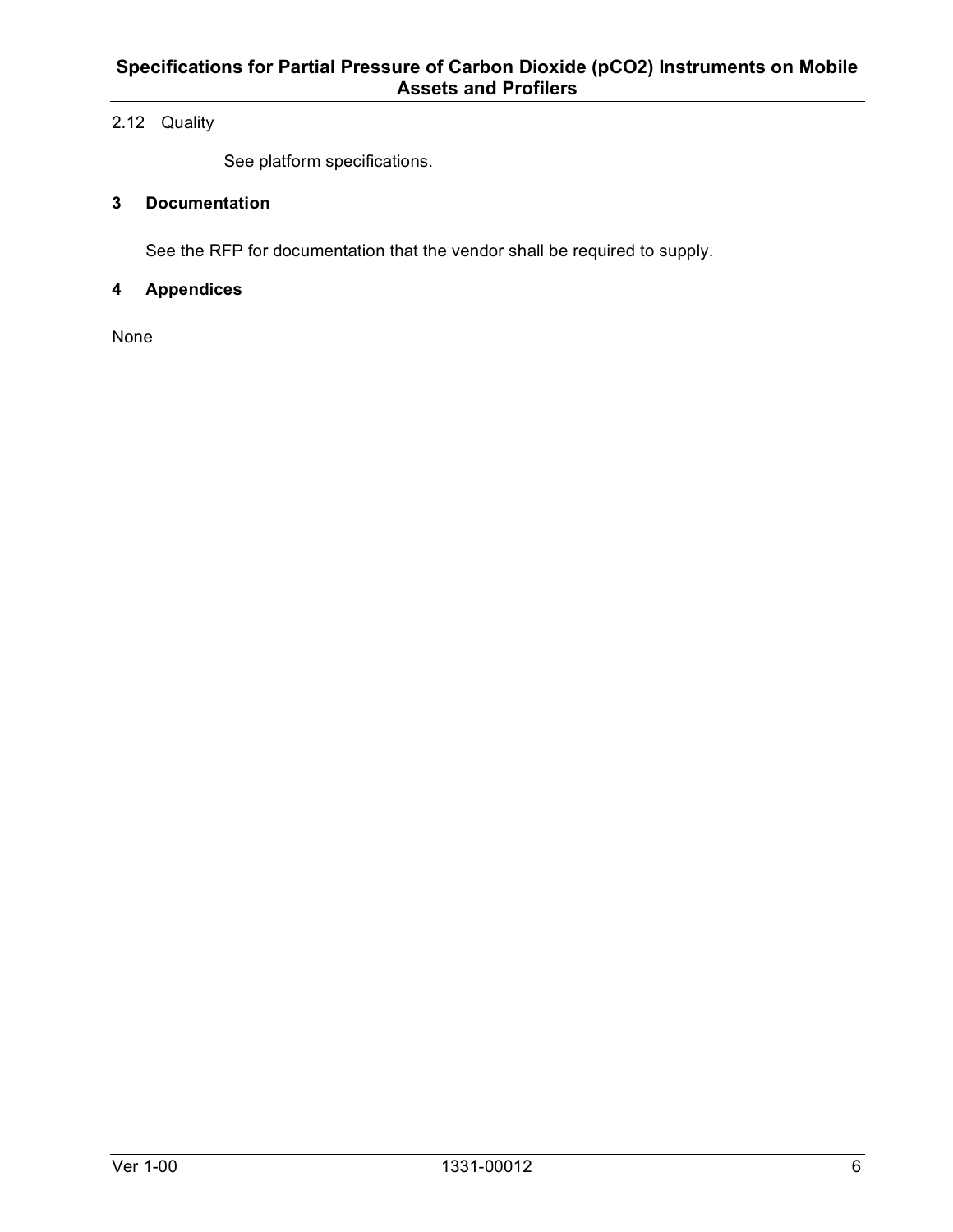### 2.12 Quality

See platform specifications.

## 3 Documentation

See the RFP for documentation that the vendor shall be required to supply.

## 4 Appendices

None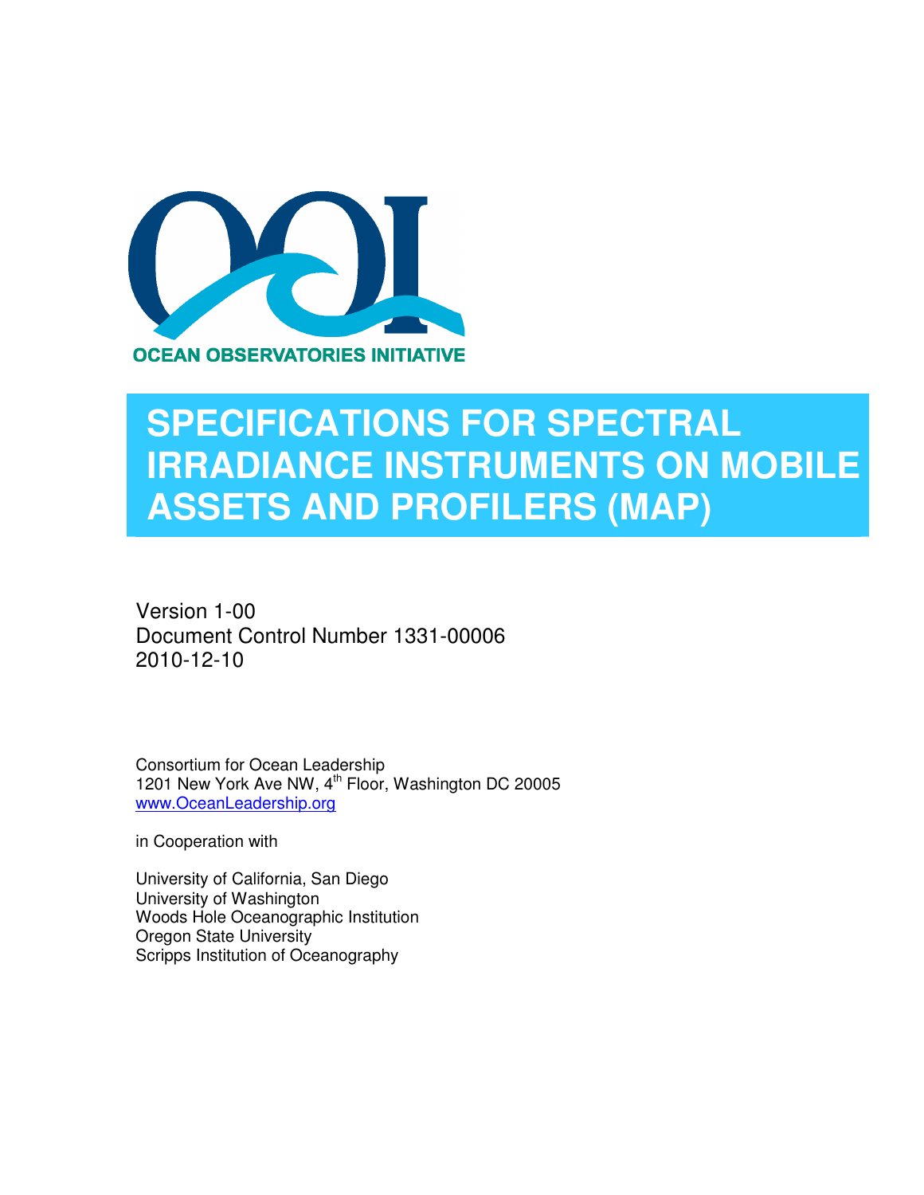OCEAN OBSERVATORIES INITIATIVE

# SPECIFICATIONS FOR SPECTRAL IRRADIANCE INSTRUMENTS ON MOBILE ASSETS AND PROFILERS (MAP)

Version 1-00
Document Control Number 1331-00006
2010-12-10

Consortium for Ocean Leadership
1201 New York Ave NW, 4th Floor, Washington DC 20005
www.OceanLeadership.org

in Cooperation with

University of California, San Diego
University of Washington
Woods Hole Oceanographic Institution
Oregon State University
Scripps Institution of Oceanography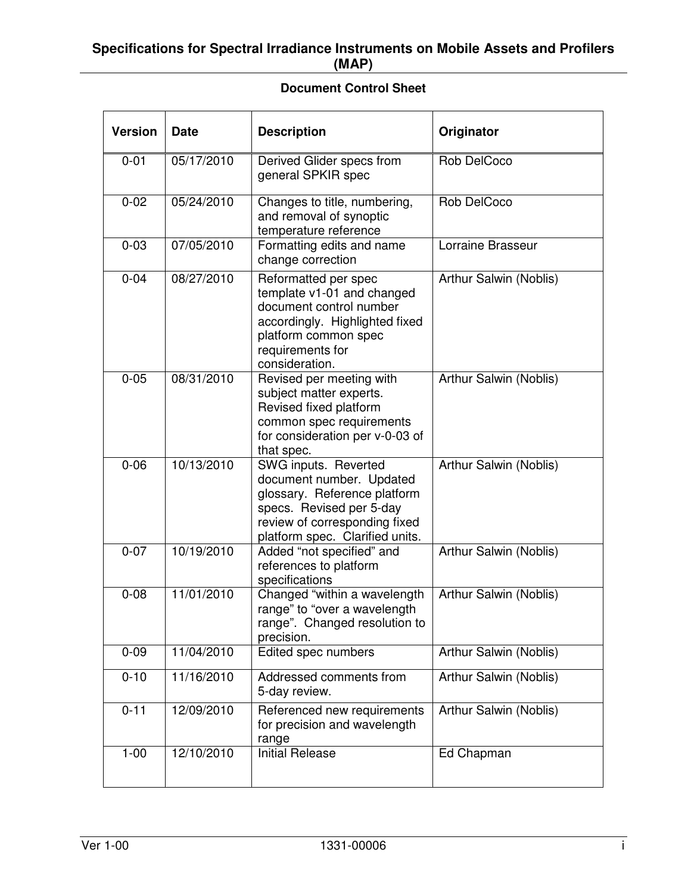**Specifications for Spectral Irradiance Instruments on Mobile Assets and Profilers (MAP)**

**Document Control Sheet**

| Version | Date | Description | Originator |
|---|---|---|---|
| 0-01 | 05/17/2010 | Derived Glider specs from general SPKIR spec | Rob DelCoco |
| 0-02 | 05/24/2010 | Changes to title, numbering, and removal of synoptic temperature reference | Rob DelCoco |
| 0-03 | 07/05/2010 | Formatting edits and name change correction | Lorraine Brasseur |
| 0-04 | 08/27/2010 | Reformatted per spec template v1-01 and changed document control number accordingly. Highlighted fixed platform common spec requirements for consideration. | Arthur Salwin (Noblis) |
| 0-05 | 08/31/2010 | Revised per meeting with subject matter experts. Revised fixed platform common spec requirements for consideration per v-0-03 of that spec. | Arthur Salwin (Noblis) |
| 0-06 | 10/13/2010 | SWG inputs. Reverted document number. Updated glossary. Reference platform specs. Revised per 5-day review of corresponding fixed platform spec. Clarified units. | Arthur Salwin (Noblis) |
| 0-07 | 10/19/2010 | Added “not specified” and references to platform specifications | Arthur Salwin (Noblis) |
| 0-08 | 11/01/2010 | Changed “within a wavelength range” to “over a wavelength range”. Changed resolution to precision. | Arthur Salwin (Noblis) |
| 0-09 | 11/04/2010 | Edited spec numbers | Arthur Salwin (Noblis) |
| 0-10 | 11/16/2010 | Addressed comments from 5-day review. | Arthur Salwin (Noblis) |
| 0-11 | 12/09/2010 | Referenced new requirements for precision and wavelength range | Arthur Salwin (Noblis) |
| 1-00 | 12/10/2010 | Initial Release | Ed Chapman |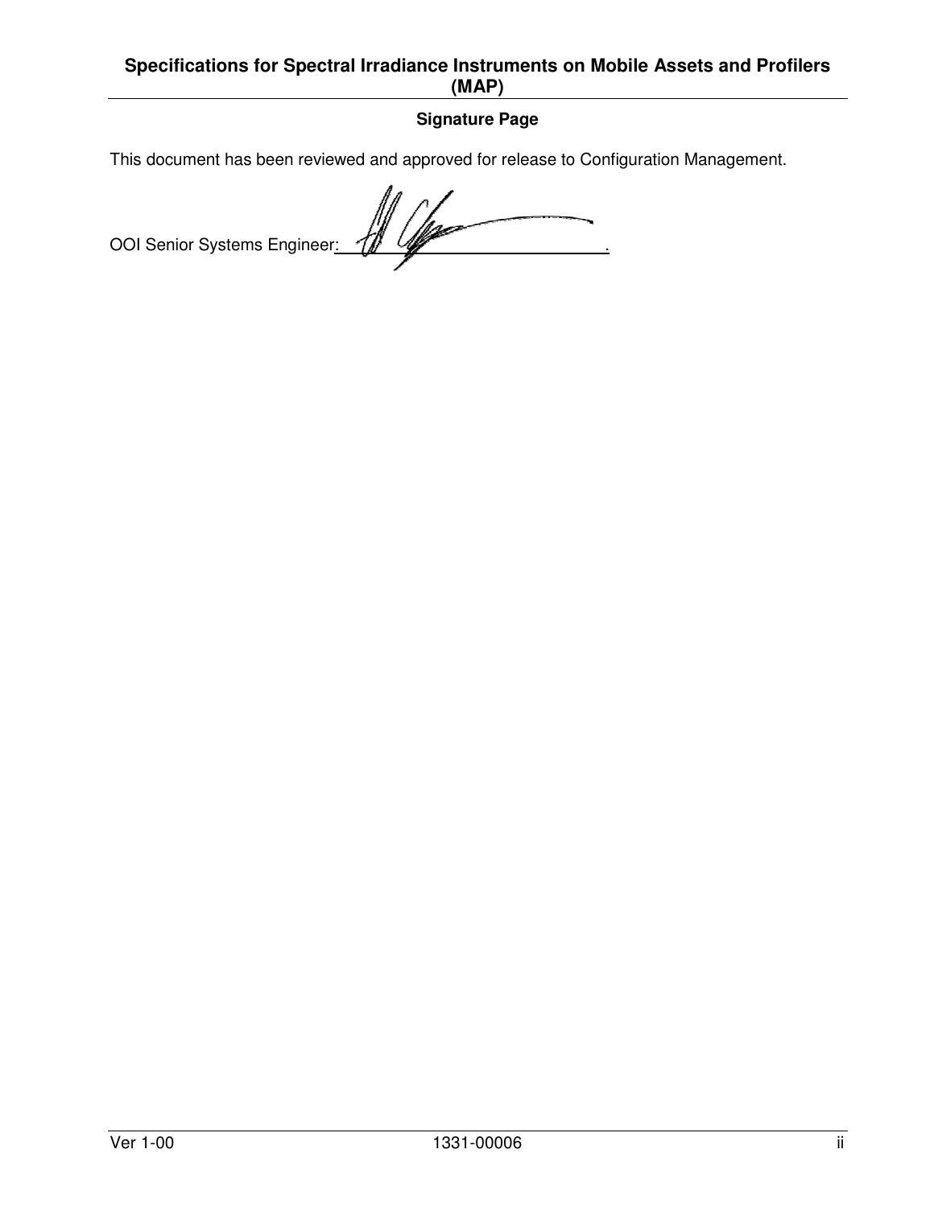## Signature Page

This document has been reviewed and approved for release to Configuration Management.

OOI Senior Systems Engineer: ______________________________.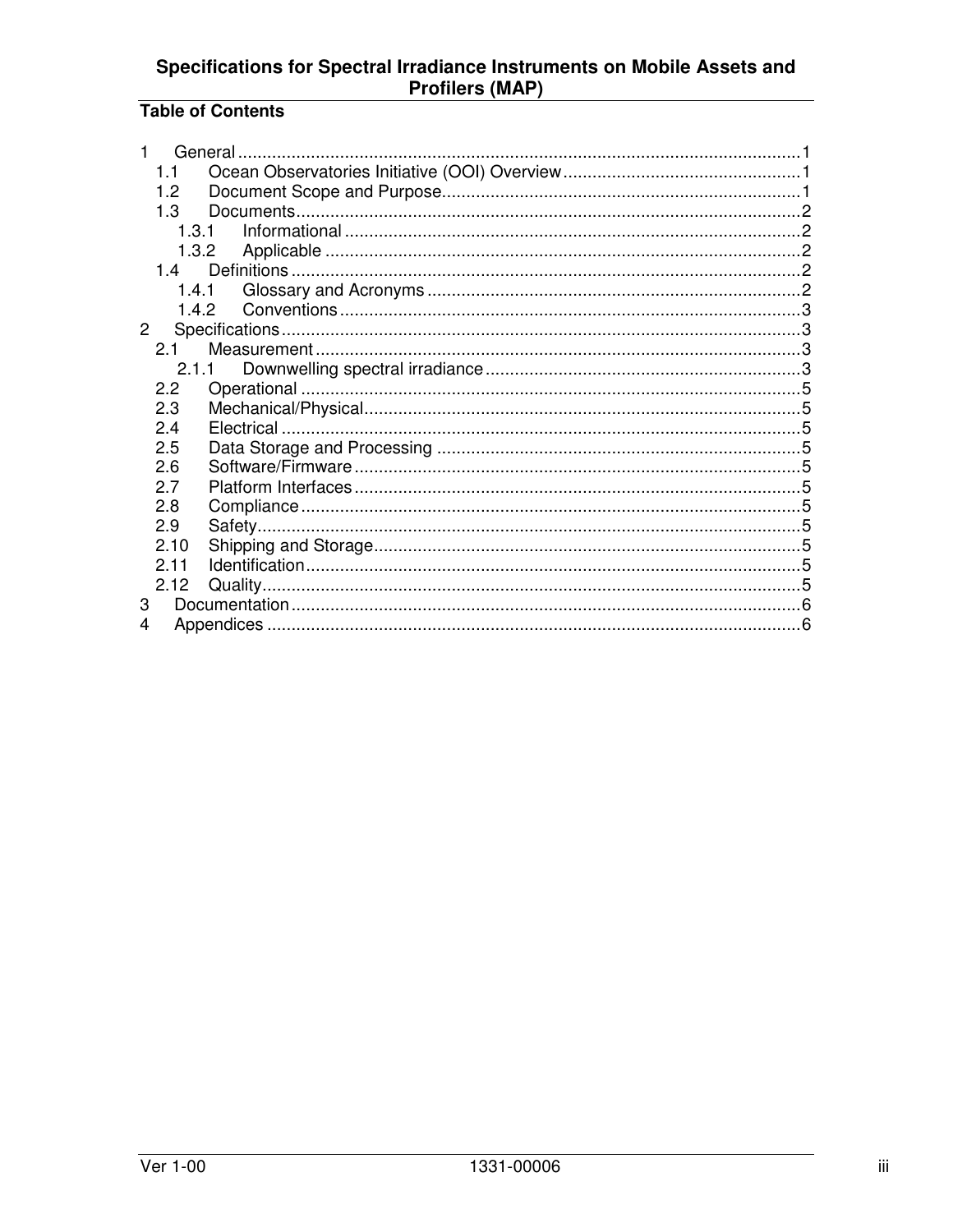## Table of Contents

1 General ........................................................................................................................1
 1.1 Ocean Observatories Initiative (OOI) Overview .................................................1
 1.2 Document Scope and Purpose..........................................................................1
 1.3 Documents........................................................................................................2
  1.3.1 Informational ..............................................................................................2
  1.3.2 Applicable ..................................................................................................2
 1.4 Definitions .........................................................................................................2
  1.4.1 Glossary and Acronyms .............................................................................2
  1.4.2 Conventions ...............................................................................................3
2 Specifications...........................................................................................................3
 2.1 Measurement ....................................................................................................3
  2.1.1 Downwelling spectral irradiance.................................................................3
 2.2 Operational .......................................................................................................5
 2.3 Mechanical/Physical..........................................................................................5
 2.4 Electrical ...........................................................................................................5
 2.5 Data Storage and Processing ...........................................................................5
 2.6 Software/Firmware ............................................................................................5
 2.7 Platform Interfaces ............................................................................................5
 2.8 Compliance .......................................................................................................5
 2.9 Safety................................................................................................................5
 2.10 Shipping and Storage........................................................................................5
 2.11 Identification......................................................................................................5
 2.12 Quality...............................................................................................................5
3 Documentation .........................................................................................................6
4 Appendices ..............................................................................................................6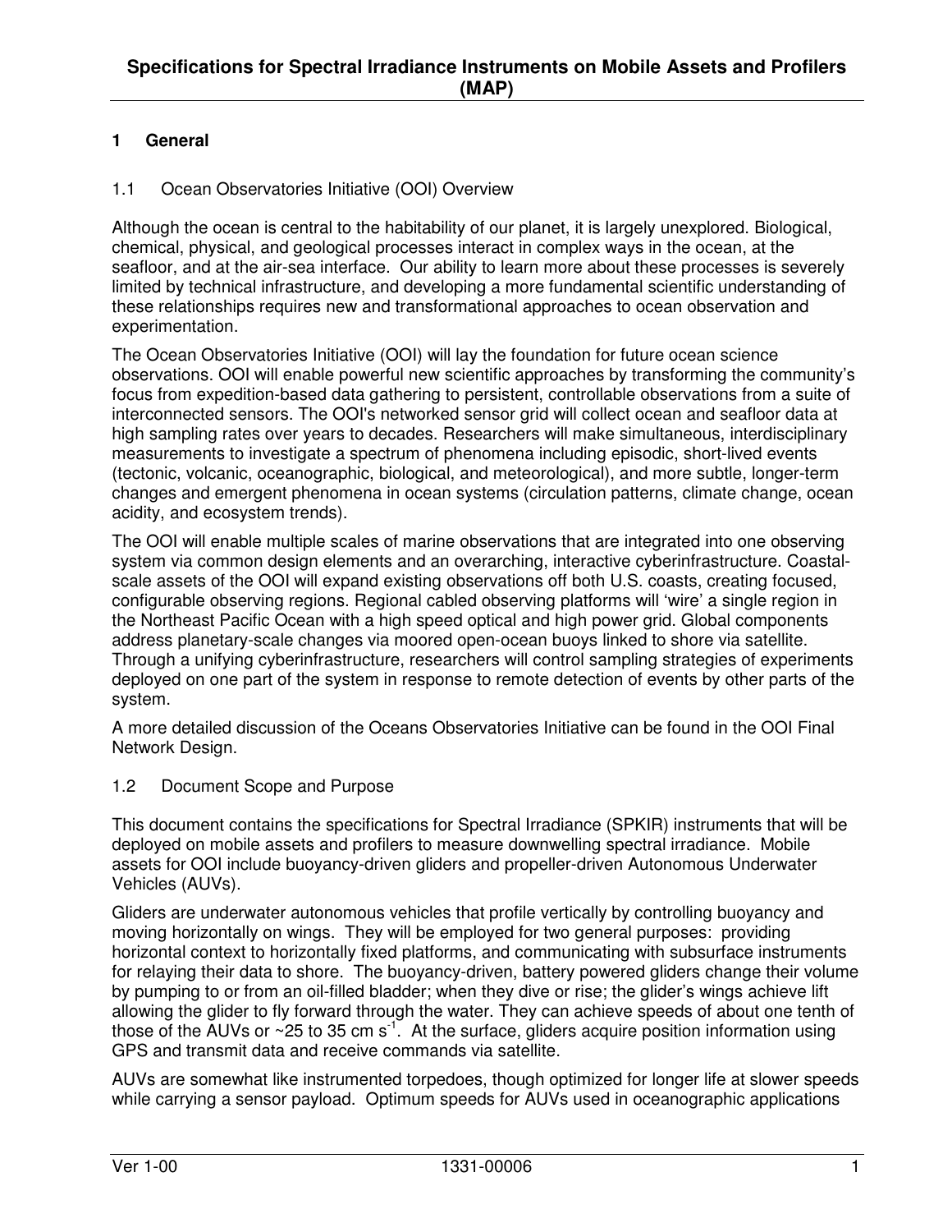# Specifications for Spectral Irradiance Instruments on Mobile Assets and Profilers (MAP)

## 1 General

### 1.1 Ocean Observatories Initiative (OOI) Overview

Although the ocean is central to the habitability of our planet, it is largely unexplored. Biological, chemical, physical, and geological processes interact in complex ways in the ocean, at the seafloor, and at the air-sea interface. Our ability to learn more about these processes is severely limited by technical infrastructure, and developing a more fundamental scientific understanding of these relationships requires new and transformational approaches to ocean observation and experimentation.

The Ocean Observatories Initiative (OOI) will lay the foundation for future ocean science observations. OOI will enable powerful new scientific approaches by transforming the community's focus from expedition-based data gathering to persistent, controllable observations from a suite of interconnected sensors. The OOI's networked sensor grid will collect ocean and seafloor data at high sampling rates over years to decades. Researchers will make simultaneous, interdisciplinary measurements to investigate a spectrum of phenomena including episodic, short-lived events (tectonic, volcanic, oceanographic, biological, and meteorological), and more subtle, longer-term changes and emergent phenomena in ocean systems (circulation patterns, climate change, ocean acidity, and ecosystem trends).

The OOI will enable multiple scales of marine observations that are integrated into one observing system via common design elements and an overarching, interactive cyberinfrastructure. Coastal-scale assets of the OOI will expand existing observations off both U.S. coasts, creating focused, configurable observing regions. Regional cabled observing platforms will 'wire' a single region in the Northeast Pacific Ocean with a high speed optical and high power grid. Global components address planetary-scale changes via moored open-ocean buoys linked to shore via satellite. Through a unifying cyberinfrastructure, researchers will control sampling strategies of experiments deployed on one part of the system in response to remote detection of events by other parts of the system.

A more detailed discussion of the Oceans Observatories Initiative can be found in the OOI Final Network Design.

### 1.2 Document Scope and Purpose

This document contains the specifications for Spectral Irradiance (SPKIR) instruments that will be deployed on mobile assets and profilers to measure downwelling spectral irradiance. Mobile assets for OOI include buoyancy-driven gliders and propeller-driven Autonomous Underwater Vehicles (AUVs).

Gliders are underwater autonomous vehicles that profile vertically by controlling buoyancy and moving horizontally on wings. They will be employed for two general purposes: providing horizontal context to horizontally fixed platforms, and communicating with subsurface instruments for relaying their data to shore. The buoyancy-driven, battery powered gliders change their volume by pumping to or from an oil-filled bladder; when they dive or rise; the glider's wings achieve lift allowing the glider to fly forward through the water. They can achieve speeds of about one tenth of those of the AUVs or ~25 to 35 cm $s^{-1}$. At the surface, gliders acquire position information using GPS and transmit data and receive commands via satellite.

AUVs are somewhat like instrumented torpedoes, though optimized for longer life at slower speeds while carrying a sensor payload. Optimum speeds for AUVs used in oceanographic applications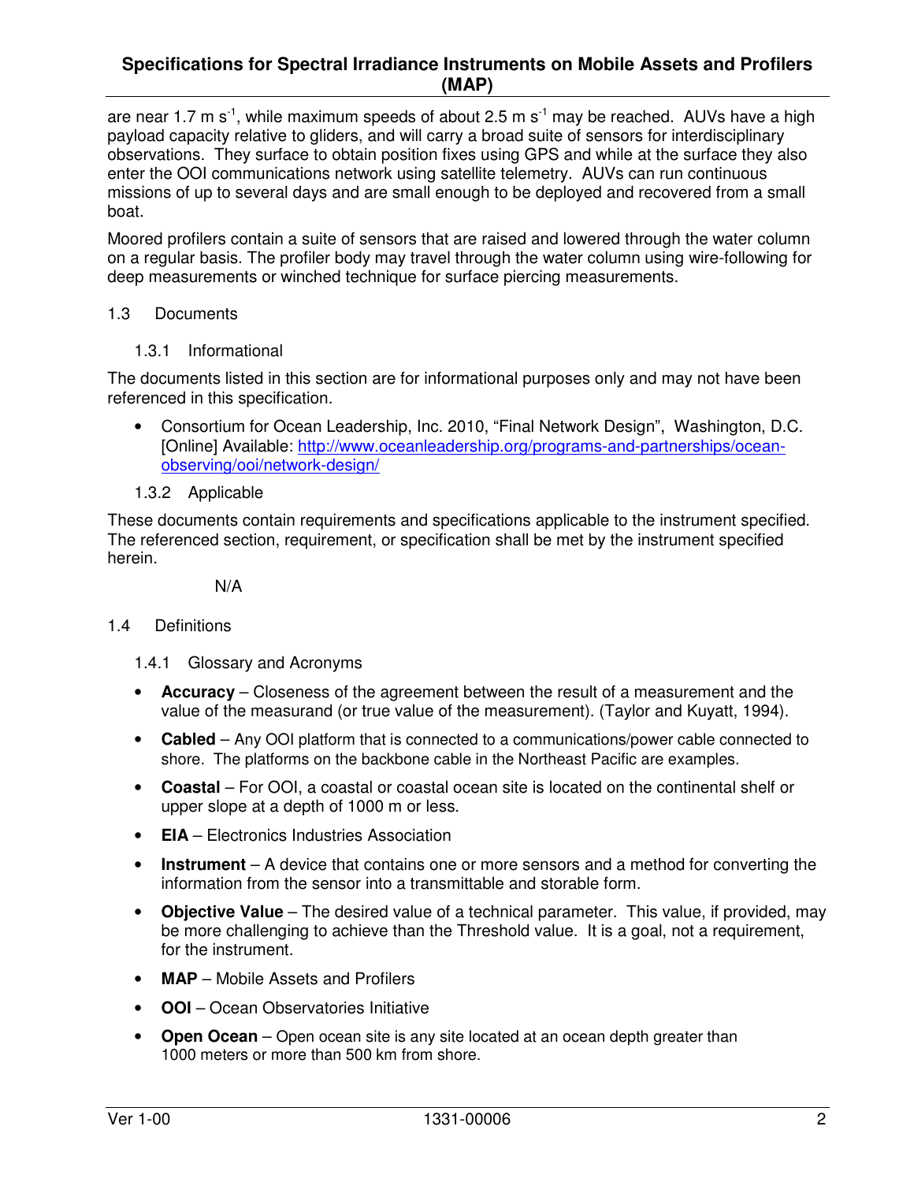are near 1.7 m $s^{-1}$, while maximum speeds of about 2.5 m $s^{-1}$ may be reached. AUVs have a high payload capacity relative to gliders, and will carry a broad suite of sensors for interdisciplinary observations. They surface to obtain position fixes using GPS and while at the surface they also enter the OOI communications network using satellite telemetry. AUVs can run continuous missions of up to several days and are small enough to be deployed and recovered from a small boat.

Moored profilers contain a suite of sensors that are raised and lowered through the water column on a regular basis. The profiler body may travel through the water column using wire-following for deep measurements or winched technique for surface piercing measurements.

## 1.3 Documents

### 1.3.1 Informational

The documents listed in this section are for informational purposes only and may not have been referenced in this specification.

- Consortium for Ocean Leadership, Inc. 2010, "Final Network Design", Washington, D.C. [Online] Available: http://www.oceanleadership.org/programs-and-partnerships/ocean-observing/ooi/network-design/

### 1.3.2 Applicable

These documents contain requirements and specifications applicable to the instrument specified. The referenced section, requirement, or specification shall be met by the instrument specified herein.

N/A

## 1.4 Definitions

### 1.4.1 Glossary and Acronyms

- **Accuracy** – Closeness of the agreement between the result of a measurement and the value of the measurand (or true value of the measurement). (Taylor and Kuyatt, 1994).
- **Cabled** – Any OOI platform that is connected to a communications/power cable connected to shore. The platforms on the backbone cable in the Northeast Pacific are examples.
- **Coastal** – For OOI, a coastal or coastal ocean site is located on the continental shelf or upper slope at a depth of 1000 m or less.
- **EIA** – Electronics Industries Association
- **Instrument** – A device that contains one or more sensors and a method for converting the information from the sensor into a transmittable and storable form.
- **Objective Value** – The desired value of a technical parameter. This value, if provided, may be more challenging to achieve than the Threshold value. It is a goal, not a requirement, for the instrument.
- **MAP** – Mobile Assets and Profilers
- **OOI** – Ocean Observatories Initiative
- **Open Ocean** – Open ocean site is any site located at an ocean depth greater than 1000 meters or more than 500 km from shore.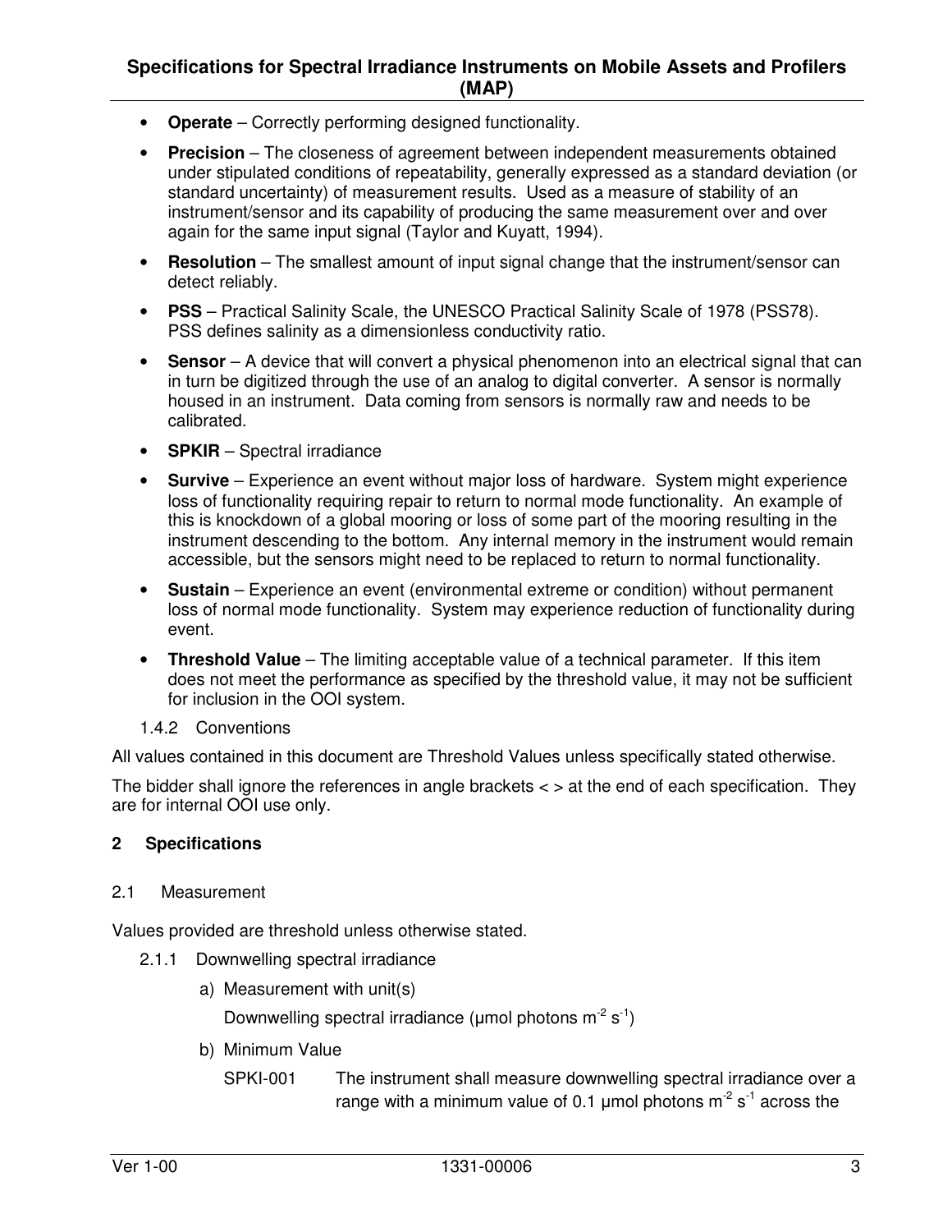- **Operate** – Correctly performing designed functionality.
- **Precision** – The closeness of agreement between independent measurements obtained under stipulated conditions of repeatability, generally expressed as a standard deviation (or standard uncertainty) of measurement results. Used as a measure of stability of an instrument/sensor and its capability of producing the same measurement over and over again for the same input signal (Taylor and Kuyatt, 1994).
- **Resolution** – The smallest amount of input signal change that the instrument/sensor can detect reliably.
- **PSS** – Practical Salinity Scale, the UNESCO Practical Salinity Scale of 1978 (PSS78). PSS defines salinity as a dimensionless conductivity ratio.
- **Sensor** – A device that will convert a physical phenomenon into an electrical signal that can in turn be digitized through the use of an analog to digital converter. A sensor is normally housed in an instrument. Data coming from sensors is normally raw and needs to be calibrated.
- **SPKIR** – Spectral irradiance
- **Survive** – Experience an event without major loss of hardware. System might experience loss of functionality requiring repair to return to normal mode functionality. An example of this is knockdown of a global mooring or loss of some part of the mooring resulting in the instrument descending to the bottom. Any internal memory in the instrument would remain accessible, but the sensors might need to be replaced to return to normal functionality.
- **Sustain** – Experience an event (environmental extreme or condition) without permanent loss of normal mode functionality. System may experience reduction of functionality during event.
- **Threshold Value** – The limiting acceptable value of a technical parameter. If this item does not meet the performance as specified by the threshold value, it may not be sufficient for inclusion in the OOI system.

1.4.2 Conventions

All values contained in this document are Threshold Values unless specifically stated otherwise.

The bidder shall ignore the references in angle brackets < > at the end of each specification. They are for internal OOI use only.

## 2 Specifications

### 2.1 Measurement

Values provided are threshold unless otherwise stated.

2.1.1 Downwelling spectral irradiance

a) Measurement with unit(s)

Downwelling spectral irradiance (μmol photons $m^{-2}$ $s^{-1}$)

b) Minimum Value

SPKI-001 The instrument shall measure downwelling spectral irradiance over a range with a minimum value of 0.1 μmol photons $m^{-2}$ $s^{-1}$ across the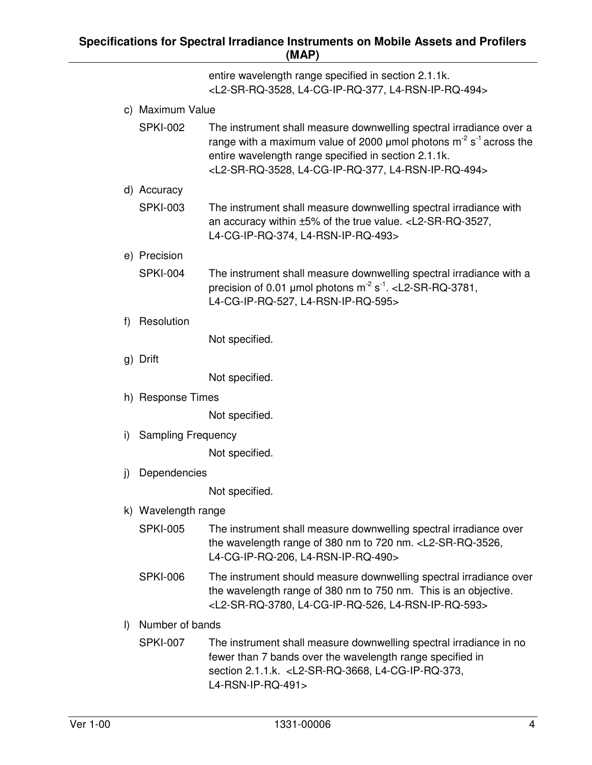entire wavelength range specified in section 2.1.1k. <L2-SR-RQ-3528, L4-CG-IP-RQ-377, L4-RSN-IP-RQ-494>

c) Maximum Value

SPKI-002 The instrument shall measure downwelling spectral irradiance over a range with a maximum value of 2000 μmol photons $m^{-2}$ $s^{-1}$ across the entire wavelength range specified in section 2.1.1k. <L2-SR-RQ-3528, L4-CG-IP-RQ-377, L4-RSN-IP-RQ-494>

d) Accuracy

SPKI-003 The instrument shall measure downwelling spectral irradiance with an accuracy within ±5% of the true value. <L2-SR-RQ-3527, L4-CG-IP-RQ-374, L4-RSN-IP-RQ-493>

e) Precision

SPKI-004 The instrument shall measure downwelling spectral irradiance with a precision of 0.01 μmol photons $m^{-2}$ $s^{-1}$. <L2-SR-RQ-3781, L4-CG-IP-RQ-527, L4-RSN-IP-RQ-595>

f) Resolution

Not specified.

g) Drift

Not specified.

h) Response Times

Not specified.

i) Sampling Frequency

Not specified.

j) Dependencies

Not specified.

k) Wavelength range

SPKI-005 The instrument shall measure downwelling spectral irradiance over the wavelength range of 380 nm to 720 nm. <L2-SR-RQ-3526, L4-CG-IP-RQ-206, L4-RSN-IP-RQ-490>

SPKI-006 The instrument should measure downwelling spectral irradiance over the wavelength range of 380 nm to 750 nm. This is an objective. <L2-SR-RQ-3780, L4-CG-IP-RQ-526, L4-RSN-IP-RQ-593>

l) Number of bands

SPKI-007 The instrument shall measure downwelling spectral irradiance in no fewer than 7 bands over the wavelength range specified in section 2.1.1.k. <L2-SR-RQ-3668, L4-CG-IP-RQ-373, L4-RSN-IP-RQ-491>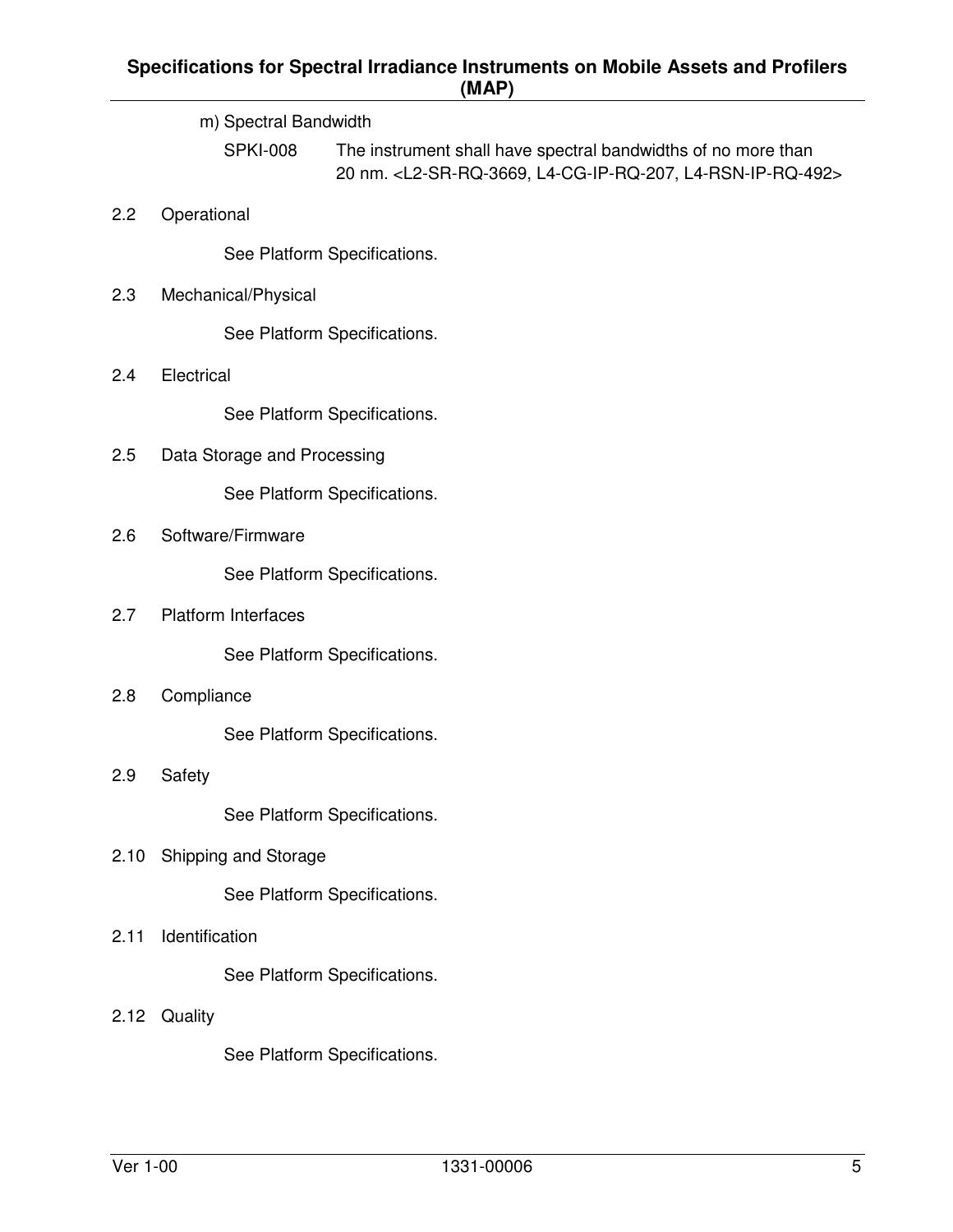m) Spectral Bandwidth

SPKI-008 The instrument shall have spectral bandwidths of no more than 20 nm. <L2-SR-RQ-3669, L4-CG-IP-RQ-207, L4-RSN-IP-RQ-492>

## 2.2 Operational

See Platform Specifications.

## 2.3 Mechanical/Physical

See Platform Specifications.

## 2.4 Electrical

See Platform Specifications.

## 2.5 Data Storage and Processing

See Platform Specifications.

## 2.6 Software/Firmware

See Platform Specifications.

## 2.7 Platform Interfaces

See Platform Specifications.

## 2.8 Compliance

See Platform Specifications.

## 2.9 Safety

See Platform Specifications.

## 2.10 Shipping and Storage

See Platform Specifications.

## 2.11 Identification

See Platform Specifications.

## 2.12 Quality

See Platform Specifications.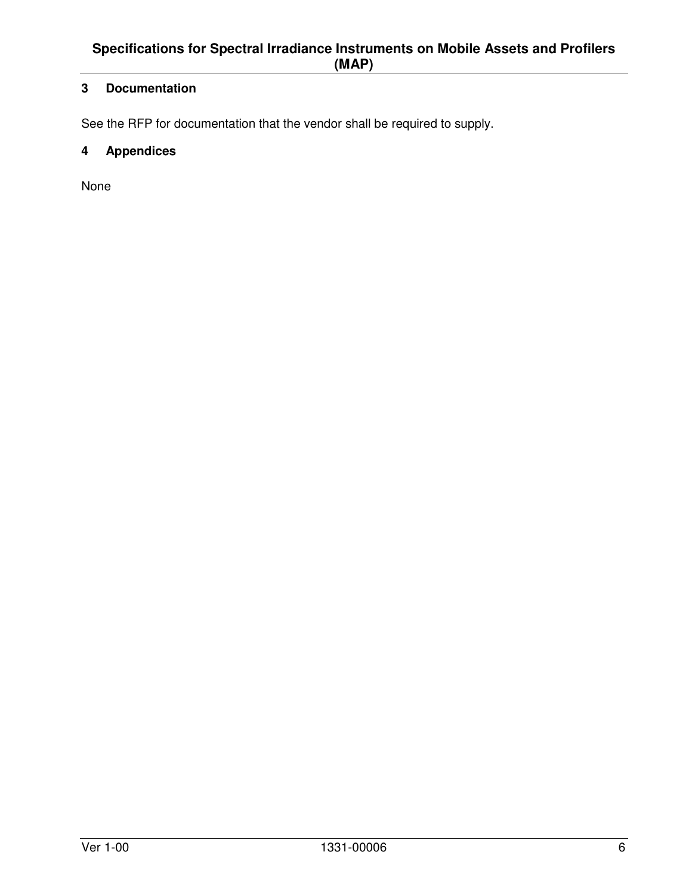## 3 Documentation

See the RFP for documentation that the vendor shall be required to supply.

## 4 Appendices

None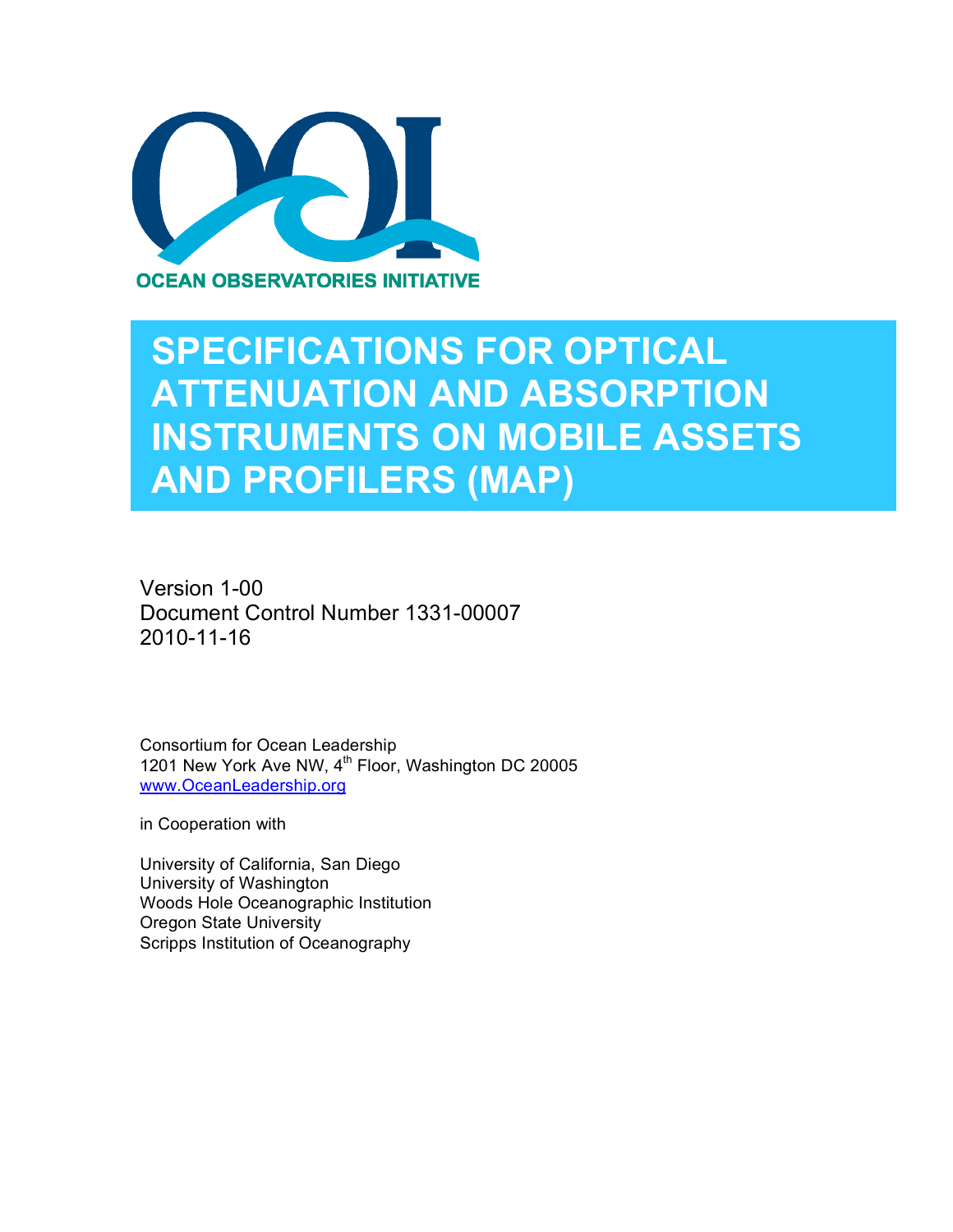# SPECIFICATIONS FOR OPTICAL ATTENUATION AND ABSORPTION INSTRUMENTS ON MOBILE ASSETS AND PROFILERS (MAP)

Version 1-00
Document Control Number 1331-00007
2010-11-16

Consortium for Ocean Leadership
1201 New York Ave NW, 4th Floor, Washington DC 20005
www.OceanLeadership.org

in Cooperation with

University of California, San Diego
University of Washington
Woods Hole Oceanographic Institution
Oregon State University
Scripps Institution of Oceanography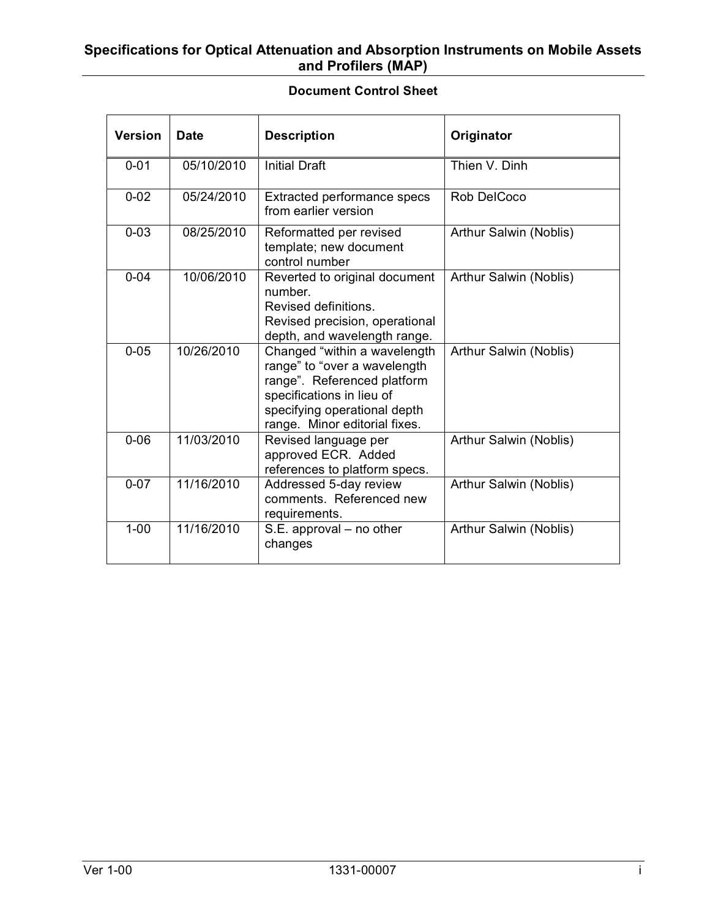**Specifications for Optical Attenuation and Absorption Instruments on Mobile Assets and Profilers (MAP)**

## Document Control Sheet

| Version | Date | Description | Originator |
|---|---|---|---|
| 0-01 | 05/10/2010 | Initial Draft | Thien V. Dinh |
| 0-02 | 05/24/2010 | Extracted performance specs from earlier version | Rob DelCoco |
| 0-03 | 08/25/2010 | Reformatted per revised template; new document control number | Arthur Salwin (Noblis) |
| 0-04 | 10/06/2010 | Reverted to original document number. Revised definitions. Revised precision, operational depth, and wavelength range. | Arthur Salwin (Noblis) |
| 0-05 | 10/26/2010 | Changed "within a wavelength range" to "over a wavelength range". Referenced platform specifications in lieu of specifying operational depth range. Minor editorial fixes. | Arthur Salwin (Noblis) |
| 0-06 | 11/03/2010 | Revised language per approved ECR. Added references to platform specs. | Arthur Salwin (Noblis) |
| 0-07 | 11/16/2010 | Addressed 5-day review comments. Referenced new requirements. | Arthur Salwin (Noblis) |
| 1-00 | 11/16/2010 | S.E. approval – no other changes | Arthur Salwin (Noblis) |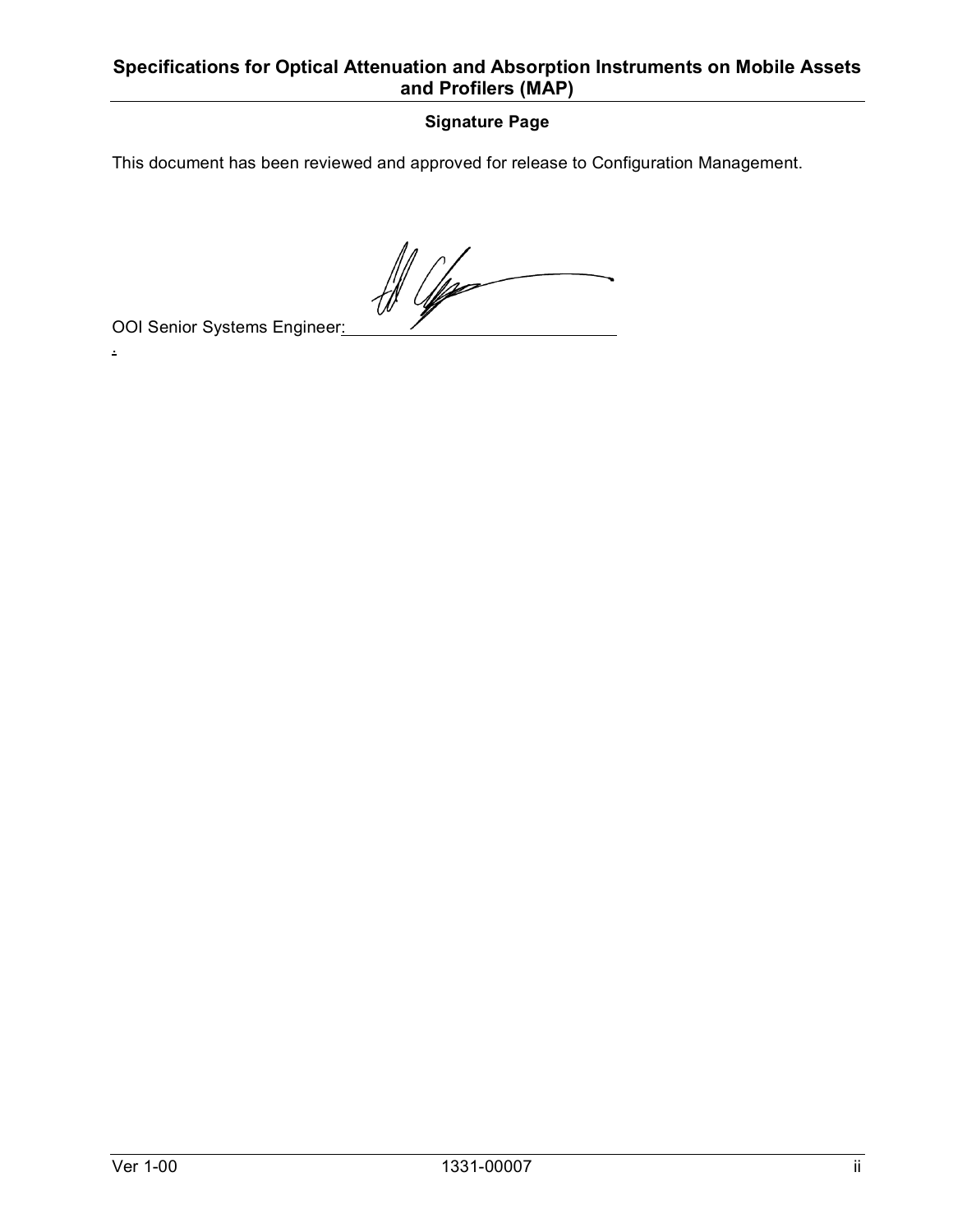**Signature Page**

This document has been reviewed and approved for release to Configuration Management.

OOI Senior Systems Engineer: ______________________________

.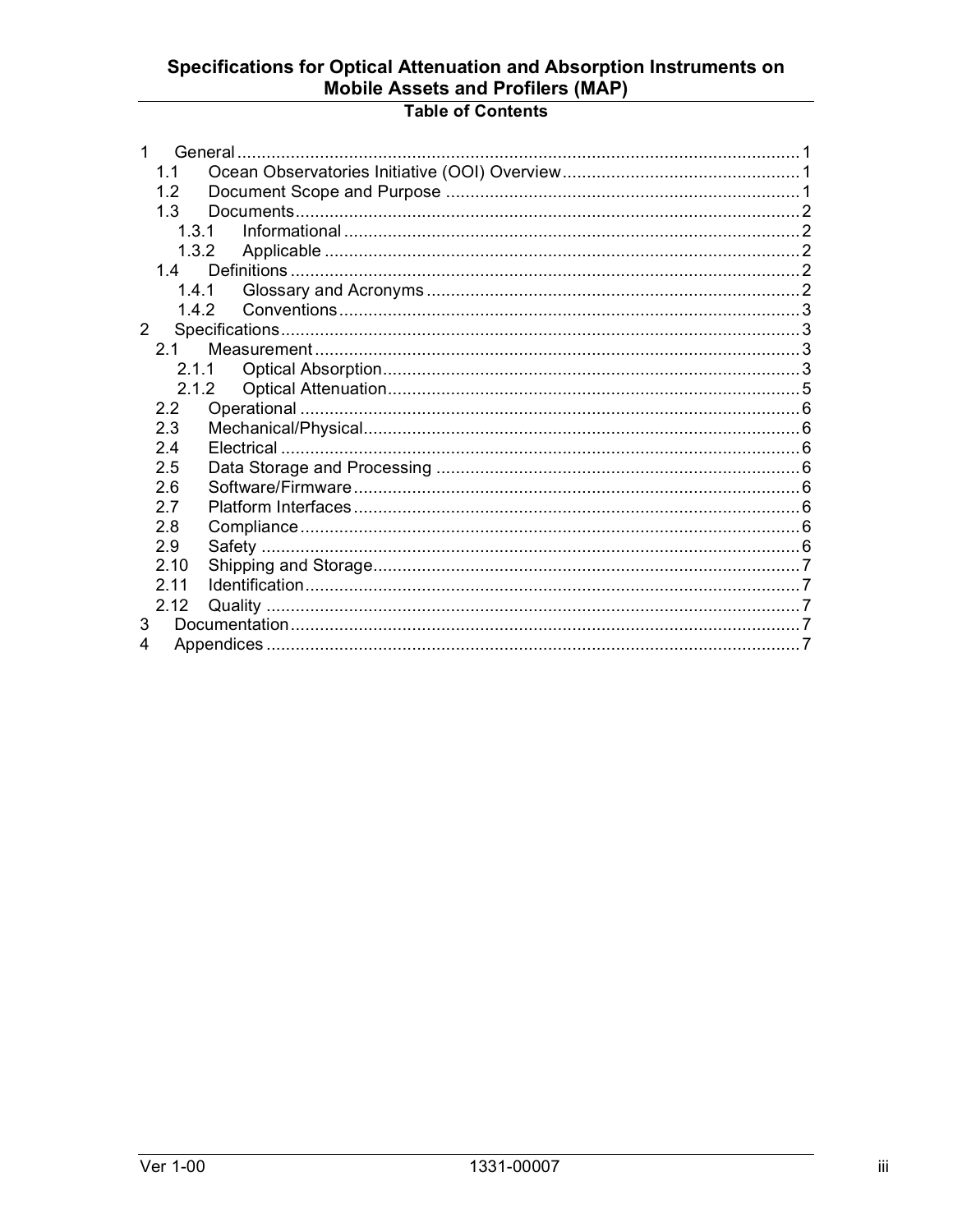**Specifications for Optical Attenuation and Absorption Instruments on Mobile Assets and Profilers (MAP)**

## Table of Contents

- 1 General ..... 1
  - 1.1 Ocean Observatories Initiative (OOI) Overview ..... 1
  - 1.2 Document Scope and Purpose ..... 1
  - 1.3 Documents ..... 2
    - 1.3.1 Informational ..... 2
    - 1.3.2 Applicable ..... 2
  - 1.4 Definitions ..... 2
    - 1.4.1 Glossary and Acronyms ..... 2
    - 1.4.2 Conventions ..... 3
- 2 Specifications ..... 3
  - 2.1 Measurement ..... 3
    - 2.1.1 Optical Absorption ..... 3
    - 2.1.2 Optical Attenuation ..... 5
  - 2.2 Operational ..... 6
  - 2.3 Mechanical/Physical ..... 6
  - 2.4 Electrical ..... 6
  - 2.5 Data Storage and Processing ..... 6
  - 2.6 Software/Firmware ..... 6
  - 2.7 Platform Interfaces ..... 6
  - 2.8 Compliance ..... 6
  - 2.9 Safety ..... 6
  - 2.10 Shipping and Storage ..... 7
  - 2.11 Identification ..... 7
  - 2.12 Quality ..... 7
- 3 Documentation ..... 7
- 4 Appendices ..... 7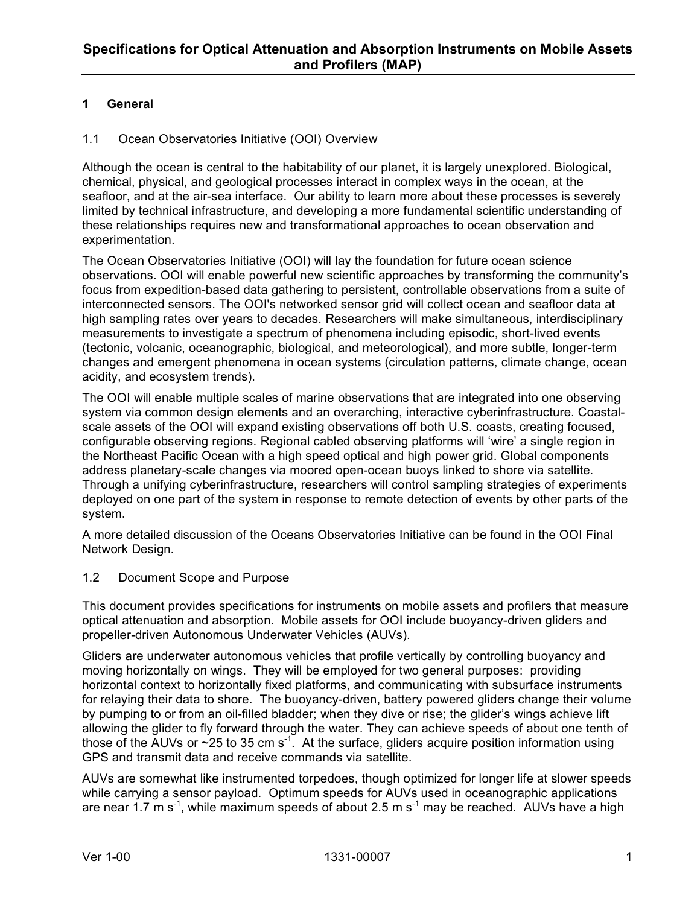# Specifications for Optical Attenuation and Absorption Instruments on Mobile Assets and Profilers (MAP)

## 1 General

### 1.1 Ocean Observatories Initiative (OOI) Overview

Although the ocean is central to the habitability of our planet, it is largely unexplored. Biological, chemical, physical, and geological processes interact in complex ways in the ocean, at the seafloor, and at the air-sea interface. Our ability to learn more about these processes is severely limited by technical infrastructure, and developing a more fundamental scientific understanding of these relationships requires new and transformational approaches to ocean observation and experimentation.

The Ocean Observatories Initiative (OOI) will lay the foundation for future ocean science observations. OOI will enable powerful new scientific approaches by transforming the community's focus from expedition-based data gathering to persistent, controllable observations from a suite of interconnected sensors. The OOI's networked sensor grid will collect ocean and seafloor data at high sampling rates over years to decades. Researchers will make simultaneous, interdisciplinary measurements to investigate a spectrum of phenomena including episodic, short-lived events (tectonic, volcanic, oceanographic, biological, and meteorological), and more subtle, longer-term changes and emergent phenomena in ocean systems (circulation patterns, climate change, ocean acidity, and ecosystem trends).

The OOI will enable multiple scales of marine observations that are integrated into one observing system via common design elements and an overarching, interactive cyberinfrastructure. Coastal-scale assets of the OOI will expand existing observations off both U.S. coasts, creating focused, configurable observing regions. Regional cabled observing platforms will 'wire' a single region in the Northeast Pacific Ocean with a high speed optical and high power grid. Global components address planetary-scale changes via moored open-ocean buoys linked to shore via satellite. Through a unifying cyberinfrastructure, researchers will control sampling strategies of experiments deployed on one part of the system in response to remote detection of events by other parts of the system.

A more detailed discussion of the Oceans Observatories Initiative can be found in the OOI Final Network Design.

### 1.2 Document Scope and Purpose

This document provides specifications for instruments on mobile assets and profilers that measure optical attenuation and absorption. Mobile assets for OOI include buoyancy-driven gliders and propeller-driven Autonomous Underwater Vehicles (AUVs).

Gliders are underwater autonomous vehicles that profile vertically by controlling buoyancy and moving horizontally on wings. They will be employed for two general purposes: providing horizontal context to horizontally fixed platforms, and communicating with subsurface instruments for relaying their data to shore. The buoyancy-driven, battery powered gliders change their volume by pumping to or from an oil-filled bladder; when they dive or rise; the glider's wings achieve lift allowing the glider to fly forward through the water. They can achieve speeds of about one tenth of those of the AUVs or ~25 to 35 cm $s^{-1}$. At the surface, gliders acquire position information using GPS and transmit data and receive commands via satellite.

AUVs are somewhat like instrumented torpedoes, though optimized for longer life at slower speeds while carrying a sensor payload. Optimum speeds for AUVs used in oceanographic applications are near 1.7 m $s^{-1}$, while maximum speeds of about 2.5 m $s^{-1}$ may be reached. AUVs have a high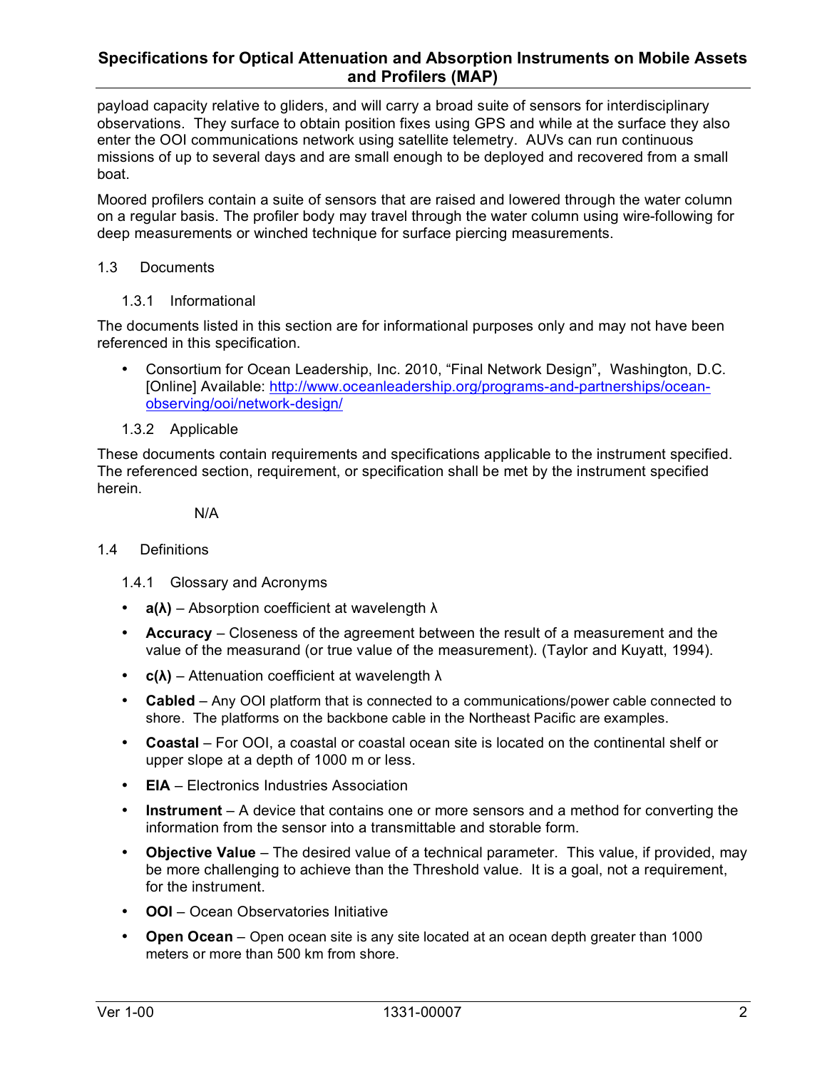payload capacity relative to gliders, and will carry a broad suite of sensors for interdisciplinary observations. They surface to obtain position fixes using GPS and while at the surface they also enter the OOI communications network using satellite telemetry. AUVs can run continuous missions of up to several days and are small enough to be deployed and recovered from a small boat.

Moored profilers contain a suite of sensors that are raised and lowered through the water column on a regular basis. The profiler body may travel through the water column using wire-following for deep measurements or winched technique for surface piercing measurements.

## 1.3 Documents

### 1.3.1 Informational

The documents listed in this section are for informational purposes only and may not have been referenced in this specification.

- Consortium for Ocean Leadership, Inc. 2010, "Final Network Design", Washington, D.C. [Online] Available: http://www.oceanleadership.org/programs-and-partnerships/ocean-observing/ooi/network-design/

### 1.3.2 Applicable

These documents contain requirements and specifications applicable to the instrument specified. The referenced section, requirement, or specification shall be met by the instrument specified herein.

N/A

## 1.4 Definitions

### 1.4.1 Glossary and Acronyms

- **a(λ)** – Absorption coefficient at wavelength λ
- **Accuracy** – Closeness of the agreement between the result of a measurement and the value of the measurand (or true value of the measurement). (Taylor and Kuyatt, 1994).
- **c(λ)** – Attenuation coefficient at wavelength λ
- **Cabled** – Any OOI platform that is connected to a communications/power cable connected to shore. The platforms on the backbone cable in the Northeast Pacific are examples.
- **Coastal** – For OOI, a coastal or coastal ocean site is located on the continental shelf or upper slope at a depth of 1000 m or less.
- **EIA** – Electronics Industries Association
- **Instrument** – A device that contains one or more sensors and a method for converting the information from the sensor into a transmittable and storable form.
- **Objective Value** – The desired value of a technical parameter. This value, if provided, may be more challenging to achieve than the Threshold value. It is a goal, not a requirement, for the instrument.
- **OOI** – Ocean Observatories Initiative
- **Open Ocean** – Open ocean site is any site located at an ocean depth greater than 1000 meters or more than 500 km from shore.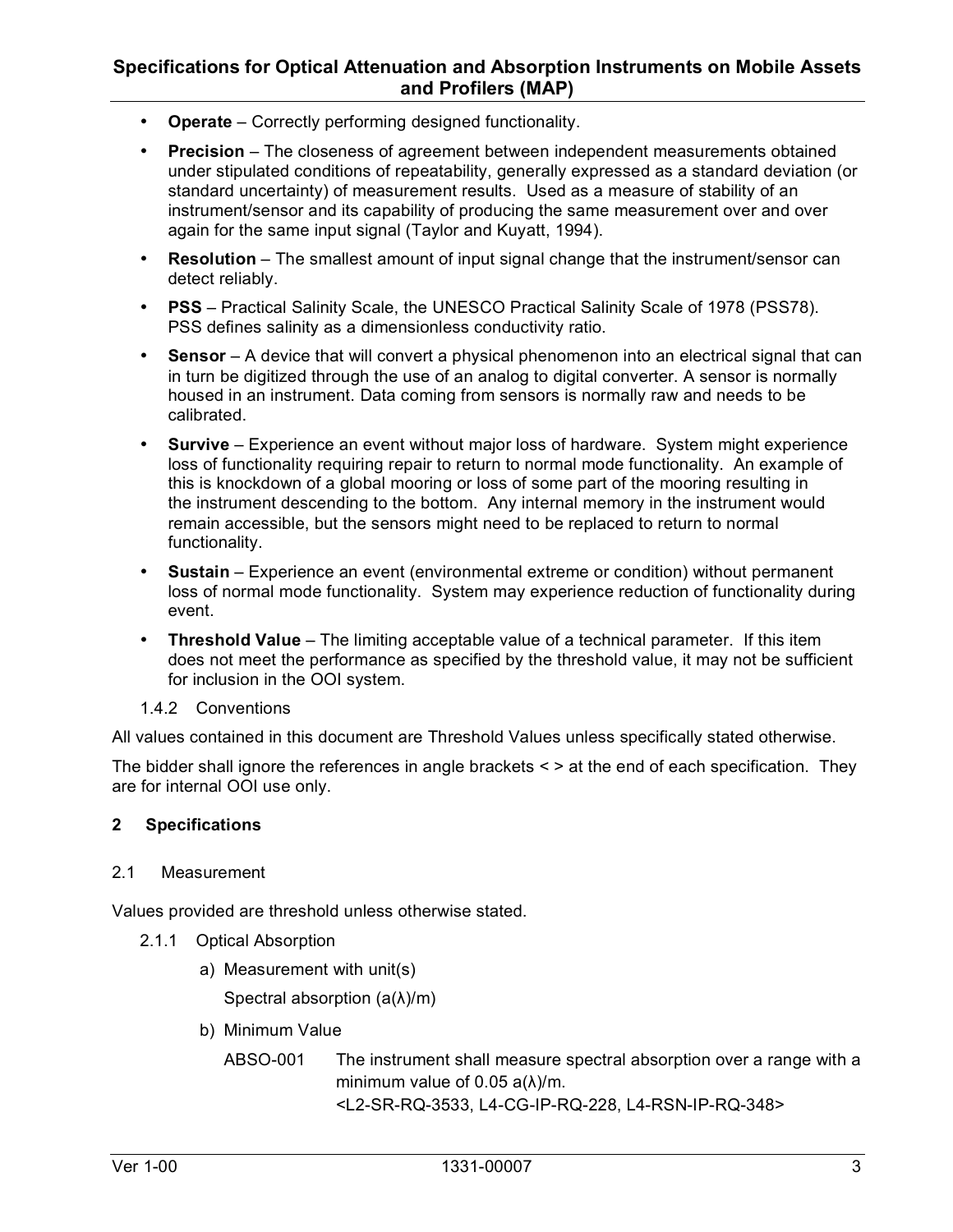- **Operate** – Correctly performing designed functionality.
- **Precision** – The closeness of agreement between independent measurements obtained under stipulated conditions of repeatability, generally expressed as a standard deviation (or standard uncertainty) of measurement results. Used as a measure of stability of an instrument/sensor and its capability of producing the same measurement over and over again for the same input signal (Taylor and Kuyatt, 1994).
- **Resolution** – The smallest amount of input signal change that the instrument/sensor can detect reliably.
- **PSS** – Practical Salinity Scale, the UNESCO Practical Salinity Scale of 1978 (PSS78). PSS defines salinity as a dimensionless conductivity ratio.
- **Sensor** – A device that will convert a physical phenomenon into an electrical signal that can in turn be digitized through the use of an analog to digital converter. A sensor is normally housed in an instrument. Data coming from sensors is normally raw and needs to be calibrated.
- **Survive** – Experience an event without major loss of hardware. System might experience loss of functionality requiring repair to return to normal mode functionality. An example of this is knockdown of a global mooring or loss of some part of the mooring resulting in the instrument descending to the bottom. Any internal memory in the instrument would remain accessible, but the sensors might need to be replaced to return to normal functionality.
- **Sustain** – Experience an event (environmental extreme or condition) without permanent loss of normal mode functionality. System may experience reduction of functionality during event.
- **Threshold Value** – The limiting acceptable value of a technical parameter. If this item does not meet the performance as specified by the threshold value, it may not be sufficient for inclusion in the OOI system.

#### 1.4.2 Conventions

All values contained in this document are Threshold Values unless specifically stated otherwise.

The bidder shall ignore the references in angle brackets < > at the end of each specification. They are for internal OOI use only.

## 2 Specifications

### 2.1 Measurement

Values provided are threshold unless otherwise stated.

#### 2.1.1 Optical Absorption

a) Measurement with unit(s)

Spectral absorption (a(λ)/m)

b) Minimum Value

ABSO-001 The instrument shall measure spectral absorption over a range with a minimum value of 0.05 a(λ)/m.
<L2-SR-RQ-3533, L4-CG-IP-RQ-228, L4-RSN-IP-RQ-348>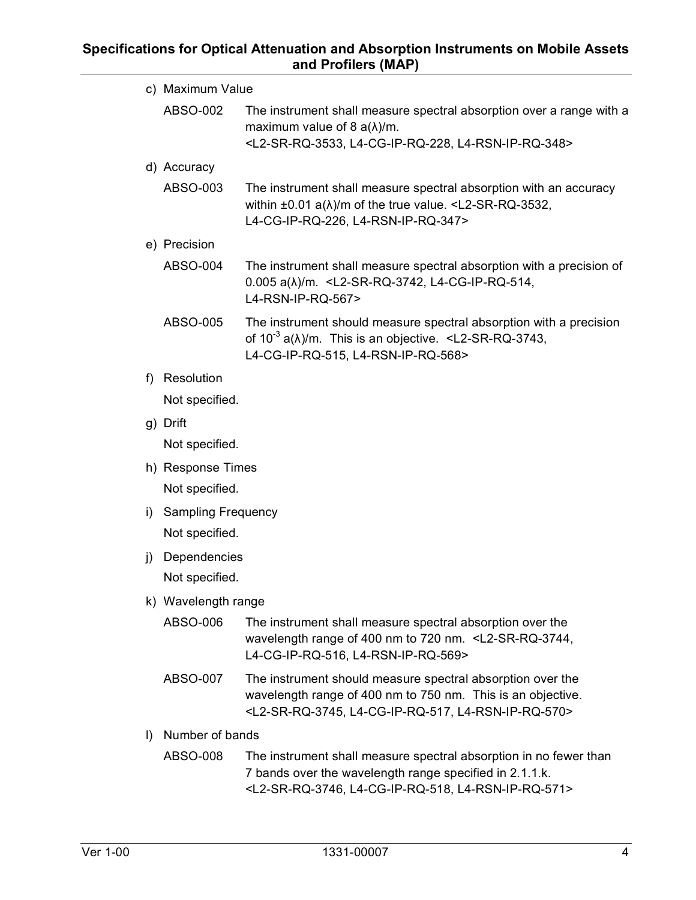c) Maximum Value

ABSO-002 The instrument shall measure spectral absorption over a range with a maximum value of 8 a(λ)/m. <L2-SR-RQ-3533, L4-CG-IP-RQ-228, L4-RSN-IP-RQ-348>

d) Accuracy

ABSO-003 The instrument shall measure spectral absorption with an accuracy within ±0.01 a(λ)/m of the true value. <L2-SR-RQ-3532, L4-CG-IP-RQ-226, L4-RSN-IP-RQ-347>

e) Precision

ABSO-004 The instrument shall measure spectral absorption with a precision of 0.005 a(λ)/m. <L2-SR-RQ-3742, L4-CG-IP-RQ-514, L4-RSN-IP-RQ-567>

ABSO-005 The instrument should measure spectral absorption with a precision of $10^{-3}$ a(λ)/m. This is an objective. <L2-SR-RQ-3743, L4-CG-IP-RQ-515, L4-RSN-IP-RQ-568>

f) Resolution

Not specified.

g) Drift

Not specified.

h) Response Times

Not specified.

i) Sampling Frequency

Not specified.

j) Dependencies

Not specified.

k) Wavelength range

ABSO-006 The instrument shall measure spectral absorption over the wavelength range of 400 nm to 720 nm. <L2-SR-RQ-3744, L4-CG-IP-RQ-516, L4-RSN-IP-RQ-569>

ABSO-007 The instrument should measure spectral absorption over the wavelength range of 400 nm to 750 nm. This is an objective. <L2-SR-RQ-3745, L4-CG-IP-RQ-517, L4-RSN-IP-RQ-570>

l) Number of bands

ABSO-008 The instrument shall measure spectral absorption in no fewer than 7 bands over the wavelength range specified in 2.1.1.k. <L2-SR-RQ-3746, L4-CG-IP-RQ-518, L4-RSN-IP-RQ-571>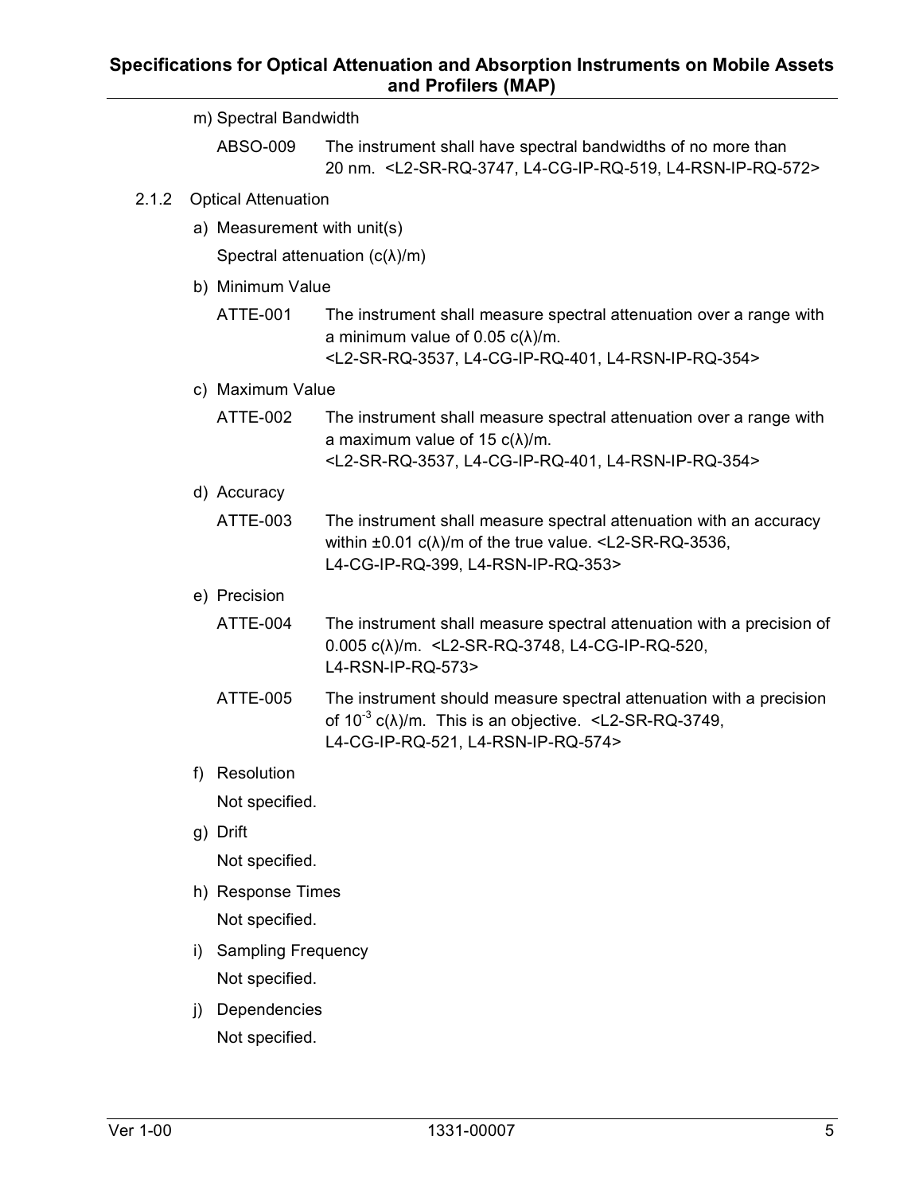m) Spectral Bandwidth

ABSO-009 The instrument shall have spectral bandwidths of no more than 20 nm. <L2-SR-RQ-3747, L4-CG-IP-RQ-519, L4-RSN-IP-RQ-572>

### 2.1.2 Optical Attenuation

a) Measurement with unit(s)

Spectral attenuation (c(λ)/m)

b) Minimum Value

ATTE-001 The instrument shall measure spectral attenuation over a range with a minimum value of 0.05 c(λ)/m. <L2-SR-RQ-3537, L4-CG-IP-RQ-401, L4-RSN-IP-RQ-354>

c) Maximum Value

ATTE-002 The instrument shall measure spectral attenuation over a range with a maximum value of 15 c(λ)/m. <L2-SR-RQ-3537, L4-CG-IP-RQ-401, L4-RSN-IP-RQ-354>

d) Accuracy

ATTE-003 The instrument shall measure spectral attenuation with an accuracy within ±0.01 c(λ)/m of the true value. <L2-SR-RQ-3536, L4-CG-IP-RQ-399, L4-RSN-IP-RQ-353>

e) Precision

ATTE-004 The instrument shall measure spectral attenuation with a precision of 0.005 c(λ)/m. <L2-SR-RQ-3748, L4-CG-IP-RQ-520, L4-RSN-IP-RQ-573>

ATTE-005 The instrument should measure spectral attenuation with a precision of $10^{-3}$ c(λ)/m. This is an objective. <L2-SR-RQ-3749, L4-CG-IP-RQ-521, L4-RSN-IP-RQ-574>

f) Resolution

Not specified.

g) Drift

Not specified.

h) Response Times

Not specified.

i) Sampling Frequency

Not specified.

j) Dependencies

Not specified.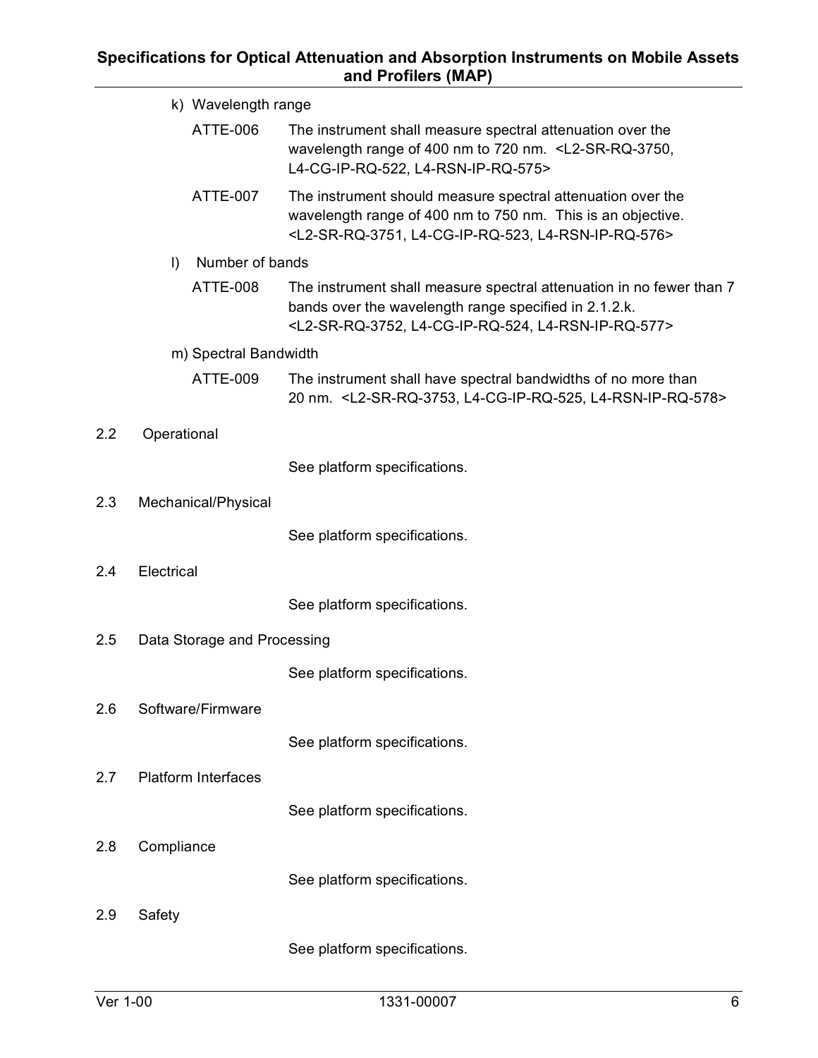k) Wavelength range

ATTE-006 The instrument shall measure spectral attenuation over the wavelength range of 400 nm to 720 nm. <L2-SR-RQ-3750, L4-CG-IP-RQ-522, L4-RSN-IP-RQ-575>

ATTE-007 The instrument should measure spectral attenuation over the wavelength range of 400 nm to 750 nm. This is an objective. <L2-SR-RQ-3751, L4-CG-IP-RQ-523, L4-RSN-IP-RQ-576>

l) Number of bands

ATTE-008 The instrument shall measure spectral attenuation in no fewer than 7 bands over the wavelength range specified in 2.1.2.k. <L2-SR-RQ-3752, L4-CG-IP-RQ-524, L4-RSN-IP-RQ-577>

m) Spectral Bandwidth

ATTE-009 The instrument shall have spectral bandwidths of no more than 20 nm. <L2-SR-RQ-3753, L4-CG-IP-RQ-525, L4-RSN-IP-RQ-578>

## 2.2 Operational

See platform specifications.

## 2.3 Mechanical/Physical

See platform specifications.

## 2.4 Electrical

See platform specifications.

## 2.5 Data Storage and Processing

See platform specifications.

## 2.6 Software/Firmware

See platform specifications.

## 2.7 Platform Interfaces

See platform specifications.

## 2.8 Compliance

See platform specifications.

## 2.9 Safety

See platform specifications.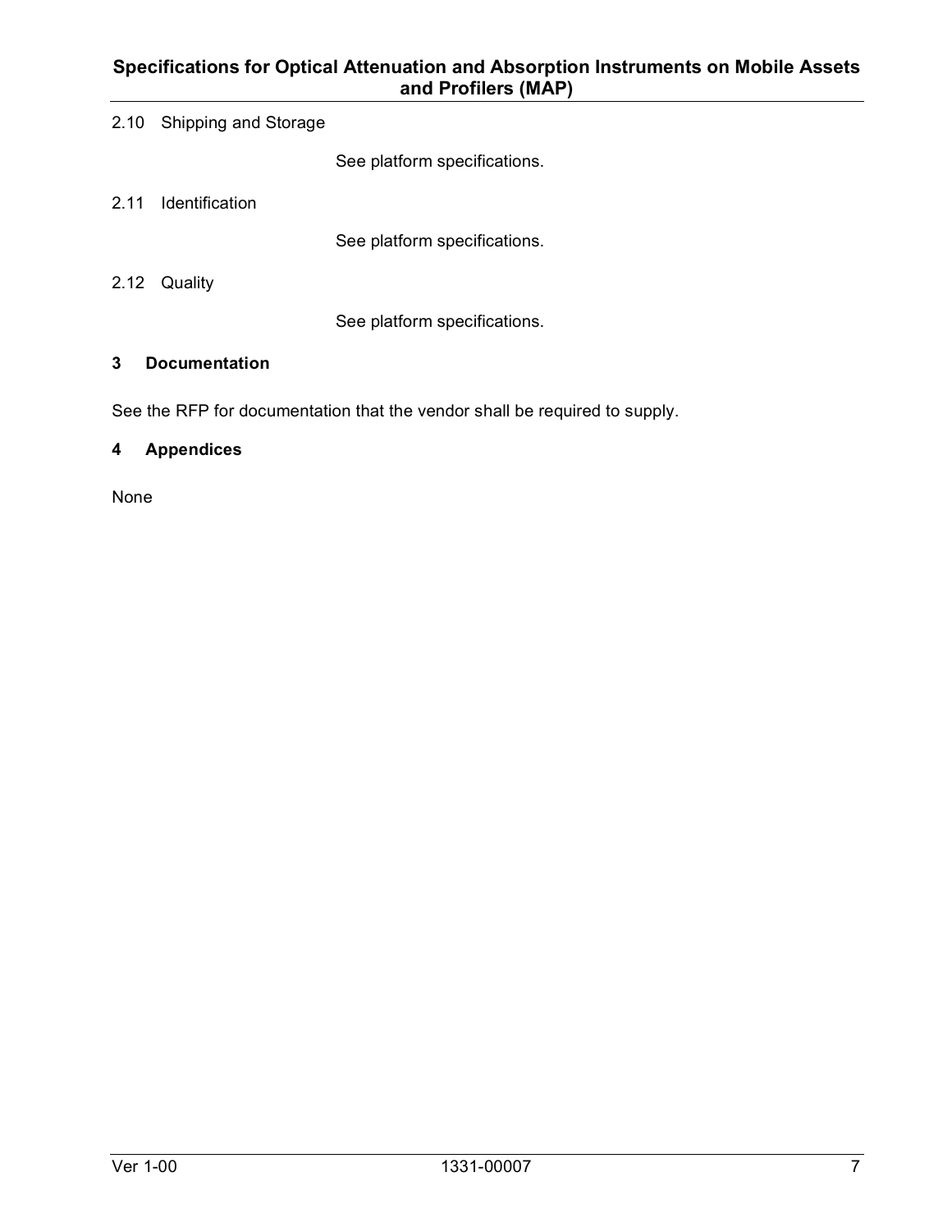### 2.10 Shipping and Storage

See platform specifications.

### 2.11 Identification

See platform specifications.

### 2.12 Quality

See platform specifications.

## 3 Documentation

See the RFP for documentation that the vendor shall be required to supply.

## 4 Appendices

None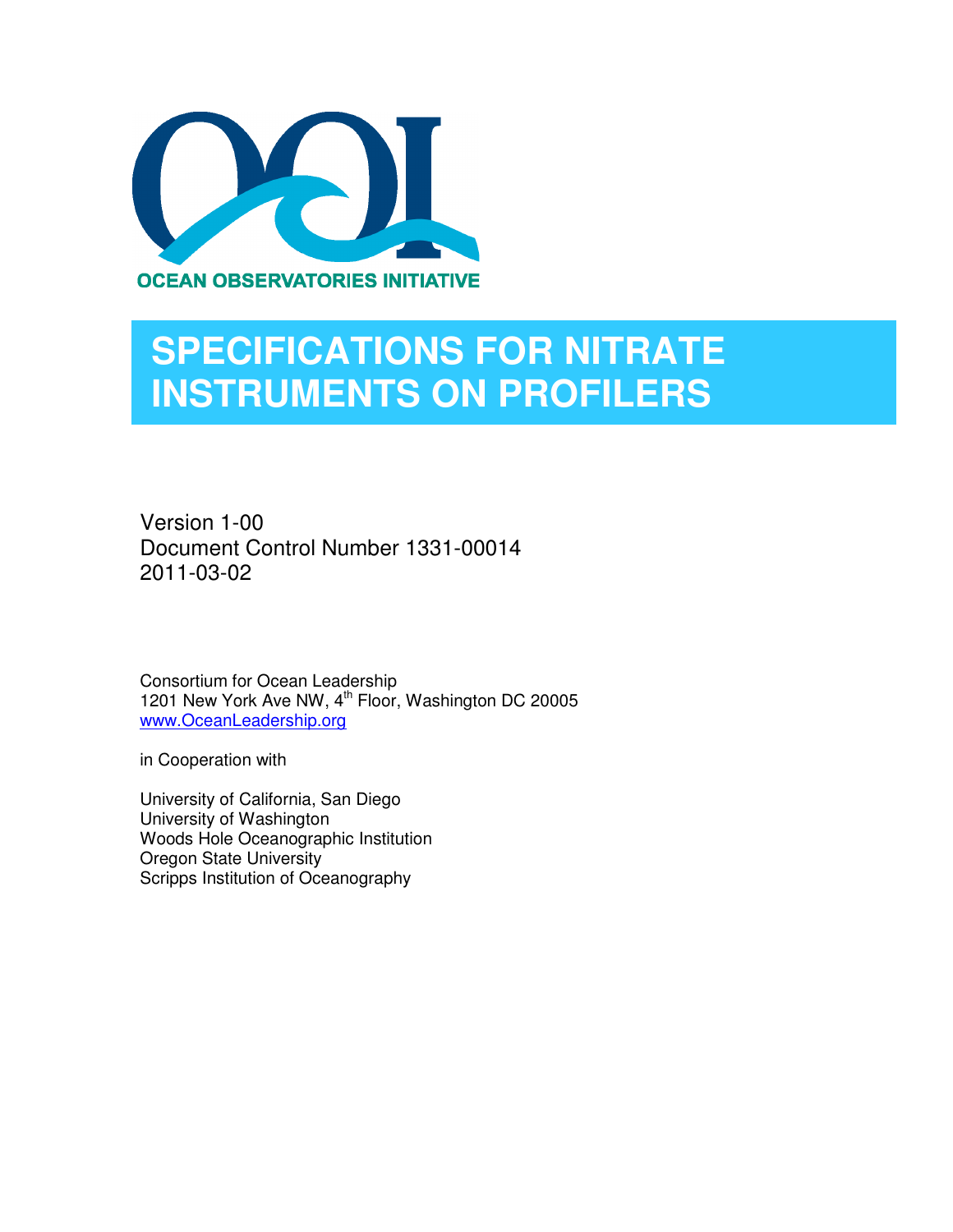OCEAN OBSERVATORIES INITIATIVE

# SPECIFICATIONS FOR NITRATE INSTRUMENTS ON PROFILERS

Version 1-00
Document Control Number 1331-00014
2011-03-02

Consortium for Ocean Leadership
1201 New York Ave NW, 4th Floor, Washington DC 20005
www.OceanLeadership.org

in Cooperation with

University of California, San Diego
University of Washington
Woods Hole Oceanographic Institution
Oregon State University
Scripps Institution of Oceanography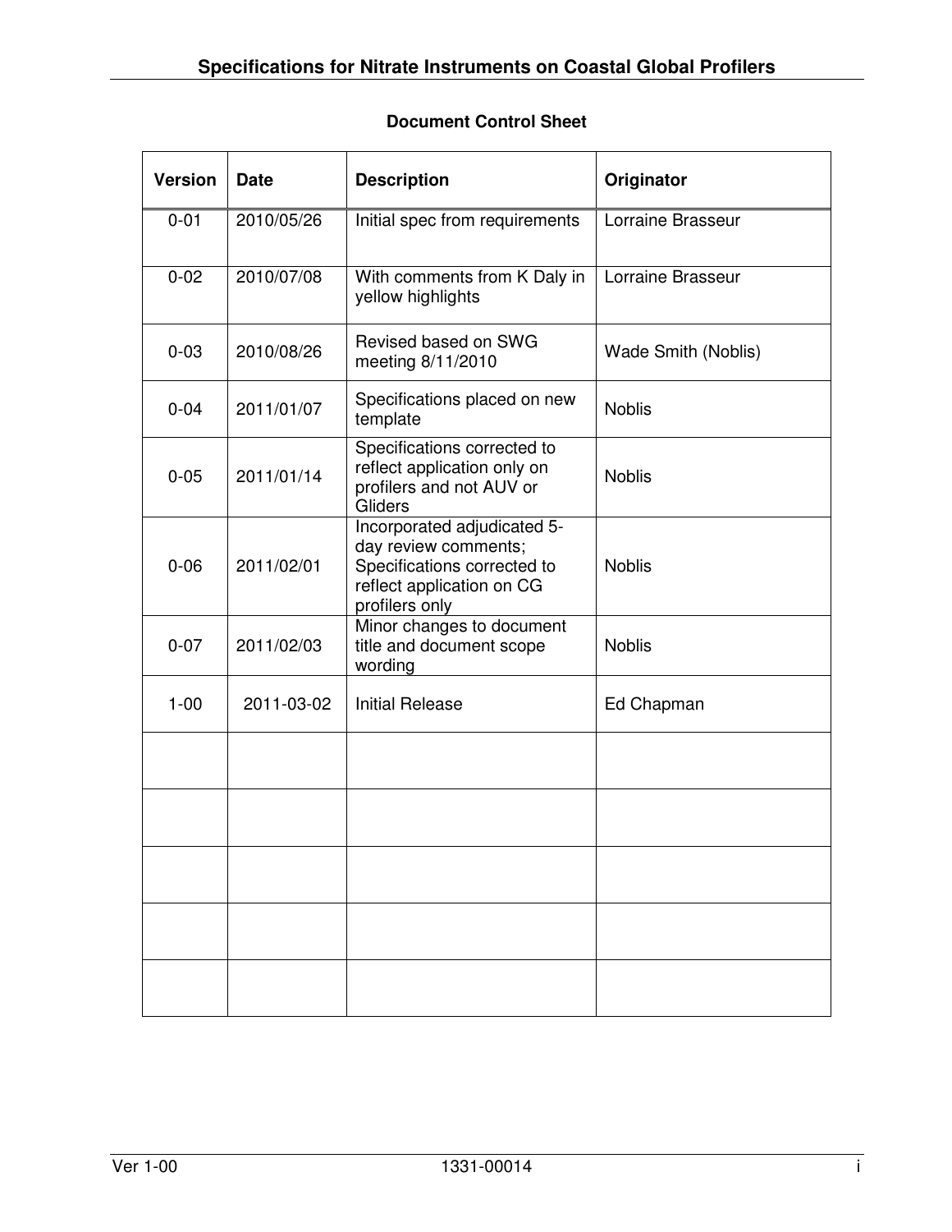**Document Control Sheet**

| Version | Date | Description | Originator |
|---|---|---|---|
| 0-01 | 2010/05/26 | Initial spec from requirements | Lorraine Brasseur |
| 0-02 | 2010/07/08 | With comments from K Daly in yellow highlights | Lorraine Brasseur |
| 0-03 | 2010/08/26 | Revised based on SWG meeting 8/11/2010 | Wade Smith (Noblis) |
| 0-04 | 2011/01/07 | Specifications placed on new template | Noblis |
| 0-05 | 2011/01/14 | Specifications corrected to reflect application only on profilers and not AUV or Gliders | Noblis |
| 0-06 | 2011/02/01 | Incorporated adjudicated 5-day review comments; Specifications corrected to reflect application on CG profilers only | Noblis |
| 0-07 | 2011/02/03 | Minor changes to document title and document scope wording | Noblis |
| 1-00 | 2011-03-02 | Initial Release | Ed Chapman |
| | | | |
| | | | |
| | | | |
| | | | |
| | | | |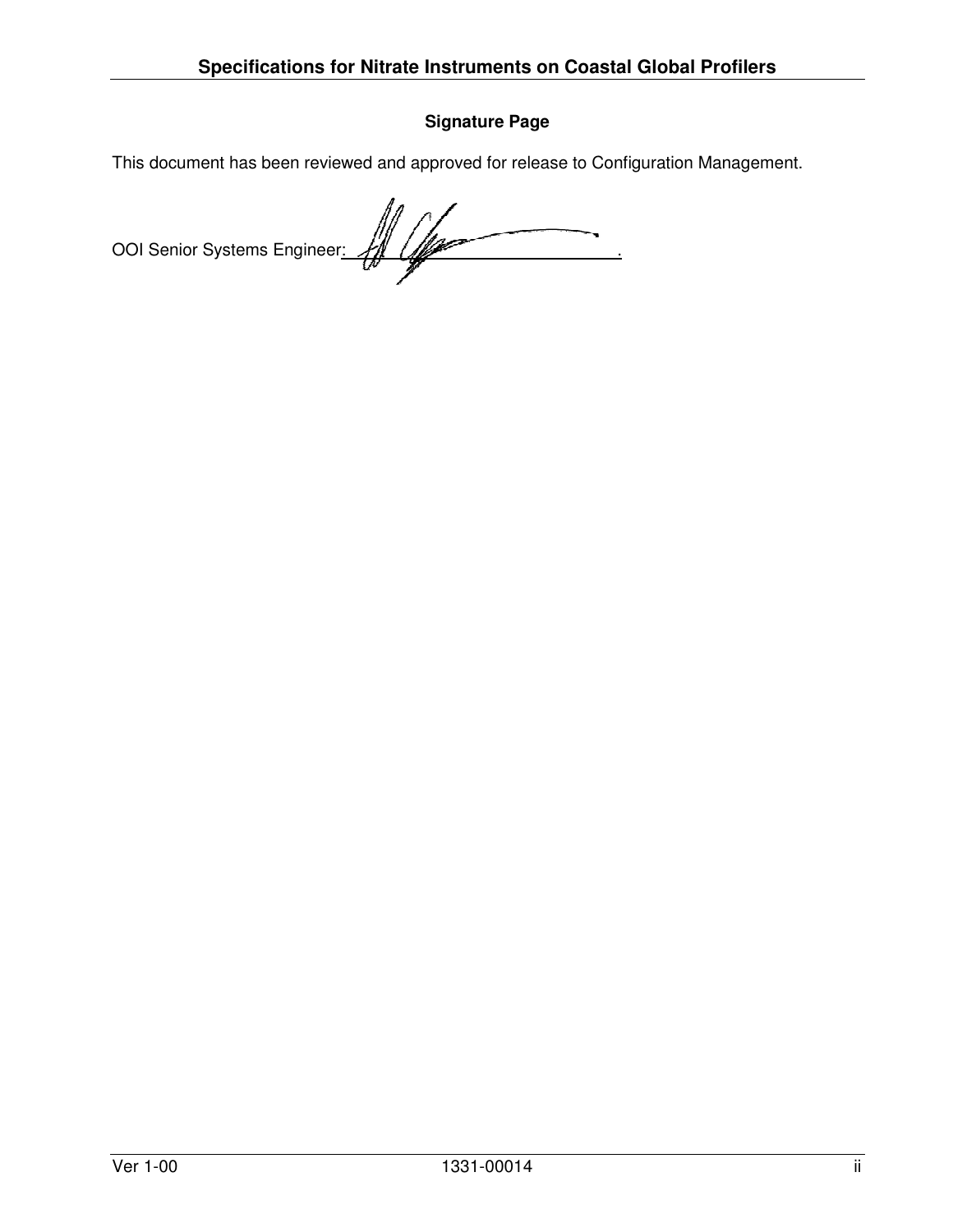**Signature Page**

This document has been reviewed and approved for release to Configuration Management.

OOI Senior Systems Engineer: ______________________________.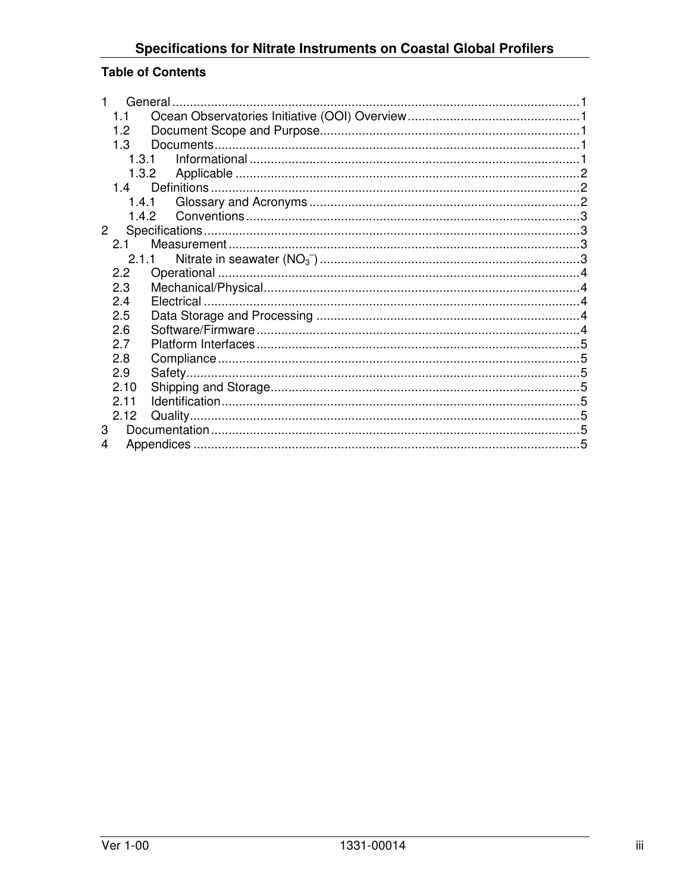## Table of Contents

1 General ........................................................................................................................ 1
  1.1 Ocean Observatories Initiative (OOI) Overview ................................................. 1
  1.2 Document Scope and Purpose.......................................................................... 1
  1.3 Documents........................................................................................................ 1
    1.3.1 Informational ............................................................................................. 1
    1.3.2 Applicable .................................................................................................. 2
  1.4 Definitions ......................................................................................................... 2
    1.4.1 Glossary and Acronyms ............................................................................. 2
    1.4.2 Conventions ............................................................................................... 3
2 Specifications .............................................................................................................. 3
  2.1 Measurement .................................................................................................... 3
    2.1.1 Nitrate in seawater ($NO_3^-$) .......................................................................... 3
  2.2 Operational ....................................................................................................... 4
  2.3 Mechanical/Physical.......................................................................................... 4
  2.4 Electrical ........................................................................................................... 4
  2.5 Data Storage and Processing ........................................................................... 4
  2.6 Software/Firmware ............................................................................................ 4
  2.7 Platform Interfaces ............................................................................................ 5
  2.8 Compliance ....................................................................................................... 5
  2.9 Safety ................................................................................................................ 5
  2.10 Shipping and Storage........................................................................................ 5
  2.11 Identification ..................................................................................................... 5
  2.12 Quality ............................................................................................................... 5
3 Documentation ............................................................................................................ 5
4 Appendices ................................................................................................................. 5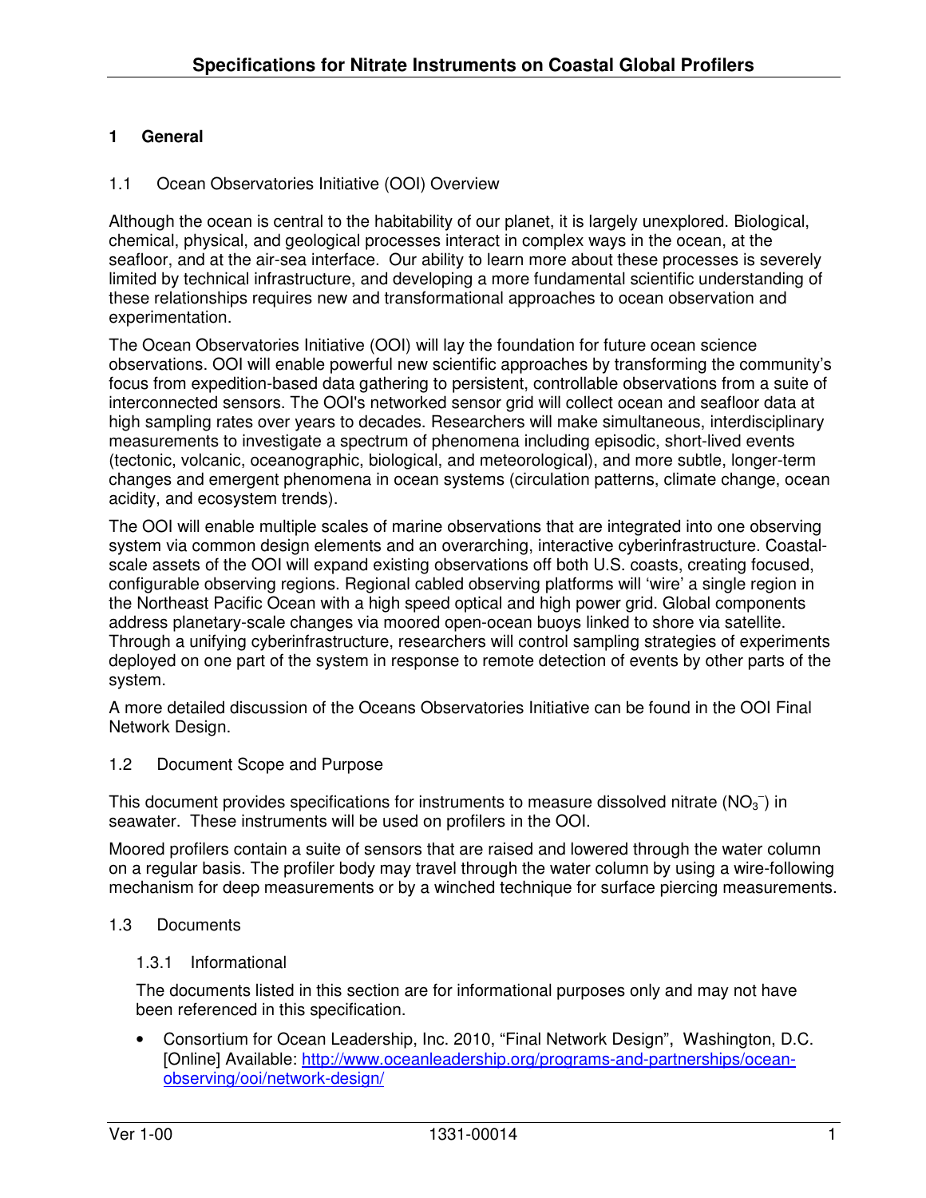# 1 General

## 1.1 Ocean Observatories Initiative (OOI) Overview

Although the ocean is central to the habitability of our planet, it is largely unexplored. Biological, chemical, physical, and geological processes interact in complex ways in the ocean, at the seafloor, and at the air-sea interface. Our ability to learn more about these processes is severely limited by technical infrastructure, and developing a more fundamental scientific understanding of these relationships requires new and transformational approaches to ocean observation and experimentation.

The Ocean Observatories Initiative (OOI) will lay the foundation for future ocean science observations. OOI will enable powerful new scientific approaches by transforming the community's focus from expedition-based data gathering to persistent, controllable observations from a suite of interconnected sensors. The OOI's networked sensor grid will collect ocean and seafloor data at high sampling rates over years to decades. Researchers will make simultaneous, interdisciplinary measurements to investigate a spectrum of phenomena including episodic, short-lived events (tectonic, volcanic, oceanographic, biological, and meteorological), and more subtle, longer-term changes and emergent phenomena in ocean systems (circulation patterns, climate change, ocean acidity, and ecosystem trends).

The OOI will enable multiple scales of marine observations that are integrated into one observing system via common design elements and an overarching, interactive cyberinfrastructure. Coastal-scale assets of the OOI will expand existing observations off both U.S. coasts, creating focused, configurable observing regions. Regional cabled observing platforms will 'wire' a single region in the Northeast Pacific Ocean with a high speed optical and high power grid. Global components address planetary-scale changes via moored open-ocean buoys linked to shore via satellite. Through a unifying cyberinfrastructure, researchers will control sampling strategies of experiments deployed on one part of the system in response to remote detection of events by other parts of the system.

A more detailed discussion of the Oceans Observatories Initiative can be found in the OOI Final Network Design.

## 1.2 Document Scope and Purpose

This document provides specifications for instruments to measure dissolved nitrate ($NO_3^-$) in seawater. These instruments will be used on profilers in the OOI.

Moored profilers contain a suite of sensors that are raised and lowered through the water column on a regular basis. The profiler body may travel through the water column by using a wire-following mechanism for deep measurements or by a winched technique for surface piercing measurements.

## 1.3 Documents

### 1.3.1 Informational

The documents listed in this section are for informational purposes only and may not have been referenced in this specification.

- Consortium for Ocean Leadership, Inc. 2010, "Final Network Design", Washington, D.C. [Online] Available: http://www.oceanleadership.org/programs-and-partnerships/ocean-observing/ooi/network-design/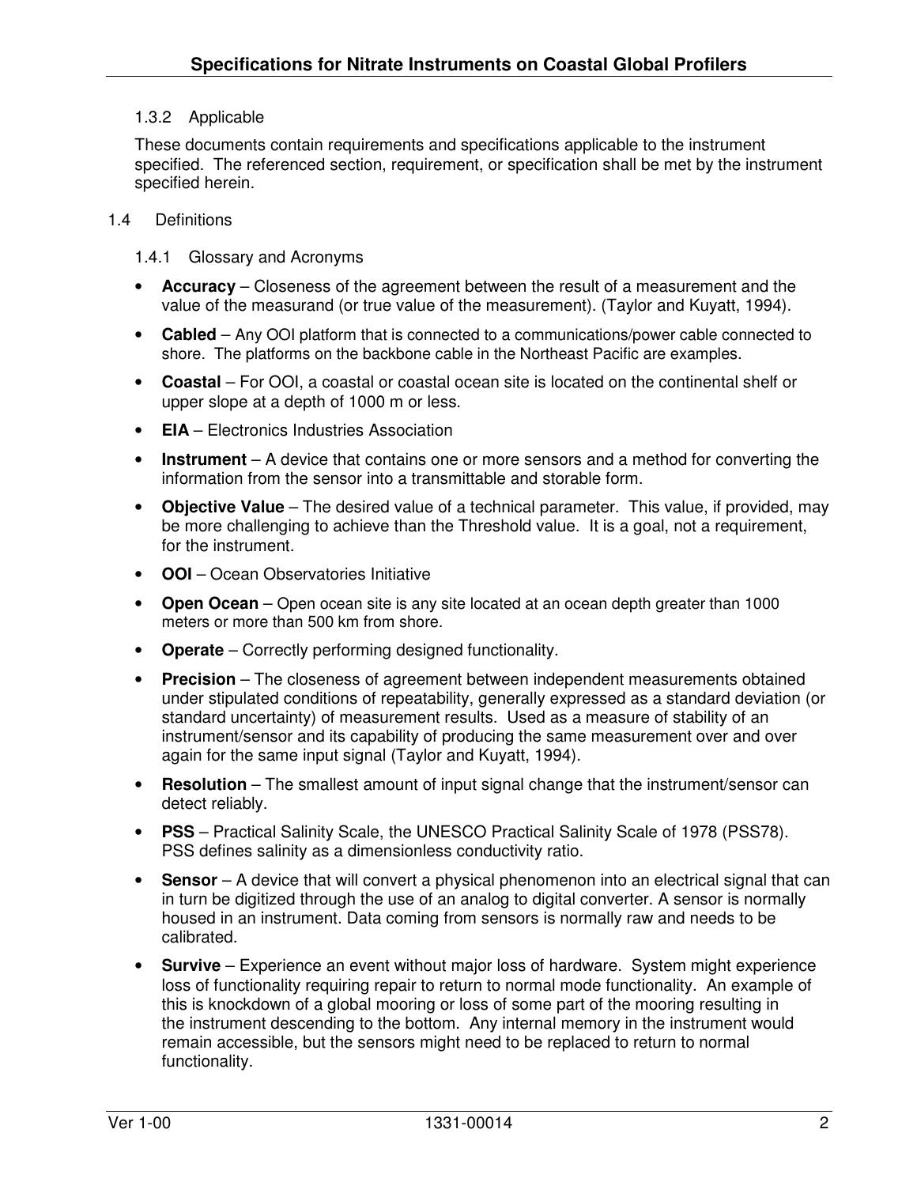### 1.3.2 Applicable

These documents contain requirements and specifications applicable to the instrument specified. The referenced section, requirement, or specification shall be met by the instrument specified herein.

## 1.4 Definitions

### 1.4.1 Glossary and Acronyms

- **Accuracy** – Closeness of the agreement between the result of a measurement and the value of the measurand (or true value of the measurement). (Taylor and Kuyatt, 1994).
- **Cabled** – Any OOI platform that is connected to a communications/power cable connected to shore. The platforms on the backbone cable in the Northeast Pacific are examples.
- **Coastal** – For OOI, a coastal or coastal ocean site is located on the continental shelf or upper slope at a depth of 1000 m or less.
- **EIA** – Electronics Industries Association
- **Instrument** – A device that contains one or more sensors and a method for converting the information from the sensor into a transmittable and storable form.
- **Objective Value** – The desired value of a technical parameter. This value, if provided, may be more challenging to achieve than the Threshold value. It is a goal, not a requirement, for the instrument.
- **OOI** – Ocean Observatories Initiative
- **Open Ocean** – Open ocean site is any site located at an ocean depth greater than 1000 meters or more than 500 km from shore.
- **Operate** – Correctly performing designed functionality.
- **Precision** – The closeness of agreement between independent measurements obtained under stipulated conditions of repeatability, generally expressed as a standard deviation (or standard uncertainty) of measurement results. Used as a measure of stability of an instrument/sensor and its capability of producing the same measurement over and over again for the same input signal (Taylor and Kuyatt, 1994).
- **Resolution** – The smallest amount of input signal change that the instrument/sensor can detect reliably.
- **PSS** – Practical Salinity Scale, the UNESCO Practical Salinity Scale of 1978 (PSS78). PSS defines salinity as a dimensionless conductivity ratio.
- **Sensor** – A device that will convert a physical phenomenon into an electrical signal that can in turn be digitized through the use of an analog to digital converter. A sensor is normally housed in an instrument. Data coming from sensors is normally raw and needs to be calibrated.
- **Survive** – Experience an event without major loss of hardware. System might experience loss of functionality requiring repair to return to normal mode functionality. An example of this is knockdown of a global mooring or loss of some part of the mooring resulting in the instrument descending to the bottom. Any internal memory in the instrument would remain accessible, but the sensors might need to be replaced to return to normal functionality.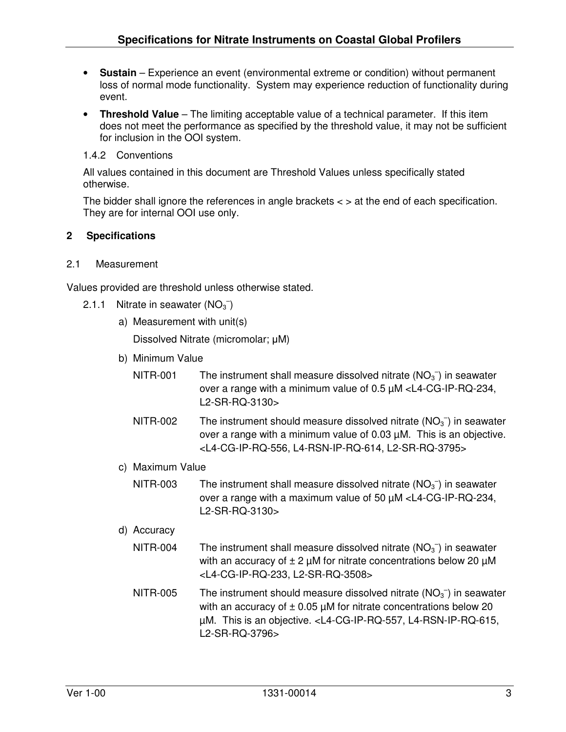- **Sustain** – Experience an event (environmental extreme or condition) without permanent loss of normal mode functionality. System may experience reduction of functionality during event.
- **Threshold Value** – The limiting acceptable value of a technical parameter. If this item does not meet the performance as specified by the threshold value, it may not be sufficient for inclusion in the OOI system.

1.4.2 Conventions

All values contained in this document are Threshold Values unless specifically stated otherwise.

The bidder shall ignore the references in angle brackets < > at the end of each specification. They are for internal OOI use only.

## 2 Specifications

### 2.1 Measurement

Values provided are threshold unless otherwise stated.

2.1.1 Nitrate in seawater ($NO_3^-$)

a) Measurement with unit(s)

Dissolved Nitrate (micromolar; μM)

b) Minimum Value

NITR-001 The instrument shall measure dissolved nitrate ($NO_3^-$) in seawater over a range with a minimum value of 0.5 μM <L4-CG-IP-RQ-234, L2-SR-RQ-3130>

NITR-002 The instrument should measure dissolved nitrate ($NO_3^-$) in seawater over a range with a minimum value of 0.03 μM. This is an objective. <L4-CG-IP-RQ-556, L4-RSN-IP-RQ-614, L2-SR-RQ-3795>

c) Maximum Value

NITR-003 The instrument shall measure dissolved nitrate ($NO_3^-$) in seawater over a range with a maximum value of 50 μM <L4-CG-IP-RQ-234, L2-SR-RQ-3130>

d) Accuracy

NITR-004 The instrument shall measure dissolved nitrate ($NO_3^-$) in seawater with an accuracy of ± 2 μM for nitrate concentrations below 20 μM <L4-CG-IP-RQ-233, L2-SR-RQ-3508>

NITR-005 The instrument should measure dissolved nitrate ($NO_3^-$) in seawater with an accuracy of ± 0.05 μM for nitrate concentrations below 20 μM. This is an objective. <L4-CG-IP-RQ-557, L4-RSN-IP-RQ-615, L2-SR-RQ-3796>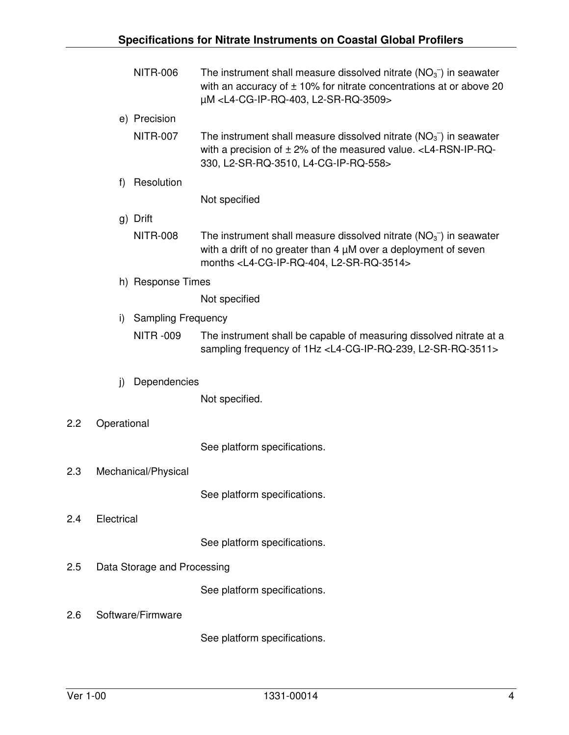NITR-006 The instrument shall measure dissolved nitrate ($NO_3^-$) in seawater with an accuracy of ± 10% for nitrate concentrations at or above 20 µM <L4-CG-IP-RQ-403, L2-SR-RQ-3509>

e) Precision

NITR-007 The instrument shall measure dissolved nitrate ($NO_3^-$) in seawater with a precision of ± 2% of the measured value. <L4-RSN-IP-RQ-330, L2-SR-RQ-3510, L4-CG-IP-RQ-558>

f) Resolution

Not specified

g) Drift

NITR-008 The instrument shall measure dissolved nitrate ($NO_3^-$) in seawater with a drift of no greater than 4 µM over a deployment of seven months <L4-CG-IP-RQ-404, L2-SR-RQ-3514>

h) Response Times

Not specified

i) Sampling Frequency

NITR -009 The instrument shall be capable of measuring dissolved nitrate at a sampling frequency of 1Hz <L4-CG-IP-RQ-239, L2-SR-RQ-3511>

j) Dependencies

Not specified.

## 2.2 Operational

See platform specifications.

## 2.3 Mechanical/Physical

See platform specifications.

## 2.4 Electrical

See platform specifications.

## 2.5 Data Storage and Processing

See platform specifications.

## 2.6 Software/Firmware

See platform specifications.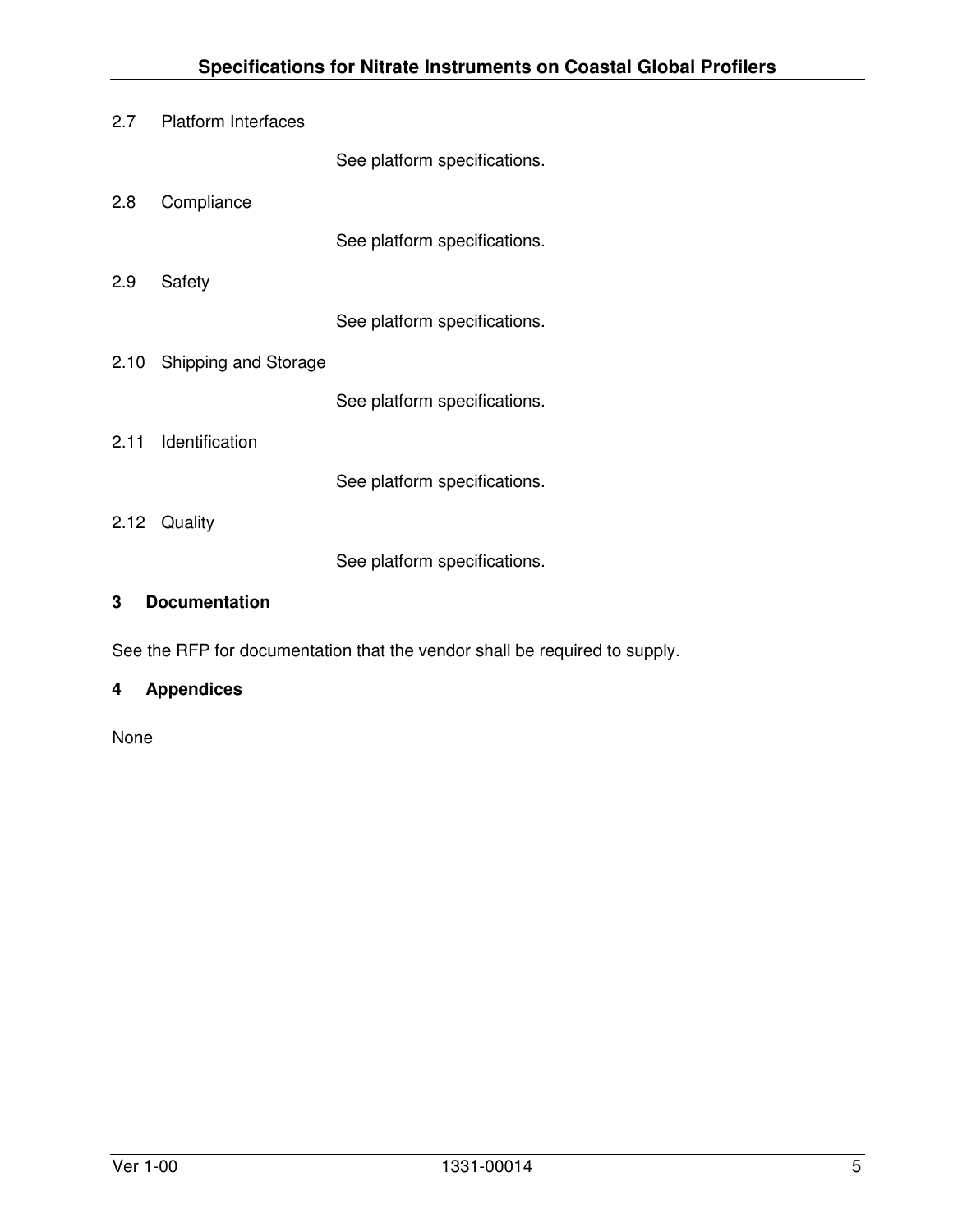### 2.7 Platform Interfaces

See platform specifications.

### 2.8 Compliance

See platform specifications.

### 2.9 Safety

See platform specifications.

### 2.10 Shipping and Storage

See platform specifications.

### 2.11 Identification

See platform specifications.

### 2.12 Quality

See platform specifications.

## 3 Documentation

See the RFP for documentation that the vendor shall be required to supply.

## 4 Appendices

None